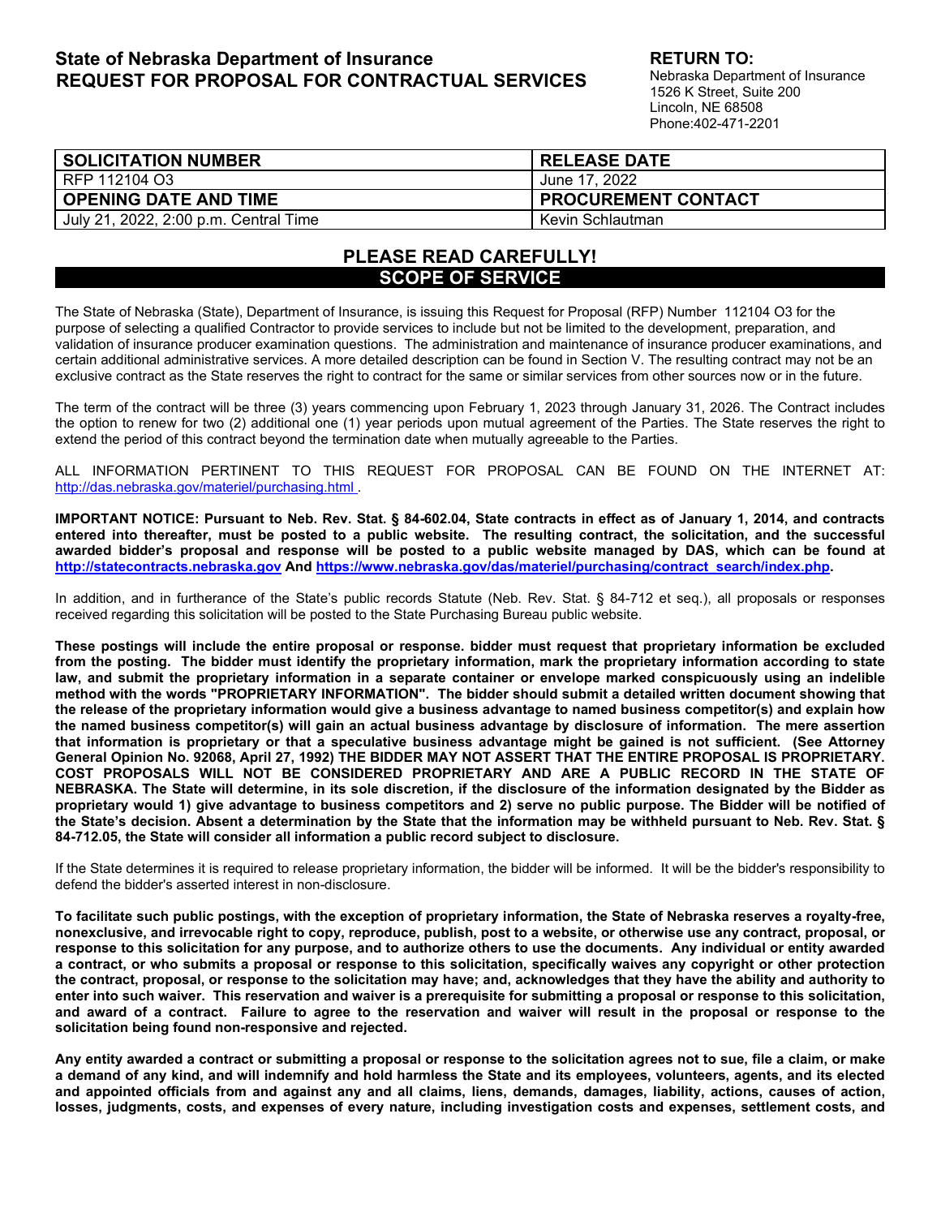# State of Nebraska Department of Insurance
# REQUEST FOR PROPOSAL FOR CONTRACTUAL SERVICES

**RETURN TO:**
Nebraska Department of Insurance
1526 K Street, Suite 200
Lincoln, NE 68508
Phone:402-471-2201

| SOLICITATION NUMBER | RELEASE DATE |
|---|---|
| RFP 112104 O3 | June 17, 2022 |
| **OPENING DATE AND TIME** | **PROCUREMENT CONTACT** |
| July 21, 2022, 2:00 p.m. Central Time | Kevin Schlautman |

## PLEASE READ CAREFULLY!
## SCOPE OF SERVICE

The State of Nebraska (State), Department of Insurance, is issuing this Request for Proposal (RFP) Number 112104 O3 for the purpose of selecting a qualified Contractor to provide services to include but not be limited to the development, preparation, and validation of insurance producer examination questions. The administration and maintenance of insurance producer examinations, and certain additional administrative services. A more detailed description can be found in Section V. The resulting contract may not be an exclusive contract as the State reserves the right to contract for the same or similar services from other sources now or in the future.

The term of the contract will be three (3) years commencing upon February 1, 2023 through January 31, 2026. The Contract includes the option to renew for two (2) additional one (1) year periods upon mutual agreement of the Parties. The State reserves the right to extend the period of this contract beyond the termination date when mutually agreeable to the Parties.

ALL INFORMATION PERTINENT TO THIS REQUEST FOR PROPOSAL CAN BE FOUND ON THE INTERNET AT: http://das.nebraska.gov/materiel/purchasing.html .

**IMPORTANT NOTICE: Pursuant to Neb. Rev. Stat. § 84-602.04, State contracts in effect as of January 1, 2014, and contracts entered into thereafter, must be posted to a public website. The resulting contract, the solicitation, and the successful awarded bidder's proposal and response will be posted to a public website managed by DAS, which can be found at http://statecontracts.nebraska.gov And https://www.nebraska.gov/das/materiel/purchasing/contract_search/index.php.**

In addition, and in furtherance of the State's public records Statute (Neb. Rev. Stat. § 84-712 et seq.), all proposals or responses received regarding this solicitation will be posted to the State Purchasing Bureau public website.

**These postings will include the entire proposal or response. bidder must request that proprietary information be excluded from the posting. The bidder must identify the proprietary information, mark the proprietary information according to state law, and submit the proprietary information in a separate container or envelope marked conspicuously using an indelible method with the words "PROPRIETARY INFORMATION". The bidder should submit a detailed written document showing that the release of the proprietary information would give a business advantage to named business competitor(s) and explain how the named business competitor(s) will gain an actual business advantage by disclosure of information. The mere assertion that information is proprietary or that a speculative business advantage might be gained is not sufficient. (See Attorney General Opinion No. 92068, April 27, 1992) THE BIDDER MAY NOT ASSERT THAT THE ENTIRE PROPOSAL IS PROPRIETARY. COST PROPOSALS WILL NOT BE CONSIDERED PROPRIETARY AND ARE A PUBLIC RECORD IN THE STATE OF NEBRASKA. The State will determine, in its sole discretion, if the disclosure of the information designated by the Bidder as proprietary would 1) give advantage to business competitors and 2) serve no public purpose. The Bidder will be notified of the State's decision. Absent a determination by the State that the information may be withheld pursuant to Neb. Rev. Stat. § 84-712.05, the State will consider all information a public record subject to disclosure.**

If the State determines it is required to release proprietary information, the bidder will be informed. It will be the bidder's responsibility to defend the bidder's asserted interest in non-disclosure.

**To facilitate such public postings, with the exception of proprietary information, the State of Nebraska reserves a royalty-free, nonexclusive, and irrevocable right to copy, reproduce, publish, post to a website, or otherwise use any contract, proposal, or response to this solicitation for any purpose, and to authorize others to use the documents. Any individual or entity awarded a contract, or who submits a proposal or response to this solicitation, specifically waives any copyright or other protection the contract, proposal, or response to the solicitation may have; and, acknowledges that they have the ability and authority to enter into such waiver. This reservation and waiver is a prerequisite for submitting a proposal or response to this solicitation, and award of a contract. Failure to agree to the reservation and waiver will result in the proposal or response to the solicitation being found non-responsive and rejected.**

**Any entity awarded a contract or submitting a proposal or response to the solicitation agrees not to sue, file a claim, or make a demand of any kind, and will indemnify and hold harmless the State and its employees, volunteers, agents, and its elected and appointed officials from and against any and all claims, liens, demands, damages, liability, actions, causes of action, losses, judgments, costs, and expenses of every nature, including investigation costs and expenses, settlement costs, and**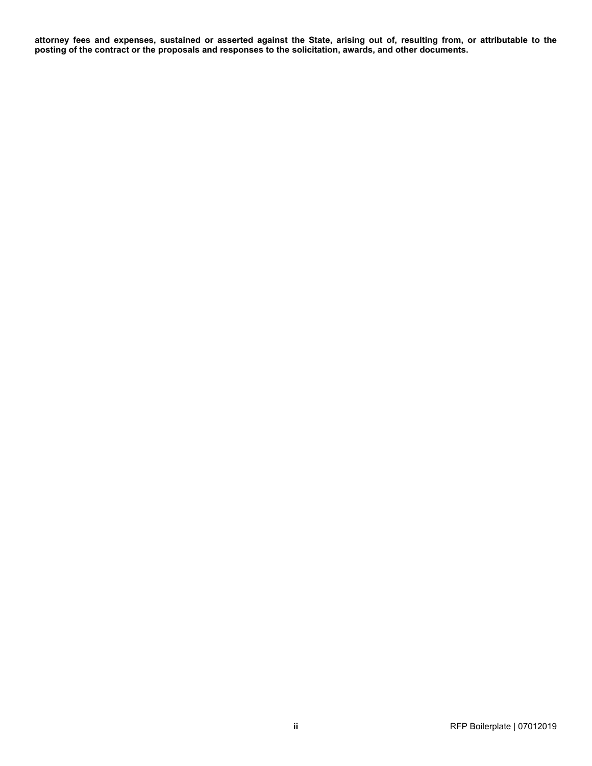**attorney fees and expenses, sustained or asserted against the State, arising out of, resulting from, or attributable to the posting of the contract or the proposals and responses to the solicitation, awards, and other documents.**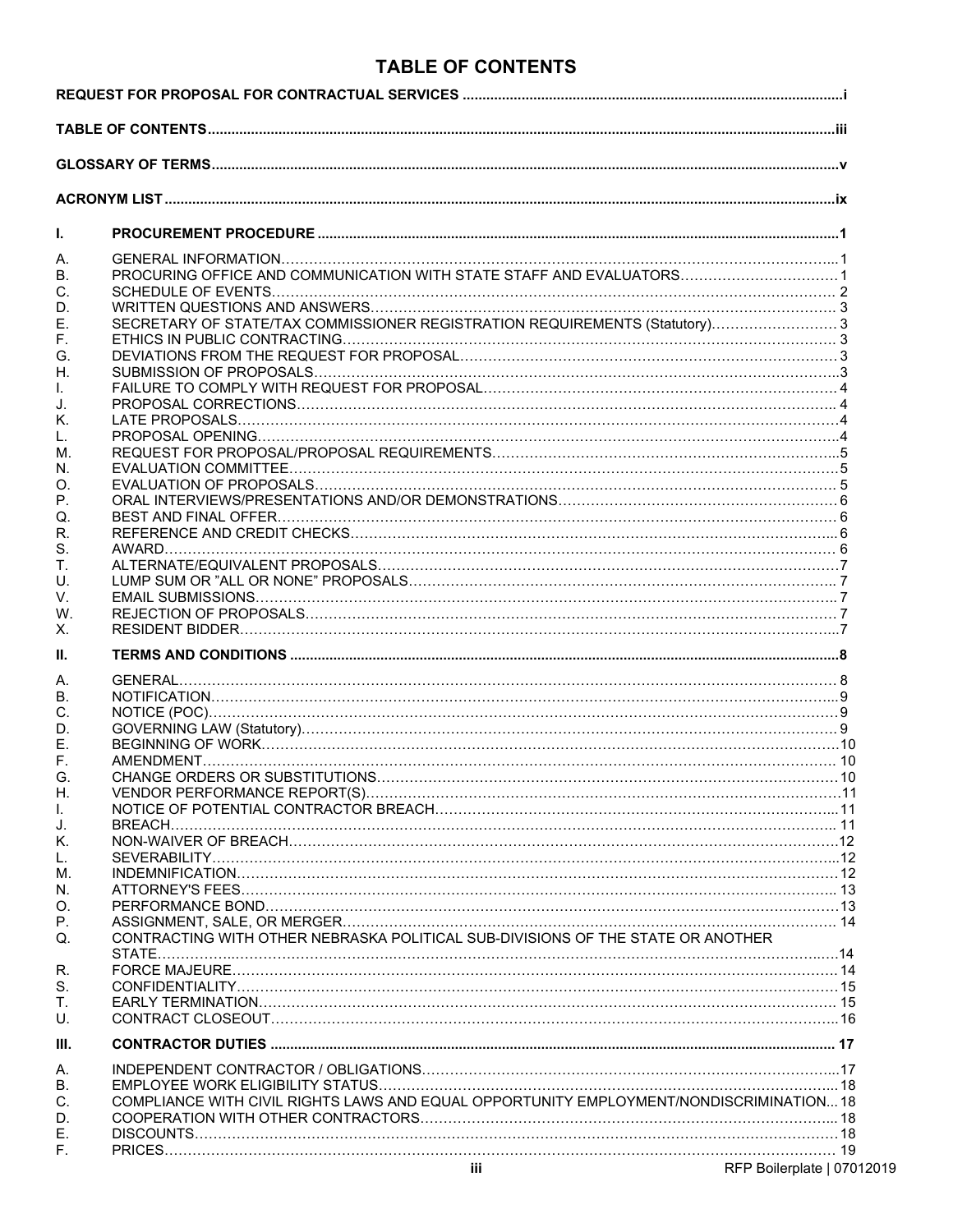# TABLE OF CONTENTS

**REQUEST FOR PROPOSAL FOR CONTRACTUAL SERVICES** ....... i

**TABLE OF CONTENTS** ....... iii

**GLOSSARY OF TERMS** ....... v

**ACRONYM LIST** ....... ix

**I. PROCUREMENT PROCEDURE** ....... 1

A. GENERAL INFORMATION ....... 1
B. PROCURING OFFICE AND COMMUNICATION WITH STATE STAFF AND EVALUATORS ....... 1
C. SCHEDULE OF EVENTS ....... 2
D. WRITTEN QUESTIONS AND ANSWERS ....... 3
E. SECRETARY OF STATE/TAX COMMISSIONER REGISTRATION REQUIREMENTS (Statutory) ....... 3
F. ETHICS IN PUBLIC CONTRACTING ....... 3
G. DEVIATIONS FROM THE REQUEST FOR PROPOSAL ....... 3
H. SUBMISSION OF PROPOSALS ....... 3
I. FAILURE TO COMPLY WITH REQUEST FOR PROPOSAL ....... 4
J. PROPOSAL CORRECTIONS ....... 4
K. LATE PROPOSALS ....... 4
L. PROPOSAL OPENING ....... 4
M. REQUEST FOR PROPOSAL/PROPOSAL REQUIREMENTS ....... 5
N. EVALUATION COMMITTEE ....... 5
O. EVALUATION OF PROPOSALS ....... 5
P. ORAL INTERVIEWS/PRESENTATIONS AND/OR DEMONSTRATIONS ....... 6
Q. BEST AND FINAL OFFER ....... 6
R. REFERENCE AND CREDIT CHECKS ....... 6
S. AWARD ....... 6
T. ALTERNATE/EQUIVALENT PROPOSALS ....... 7
U. LUMP SUM OR "ALL OR NONE" PROPOSALS ....... 7
V. EMAIL SUBMISSIONS ....... 7
W. REJECTION OF PROPOSALS ....... 7
X. RESIDENT BIDDER ....... 7

**II. TERMS AND CONDITIONS** ....... 8

A. GENERAL ....... 8
B. NOTIFICATION ....... 9
C. NOTICE (POC) ....... 9
D. GOVERNING LAW (Statutory) ....... 9
E. BEGINNING OF WORK ....... 10
F. AMENDMENT ....... 10
G. CHANGE ORDERS OR SUBSTITUTIONS ....... 10
H. VENDOR PERFORMANCE REPORT(S) ....... 11
I. NOTICE OF POTENTIAL CONTRACTOR BREACH ....... 11
J. BREACH ....... 11
K. NON-WAIVER OF BREACH ....... 12
L. SEVERABILITY ....... 12
M. INDEMNIFICATION ....... 12
N. ATTORNEY'S FEES ....... 13
O. PERFORMANCE BOND ....... 13
P. ASSIGNMENT, SALE, OR MERGER ....... 14
Q. CONTRACTING WITH OTHER NEBRASKA POLITICAL SUB-DIVISIONS OF THE STATE OR ANOTHER STATE ....... 14
R. FORCE MAJEURE ....... 14
S. CONFIDENTIALITY ....... 15
T. EARLY TERMINATION ....... 15
U. CONTRACT CLOSEOUT ....... 16

**III. CONTRACTOR DUTIES** ....... 17

A. INDEPENDENT CONTRACTOR / OBLIGATIONS ....... 17
B. EMPLOYEE WORK ELIGIBILITY STATUS ....... 18
C. COMPLIANCE WITH CIVIL RIGHTS LAWS AND EQUAL OPPORTUNITY EMPLOYMENT/NONDISCRIMINATION ....... 18
D. COOPERATION WITH OTHER CONTRACTORS ....... 18
E. DISCOUNTS ....... 18
F. PRICES ....... 19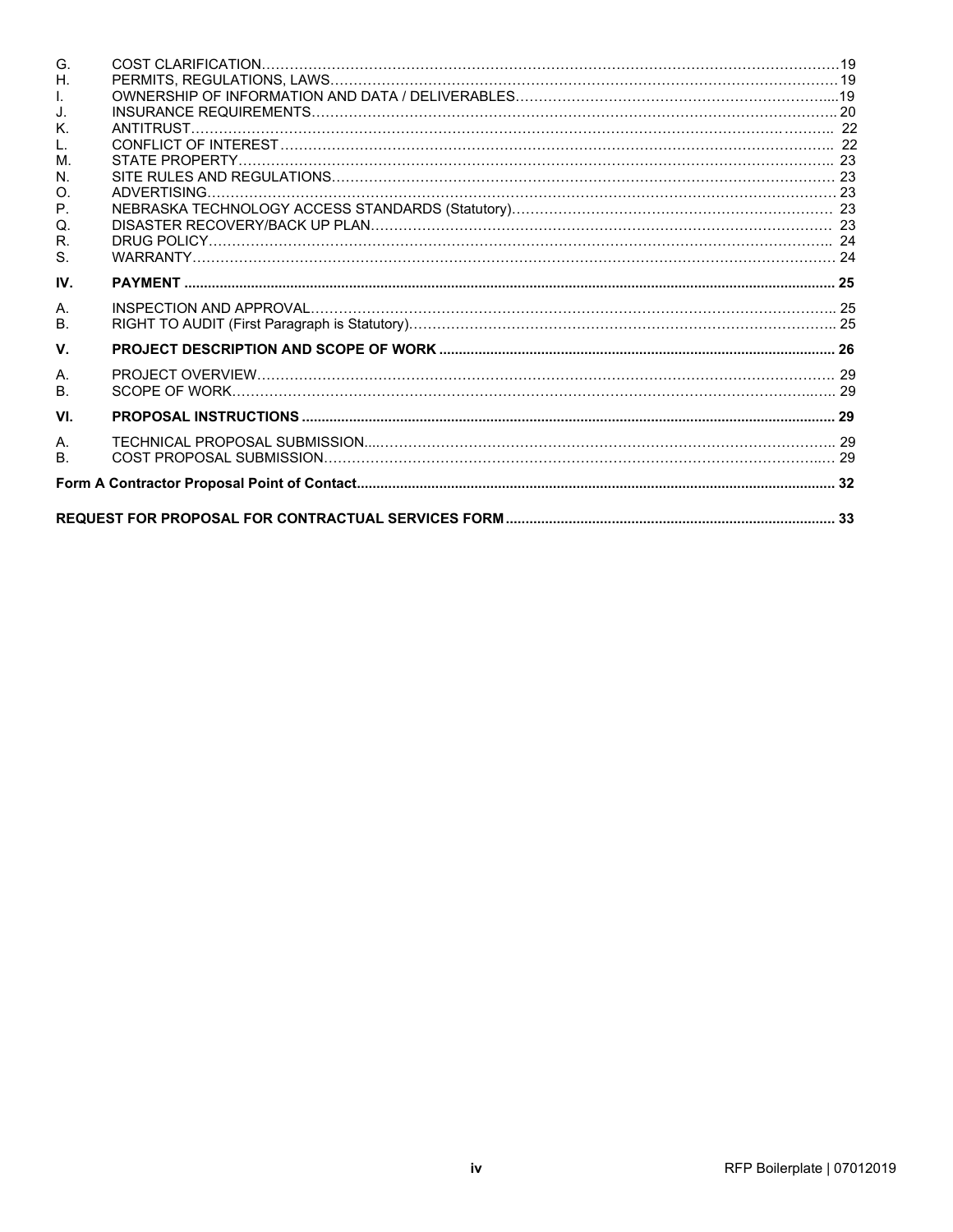G. COST CLARIFICATION ........................................................................................................................ 19
H. PERMITS, REGULATIONS, LAWS ........................................................................................................ 19
I. OWNERSHIP OF INFORMATION AND DATA / DELIVERABLES ............................................................ 19
J. INSURANCE REQUIREMENTS ............................................................................................................ 20
K. ANTITRUST ........................................................................................................................................ 22
L. CONFLICT OF INTEREST ................................................................................................................... 22
M. STATE PROPERTY ............................................................................................................................. 23
N. SITE RULES AND REGULATIONS ...................................................................................................... 23
O. ADVERTISING .................................................................................................................................... 23
P. NEBRASKA TECHNOLOGY ACCESS STANDARDS (Statutory) ............................................................ 23
Q. DISASTER RECOVERY/BACK UP PLAN .............................................................................................. 23
R. DRUG POLICY .................................................................................................................................... 24
S. WARRANTY ........................................................................................................................................ 24

**IV. PAYMENT ........................................................................................................................................ 25**

A. INSPECTION AND APPROVAL ............................................................................................................ 25
B. RIGHT TO AUDIT (First Paragraph is Statutory) ................................................................................... 25

**V. PROJECT DESCRIPTION AND SCOPE OF WORK ................................................................................. 26**

A. PROJECT OVERVIEW ......................................................................................................................... 29
B. SCOPE OF WORK ................................................................................................................................ 29

**VI. PROPOSAL INSTRUCTIONS ............................................................................................................. 29**

A. TECHNICAL PROPOSAL SUBMISSION ................................................................................................ 29
B. COST PROPOSAL SUBMISSION .......................................................................................................... 29

**Form A Contractor Proposal Point of Contact ....................................................................................... 32**

**REQUEST FOR PROPOSAL FOR CONTRACTUAL SERVICES FORM ..................................................... 33**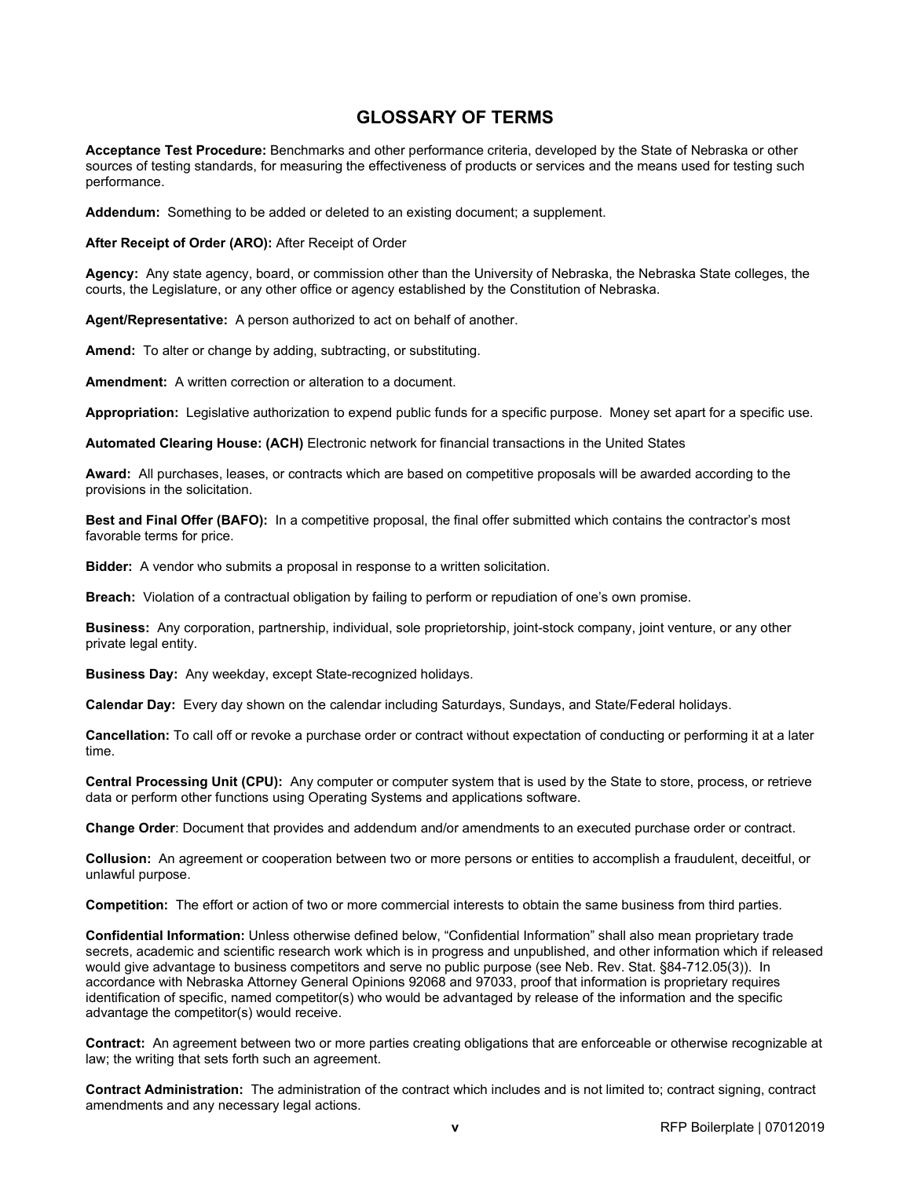## GLOSSARY OF TERMS

**Acceptance Test Procedure:** Benchmarks and other performance criteria, developed by the State of Nebraska or other sources of testing standards, for measuring the effectiveness of products or services and the means used for testing such performance.

**Addendum:** Something to be added or deleted to an existing document; a supplement.

**After Receipt of Order (ARO):** After Receipt of Order

**Agency:** Any state agency, board, or commission other than the University of Nebraska, the Nebraska State colleges, the courts, the Legislature, or any other office or agency established by the Constitution of Nebraska.

**Agent/Representative:** A person authorized to act on behalf of another.

**Amend:** To alter or change by adding, subtracting, or substituting.

**Amendment:** A written correction or alteration to a document.

**Appropriation:** Legislative authorization to expend public funds for a specific purpose. Money set apart for a specific use.

**Automated Clearing House: (ACH)** Electronic network for financial transactions in the United States

**Award:** All purchases, leases, or contracts which are based on competitive proposals will be awarded according to the provisions in the solicitation.

**Best and Final Offer (BAFO):** In a competitive proposal, the final offer submitted which contains the contractor's most favorable terms for price.

**Bidder:** A vendor who submits a proposal in response to a written solicitation.

**Breach:** Violation of a contractual obligation by failing to perform or repudiation of one's own promise.

**Business:** Any corporation, partnership, individual, sole proprietorship, joint-stock company, joint venture, or any other private legal entity.

**Business Day:** Any weekday, except State-recognized holidays.

**Calendar Day:** Every day shown on the calendar including Saturdays, Sundays, and State/Federal holidays.

**Cancellation:** To call off or revoke a purchase order or contract without expectation of conducting or performing it at a later time.

**Central Processing Unit (CPU):** Any computer or computer system that is used by the State to store, process, or retrieve data or perform other functions using Operating Systems and applications software.

**Change Order**: Document that provides and addendum and/or amendments to an executed purchase order or contract.

**Collusion:** An agreement or cooperation between two or more persons or entities to accomplish a fraudulent, deceitful, or unlawful purpose.

**Competition:** The effort or action of two or more commercial interests to obtain the same business from third parties.

**Confidential Information:** Unless otherwise defined below, "Confidential Information" shall also mean proprietary trade secrets, academic and scientific research work which is in progress and unpublished, and other information which if released would give advantage to business competitors and serve no public purpose (see Neb. Rev. Stat. §84-712.05(3)). In accordance with Nebraska Attorney General Opinions 92068 and 97033, proof that information is proprietary requires identification of specific, named competitor(s) who would be advantaged by release of the information and the specific advantage the competitor(s) would receive.

**Contract:** An agreement between two or more parties creating obligations that are enforceable or otherwise recognizable at law; the writing that sets forth such an agreement.

**Contract Administration:** The administration of the contract which includes and is not limited to; contract signing, contract amendments and any necessary legal actions.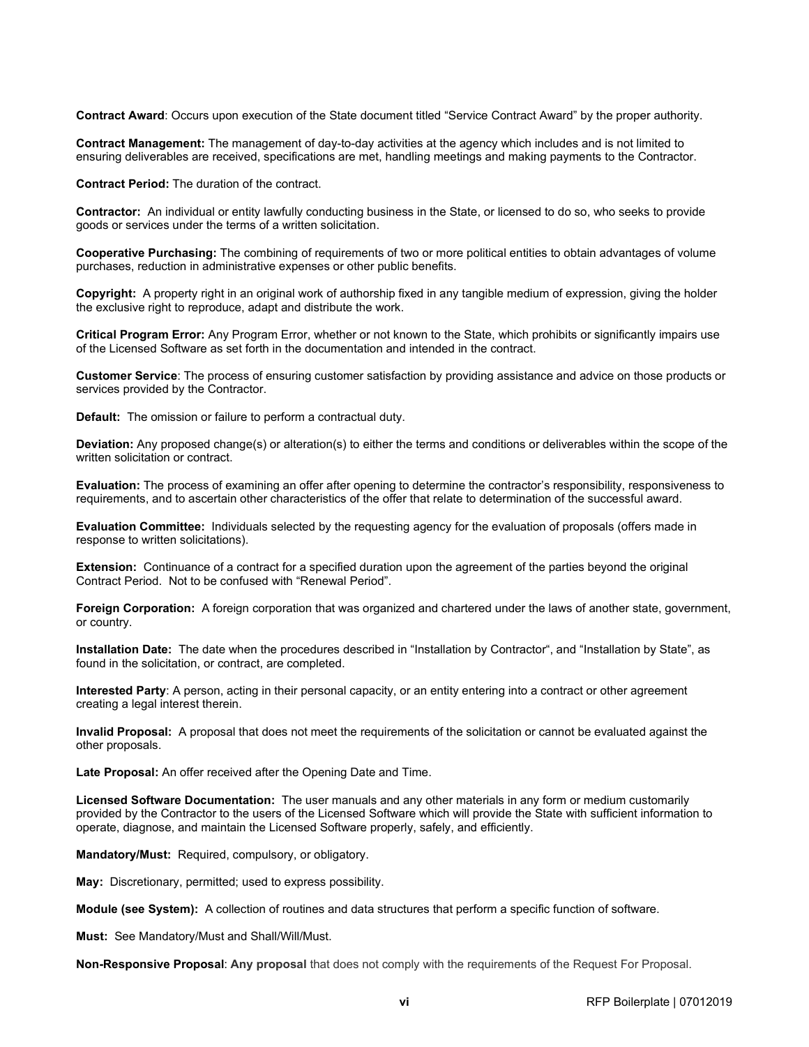**Contract Award**: Occurs upon execution of the State document titled “Service Contract Award” by the proper authority.

**Contract Management:** The management of day-to-day activities at the agency which includes and is not limited to ensuring deliverables are received, specifications are met, handling meetings and making payments to the Contractor.

**Contract Period:** The duration of the contract.

**Contractor:** An individual or entity lawfully conducting business in the State, or licensed to do so, who seeks to provide goods or services under the terms of a written solicitation.

**Cooperative Purchasing:** The combining of requirements of two or more political entities to obtain advantages of volume purchases, reduction in administrative expenses or other public benefits.

**Copyright:** A property right in an original work of authorship fixed in any tangible medium of expression, giving the holder the exclusive right to reproduce, adapt and distribute the work.

**Critical Program Error:** Any Program Error, whether or not known to the State, which prohibits or significantly impairs use of the Licensed Software as set forth in the documentation and intended in the contract.

**Customer Service**: The process of ensuring customer satisfaction by providing assistance and advice on those products or services provided by the Contractor.

**Default:** The omission or failure to perform a contractual duty.

**Deviation:** Any proposed change(s) or alteration(s) to either the terms and conditions or deliverables within the scope of the written solicitation or contract.

**Evaluation:** The process of examining an offer after opening to determine the contractor’s responsibility, responsiveness to requirements, and to ascertain other characteristics of the offer that relate to determination of the successful award.

**Evaluation Committee:** Individuals selected by the requesting agency for the evaluation of proposals (offers made in response to written solicitations).

**Extension:** Continuance of a contract for a specified duration upon the agreement of the parties beyond the original Contract Period. Not to be confused with “Renewal Period”.

**Foreign Corporation:** A foreign corporation that was organized and chartered under the laws of another state, government, or country.

**Installation Date:** The date when the procedures described in “Installation by Contractor“, and “Installation by State”, as found in the solicitation, or contract, are completed.

**Interested Party**: A person, acting in their personal capacity, or an entity entering into a contract or other agreement creating a legal interest therein.

**Invalid Proposal:** A proposal that does not meet the requirements of the solicitation or cannot be evaluated against the other proposals.

**Late Proposal:** An offer received after the Opening Date and Time.

**Licensed Software Documentation:** The user manuals and any other materials in any form or medium customarily provided by the Contractor to the users of the Licensed Software which will provide the State with sufficient information to operate, diagnose, and maintain the Licensed Software properly, safely, and efficiently.

**Mandatory/Must:** Required, compulsory, or obligatory.

**May:** Discretionary, permitted; used to express possibility.

**Module (see System):** A collection of routines and data structures that perform a specific function of software.

**Must:** See Mandatory/Must and Shall/Will/Must.

**Non-Responsive Proposal**: **Any proposal** that does not comply with the requirements of the Request For Proposal.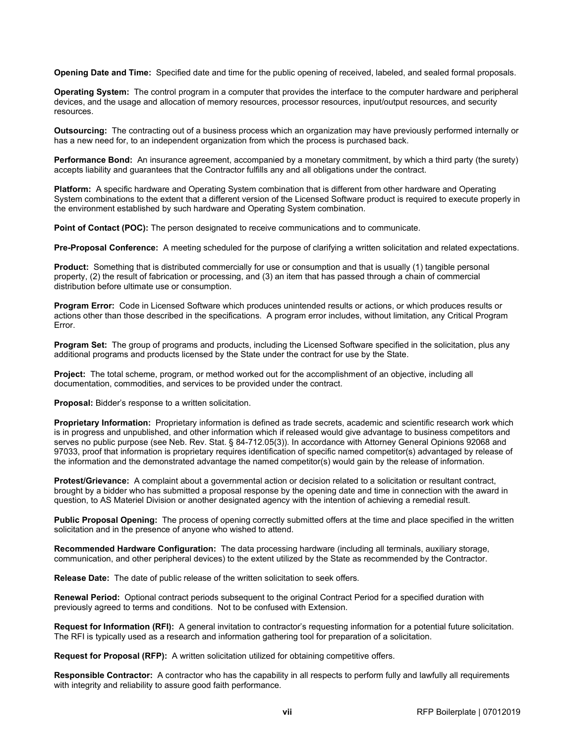**Opening Date and Time:** Specified date and time for the public opening of received, labeled, and sealed formal proposals.

**Operating System:** The control program in a computer that provides the interface to the computer hardware and peripheral devices, and the usage and allocation of memory resources, processor resources, input/output resources, and security resources.

**Outsourcing:** The contracting out of a business process which an organization may have previously performed internally or has a new need for, to an independent organization from which the process is purchased back.

**Performance Bond:** An insurance agreement, accompanied by a monetary commitment, by which a third party (the surety) accepts liability and guarantees that the Contractor fulfills any and all obligations under the contract.

**Platform:** A specific hardware and Operating System combination that is different from other hardware and Operating System combinations to the extent that a different version of the Licensed Software product is required to execute properly in the environment established by such hardware and Operating System combination.

**Point of Contact (POC):** The person designated to receive communications and to communicate.

**Pre-Proposal Conference:** A meeting scheduled for the purpose of clarifying a written solicitation and related expectations.

**Product:** Something that is distributed commercially for use or consumption and that is usually (1) tangible personal property, (2) the result of fabrication or processing, and (3) an item that has passed through a chain of commercial distribution before ultimate use or consumption.

**Program Error:** Code in Licensed Software which produces unintended results or actions, or which produces results or actions other than those described in the specifications. A program error includes, without limitation, any Critical Program Error.

**Program Set:** The group of programs and products, including the Licensed Software specified in the solicitation, plus any additional programs and products licensed by the State under the contract for use by the State.

**Project:** The total scheme, program, or method worked out for the accomplishment of an objective, including all documentation, commodities, and services to be provided under the contract.

**Proposal:** Bidder's response to a written solicitation.

**Proprietary Information:** Proprietary information is defined as trade secrets, academic and scientific research work which is in progress and unpublished, and other information which if released would give advantage to business competitors and serves no public purpose (see Neb. Rev. Stat. § 84-712.05(3)). In accordance with Attorney General Opinions 92068 and 97033, proof that information is proprietary requires identification of specific named competitor(s) advantaged by release of the information and the demonstrated advantage the named competitor(s) would gain by the release of information.

**Protest/Grievance:** A complaint about a governmental action or decision related to a solicitation or resultant contract, brought by a bidder who has submitted a proposal response by the opening date and time in connection with the award in question, to AS Materiel Division or another designated agency with the intention of achieving a remedial result.

**Public Proposal Opening:** The process of opening correctly submitted offers at the time and place specified in the written solicitation and in the presence of anyone who wished to attend.

**Recommended Hardware Configuration:** The data processing hardware (including all terminals, auxiliary storage, communication, and other peripheral devices) to the extent utilized by the State as recommended by the Contractor.

**Release Date:** The date of public release of the written solicitation to seek offers.

**Renewal Period:** Optional contract periods subsequent to the original Contract Period for a specified duration with previously agreed to terms and conditions. Not to be confused with Extension.

**Request for Information (RFI):** A general invitation to contractor's requesting information for a potential future solicitation. The RFI is typically used as a research and information gathering tool for preparation of a solicitation.

**Request for Proposal (RFP):** A written solicitation utilized for obtaining competitive offers.

**Responsible Contractor:** A contractor who has the capability in all respects to perform fully and lawfully all requirements with integrity and reliability to assure good faith performance.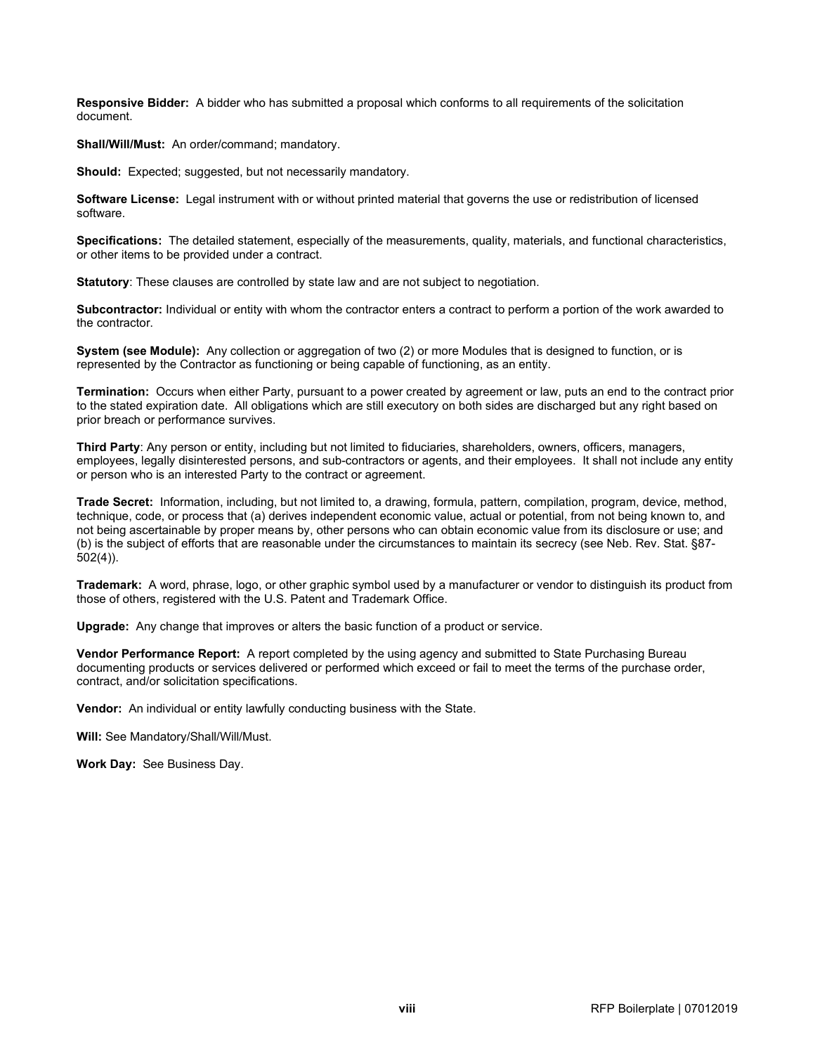**Responsive Bidder:** A bidder who has submitted a proposal which conforms to all requirements of the solicitation document.

**Shall/Will/Must:** An order/command; mandatory.

**Should:** Expected; suggested, but not necessarily mandatory.

**Software License:** Legal instrument with or without printed material that governs the use or redistribution of licensed software.

**Specifications:** The detailed statement, especially of the measurements, quality, materials, and functional characteristics, or other items to be provided under a contract.

**Statutory**: These clauses are controlled by state law and are not subject to negotiation.

**Subcontractor:** Individual or entity with whom the contractor enters a contract to perform a portion of the work awarded to the contractor.

**System (see Module):** Any collection or aggregation of two (2) or more Modules that is designed to function, or is represented by the Contractor as functioning or being capable of functioning, as an entity.

**Termination:** Occurs when either Party, pursuant to a power created by agreement or law, puts an end to the contract prior to the stated expiration date. All obligations which are still executory on both sides are discharged but any right based on prior breach or performance survives.

**Third Party**: Any person or entity, including but not limited to fiduciaries, shareholders, owners, officers, managers, employees, legally disinterested persons, and sub-contractors or agents, and their employees. It shall not include any entity or person who is an interested Party to the contract or agreement.

**Trade Secret:** Information, including, but not limited to, a drawing, formula, pattern, compilation, program, device, method, technique, code, or process that (a) derives independent economic value, actual or potential, from not being known to, and not being ascertainable by proper means by, other persons who can obtain economic value from its disclosure or use; and (b) is the subject of efforts that are reasonable under the circumstances to maintain its secrecy (see Neb. Rev. Stat. §87-502(4)).

**Trademark:** A word, phrase, logo, or other graphic symbol used by a manufacturer or vendor to distinguish its product from those of others, registered with the U.S. Patent and Trademark Office.

**Upgrade:** Any change that improves or alters the basic function of a product or service.

**Vendor Performance Report:** A report completed by the using agency and submitted to State Purchasing Bureau documenting products or services delivered or performed which exceed or fail to meet the terms of the purchase order, contract, and/or solicitation specifications.

**Vendor:** An individual or entity lawfully conducting business with the State.

**Will:** See Mandatory/Shall/Will/Must.

**Work Day:** See Business Day.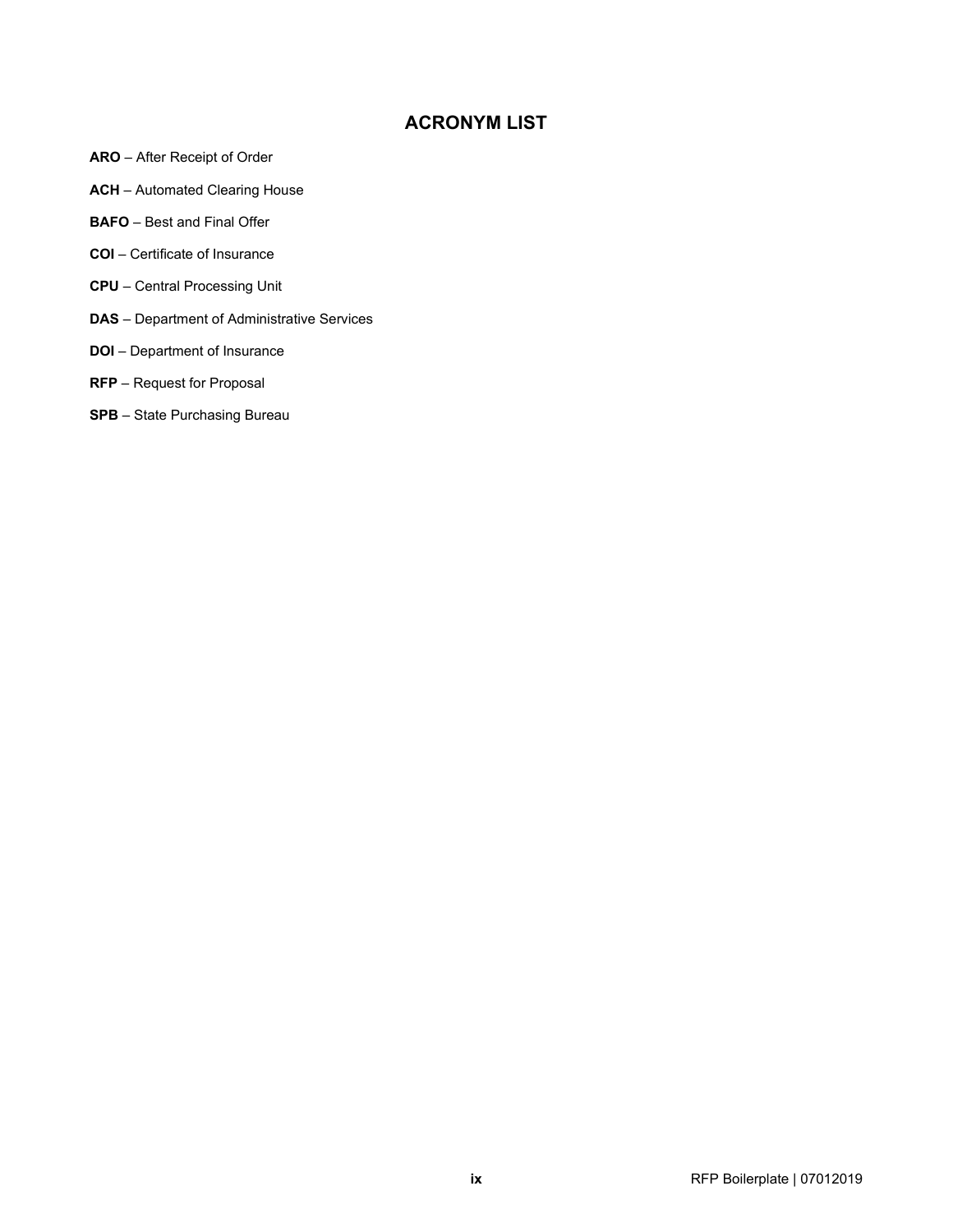# ACRONYM LIST

**ARO** – After Receipt of Order

**ACH** – Automated Clearing House

**BAFO** – Best and Final Offer

**COI** – Certificate of Insurance

**CPU** – Central Processing Unit

**DAS** – Department of Administrative Services

**DOI** – Department of Insurance

**RFP** – Request for Proposal

**SPB** – State Purchasing Bureau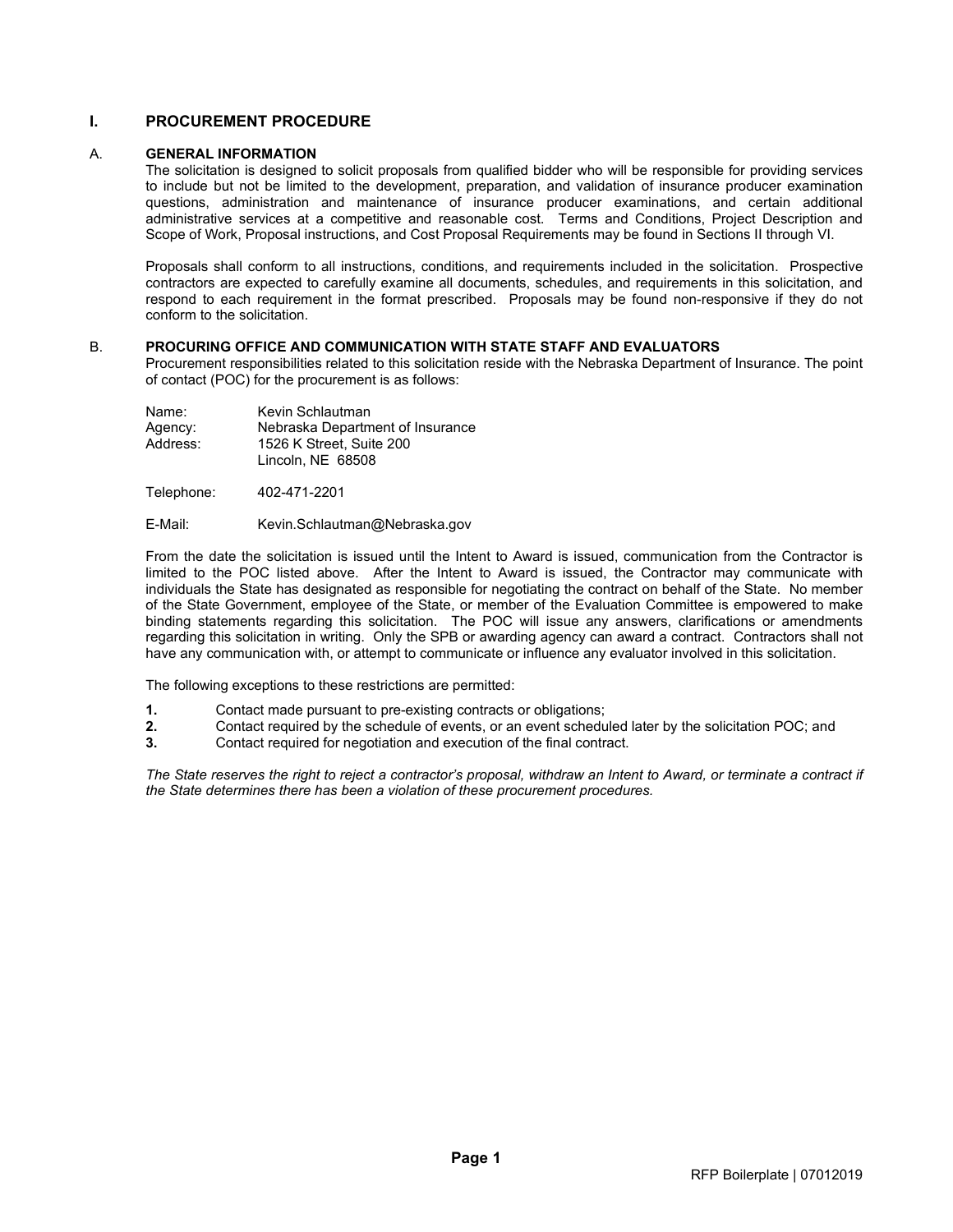# I. PROCUREMENT PROCEDURE

## A. GENERAL INFORMATION

The solicitation is designed to solicit proposals from qualified bidder who will be responsible for providing services to include but not be limited to the development, preparation, and validation of insurance producer examination questions, administration and maintenance of insurance producer examinations, and certain additional administrative services at a competitive and reasonable cost. Terms and Conditions, Project Description and Scope of Work, Proposal instructions, and Cost Proposal Requirements may be found in Sections II through VI.

Proposals shall conform to all instructions, conditions, and requirements included in the solicitation. Prospective contractors are expected to carefully examine all documents, schedules, and requirements in this solicitation, and respond to each requirement in the format prescribed. Proposals may be found non-responsive if they do not conform to the solicitation.

## B. PROCURING OFFICE AND COMMUNICATION WITH STATE STAFF AND EVALUATORS

Procurement responsibilities related to this solicitation reside with the Nebraska Department of Insurance. The point of contact (POC) for the procurement is as follows:

Name: Kevin Schlautman
Agency: Nebraska Department of Insurance
Address: 1526 K Street, Suite 200
Lincoln, NE 68508

Telephone: 402-471-2201

E-Mail: Kevin.Schlautman@Nebraska.gov

From the date the solicitation is issued until the Intent to Award is issued, communication from the Contractor is limited to the POC listed above. After the Intent to Award is issued, the Contractor may communicate with individuals the State has designated as responsible for negotiating the contract on behalf of the State. No member of the State Government, employee of the State, or member of the Evaluation Committee is empowered to make binding statements regarding this solicitation. The POC will issue any answers, clarifications or amendments regarding this solicitation in writing. Only the SPB or awarding agency can award a contract. Contractors shall not have any communication with, or attempt to communicate or influence any evaluator involved in this solicitation.

The following exceptions to these restrictions are permitted:

1. Contact made pursuant to pre-existing contracts or obligations;
2. Contact required by the schedule of events, or an event scheduled later by the solicitation POC; and
3. Contact required for negotiation and execution of the final contract.

*The State reserves the right to reject a contractor's proposal, withdraw an Intent to Award, or terminate a contract if the State determines there has been a violation of these procurement procedures.*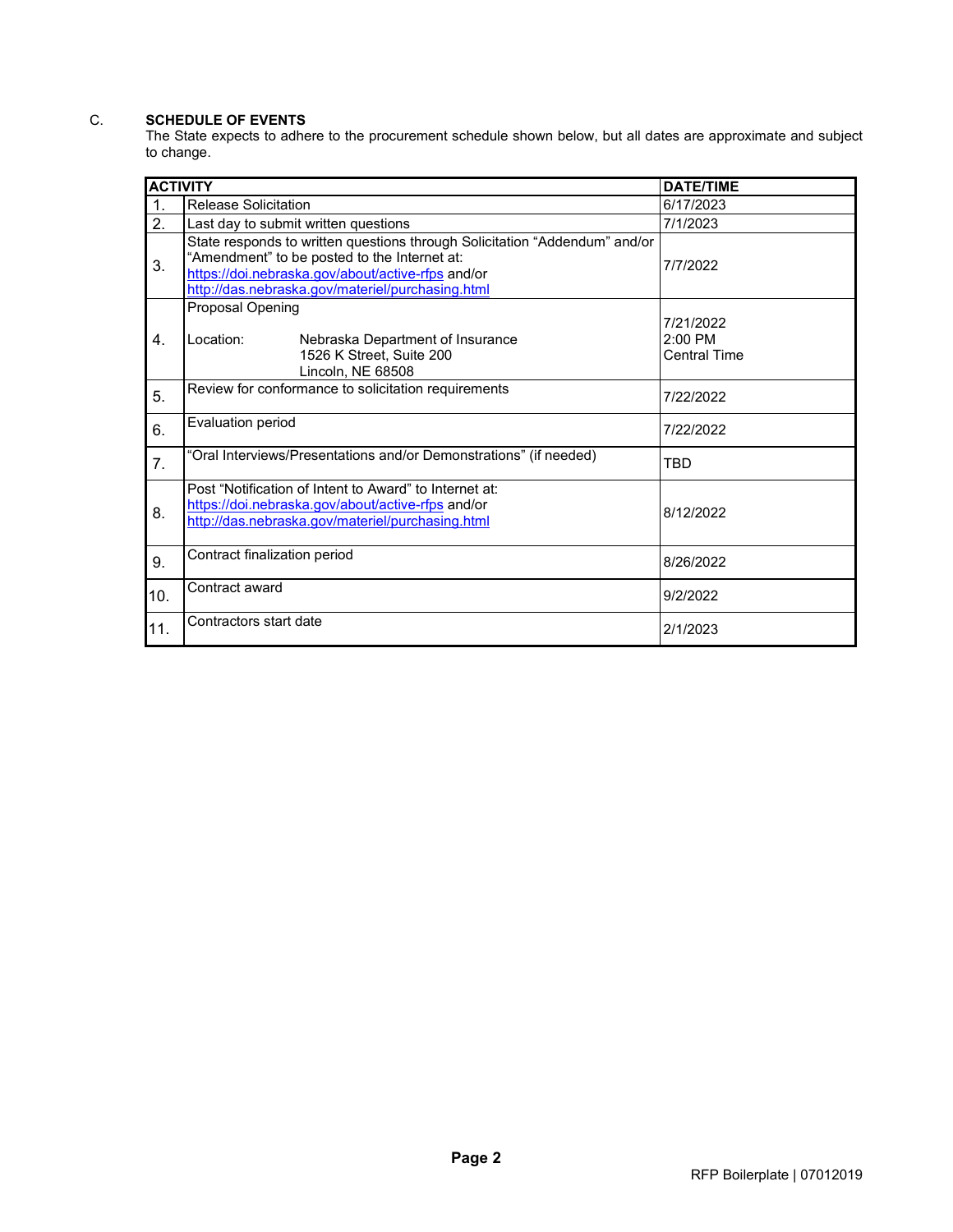C. **SCHEDULE OF EVENTS**

The State expects to adhere to the procurement schedule shown below, but all dates are approximate and subject to change.

| | ACTIVITY | DATE/TIME |
|---|---|---|
| 1. | Release Solicitation | 6/17/2023 |
| 2. | Last day to submit written questions | 7/1/2023 |
| 3. | State responds to written questions through Solicitation "Addendum" and/or "Amendment" to be posted to the Internet at: https://doi.nebraska.gov/about/active-rfps and/or http://das.nebraska.gov/materiel/purchasing.html | 7/7/2022 |
| 4. | Proposal Opening<br><br>Location: Nebraska Department of Insurance<br>1526 K Street, Suite 200<br>Lincoln, NE 68508 | 7/21/2022<br>2:00 PM<br>Central Time |
| 5. | Review for conformance to solicitation requirements | 7/22/2022 |
| 6. | Evaluation period | 7/22/2022 |
| 7. | "Oral Interviews/Presentations and/or Demonstrations" (if needed) | TBD |
| 8. | Post "Notification of Intent to Award" to Internet at: https://doi.nebraska.gov/about/active-rfps and/or http://das.nebraska.gov/materiel/purchasing.html | 8/12/2022 |
| 9. | Contract finalization period | 8/26/2022 |
| 10. | Contract award | 9/2/2022 |
| 11. | Contractors start date | 2/1/2023 |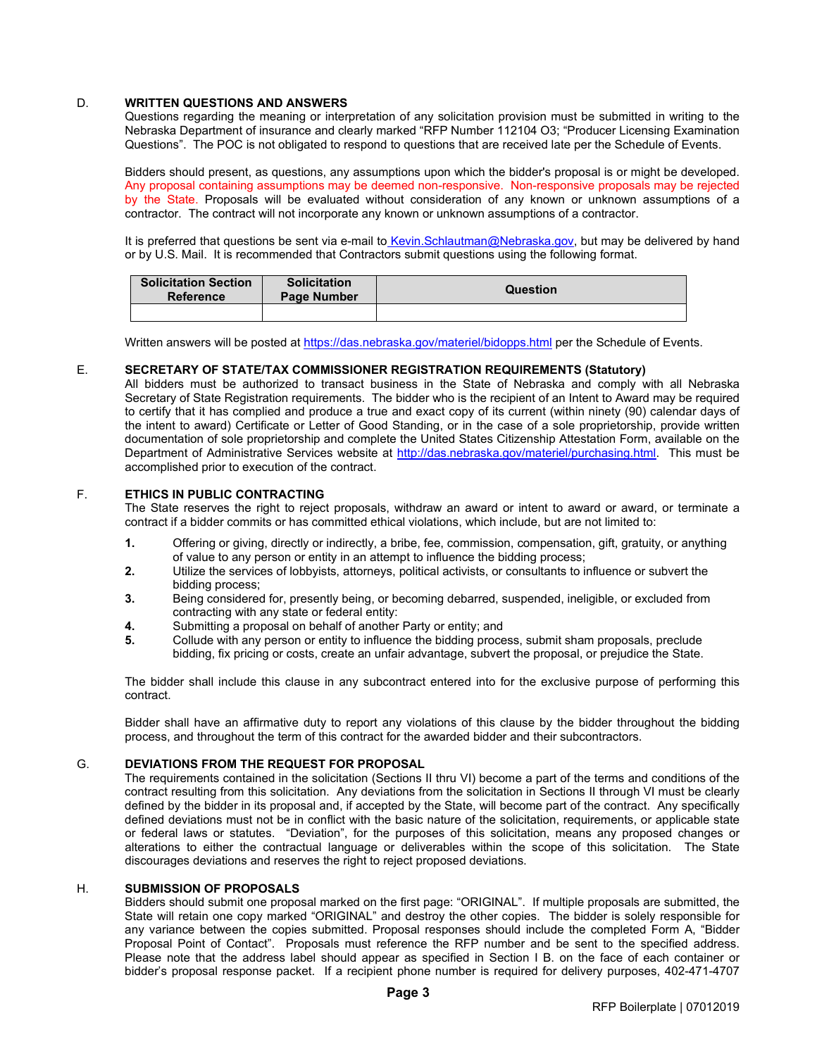D. **WRITTEN QUESTIONS AND ANSWERS**

Questions regarding the meaning or interpretation of any solicitation provision must be submitted in writing to the Nebraska Department of insurance and clearly marked "RFP Number 112104 O3; "Producer Licensing Examination Questions". The POC is not obligated to respond to questions that are received late per the Schedule of Events.

Bidders should present, as questions, any assumptions upon which the bidder's proposal is or might be developed. Any proposal containing assumptions may be deemed non-responsive. Non-responsive proposals may be rejected by the State. Proposals will be evaluated without consideration of any known or unknown assumptions of a contractor. The contract will not incorporate any known or unknown assumptions of a contractor.

It is preferred that questions be sent via e-mail to Kevin.Schlautman@Nebraska.gov, but may be delivered by hand or by U.S. Mail. It is recommended that Contractors submit questions using the following format.

| Solicitation Section Reference | Solicitation Page Number | Question |
|---|---|---|
| | | |

Written answers will be posted at https://das.nebraska.gov/materiel/bidopps.html per the Schedule of Events.

E. **SECRETARY OF STATE/TAX COMMISSIONER REGISTRATION REQUIREMENTS (Statutory)**

All bidders must be authorized to transact business in the State of Nebraska and comply with all Nebraska Secretary of State Registration requirements. The bidder who is the recipient of an Intent to Award may be required to certify that it has complied and produce a true and exact copy of its current (within ninety (90) calendar days of the intent to award) Certificate or Letter of Good Standing, or in the case of a sole proprietorship, provide written documentation of sole proprietorship and complete the United States Citizenship Attestation Form, available on the Department of Administrative Services website at http://das.nebraska.gov/materiel/purchasing.html. This must be accomplished prior to execution of the contract.

F. **ETHICS IN PUBLIC CONTRACTING**

The State reserves the right to reject proposals, withdraw an award or intent to award or award, or terminate a contract if a bidder commits or has committed ethical violations, which include, but are not limited to:

1. Offering or giving, directly or indirectly, a bribe, fee, commission, compensation, gift, gratuity, or anything of value to any person or entity in an attempt to influence the bidding process;
2. Utilize the services of lobbyists, attorneys, political activists, or consultants to influence or subvert the bidding process;
3. Being considered for, presently being, or becoming debarred, suspended, ineligible, or excluded from contracting with any state or federal entity:
4. Submitting a proposal on behalf of another Party or entity; and
5. Collude with any person or entity to influence the bidding process, submit sham proposals, preclude bidding, fix pricing or costs, create an unfair advantage, subvert the proposal, or prejudice the State.

The bidder shall include this clause in any subcontract entered into for the exclusive purpose of performing this contract.

Bidder shall have an affirmative duty to report any violations of this clause by the bidder throughout the bidding process, and throughout the term of this contract for the awarded bidder and their subcontractors.

G. **DEVIATIONS FROM THE REQUEST FOR PROPOSAL**

The requirements contained in the solicitation (Sections II thru VI) become a part of the terms and conditions of the contract resulting from this solicitation. Any deviations from the solicitation in Sections II through VI must be clearly defined by the bidder in its proposal and, if accepted by the State, will become part of the contract. Any specifically defined deviations must not be in conflict with the basic nature of the solicitation, requirements, or applicable state or federal laws or statutes. "Deviation", for the purposes of this solicitation, means any proposed changes or alterations to either the contractual language or deliverables within the scope of this solicitation. The State discourages deviations and reserves the right to reject proposed deviations.

H. **SUBMISSION OF PROPOSALS**

Bidders should submit one proposal marked on the first page: "ORIGINAL". If multiple proposals are submitted, the State will retain one copy marked "ORIGINAL" and destroy the other copies. The bidder is solely responsible for any variance between the copies submitted. Proposal responses should include the completed Form A, "Bidder Proposal Point of Contact". Proposals must reference the RFP number and be sent to the specified address. Please note that the address label should appear as specified in Section I B. on the face of each container or bidder's proposal response packet. If a recipient phone number is required for delivery purposes, 402-471-4707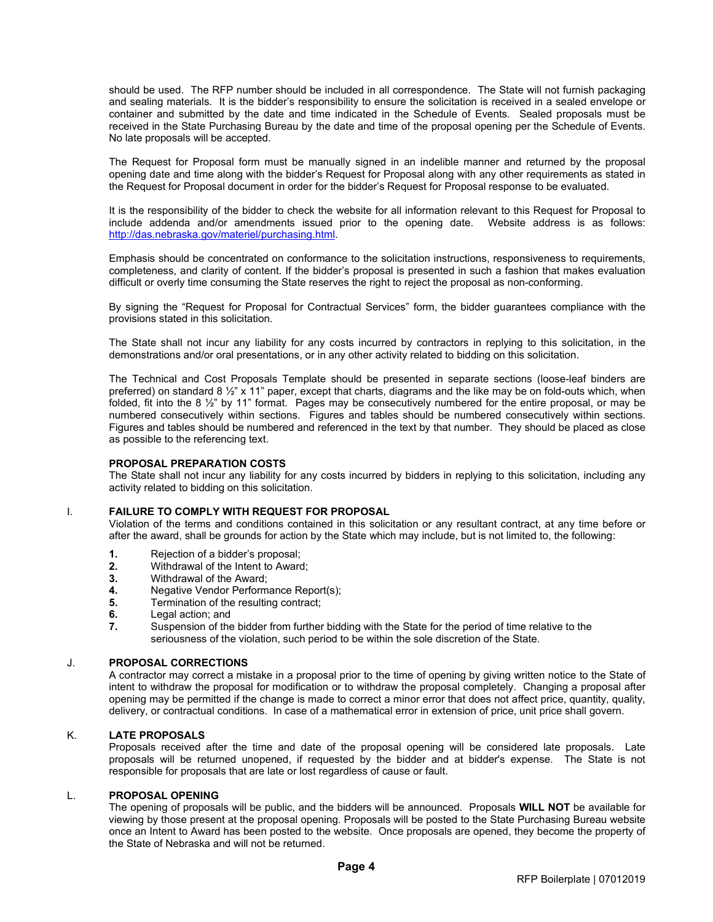should be used. The RFP number should be included in all correspondence. The State will not furnish packaging and sealing materials. It is the bidder's responsibility to ensure the solicitation is received in a sealed envelope or container and submitted by the date and time indicated in the Schedule of Events. Sealed proposals must be received in the State Purchasing Bureau by the date and time of the proposal opening per the Schedule of Events. No late proposals will be accepted.

The Request for Proposal form must be manually signed in an indelible manner and returned by the proposal opening date and time along with the bidder's Request for Proposal along with any other requirements as stated in the Request for Proposal document in order for the bidder's Request for Proposal response to be evaluated.

It is the responsibility of the bidder to check the website for all information relevant to this Request for Proposal to include addenda and/or amendments issued prior to the opening date. Website address is as follows: http://das.nebraska.gov/materiel/purchasing.html.

Emphasis should be concentrated on conformance to the solicitation instructions, responsiveness to requirements, completeness, and clarity of content. If the bidder's proposal is presented in such a fashion that makes evaluation difficult or overly time consuming the State reserves the right to reject the proposal as non-conforming.

By signing the "Request for Proposal for Contractual Services" form, the bidder guarantees compliance with the provisions stated in this solicitation.

The State shall not incur any liability for any costs incurred by contractors in replying to this solicitation, in the demonstrations and/or oral presentations, or in any other activity related to bidding on this solicitation.

The Technical and Cost Proposals Template should be presented in separate sections (loose-leaf binders are preferred) on standard 8 ½" x 11" paper, except that charts, diagrams and the like may be on fold-outs which, when folded, fit into the 8 ½" by 11" format. Pages may be consecutively numbered for the entire proposal, or may be numbered consecutively within sections. Figures and tables should be numbered consecutively within sections. Figures and tables should be numbered and referenced in the text by that number. They should be placed as close as possible to the referencing text.

**PROPOSAL PREPARATION COSTS**

The State shall not incur any liability for any costs incurred by bidders in replying to this solicitation, including any activity related to bidding on this solicitation.

## I. FAILURE TO COMPLY WITH REQUEST FOR PROPOSAL

Violation of the terms and conditions contained in this solicitation or any resultant contract, at any time before or after the award, shall be grounds for action by the State which may include, but is not limited to, the following:

1. Rejection of a bidder's proposal;
2. Withdrawal of the Intent to Award;
3. Withdrawal of the Award;
4. Negative Vendor Performance Report(s);
5. Termination of the resulting contract;
6. Legal action; and
7. Suspension of the bidder from further bidding with the State for the period of time relative to the seriousness of the violation, such period to be within the sole discretion of the State.

## J. PROPOSAL CORRECTIONS

A contractor may correct a mistake in a proposal prior to the time of opening by giving written notice to the State of intent to withdraw the proposal for modification or to withdraw the proposal completely. Changing a proposal after opening may be permitted if the change is made to correct a minor error that does not affect price, quantity, quality, delivery, or contractual conditions. In case of a mathematical error in extension of price, unit price shall govern.

## K. LATE PROPOSALS

Proposals received after the time and date of the proposal opening will be considered late proposals. Late proposals will be returned unopened, if requested by the bidder and at bidder's expense. The State is not responsible for proposals that are late or lost regardless of cause or fault.

## L. PROPOSAL OPENING

The opening of proposals will be public, and the bidders will be announced. Proposals **WILL NOT** be available for viewing by those present at the proposal opening. Proposals will be posted to the State Purchasing Bureau website once an Intent to Award has been posted to the website. Once proposals are opened, they become the property of the State of Nebraska and will not be returned.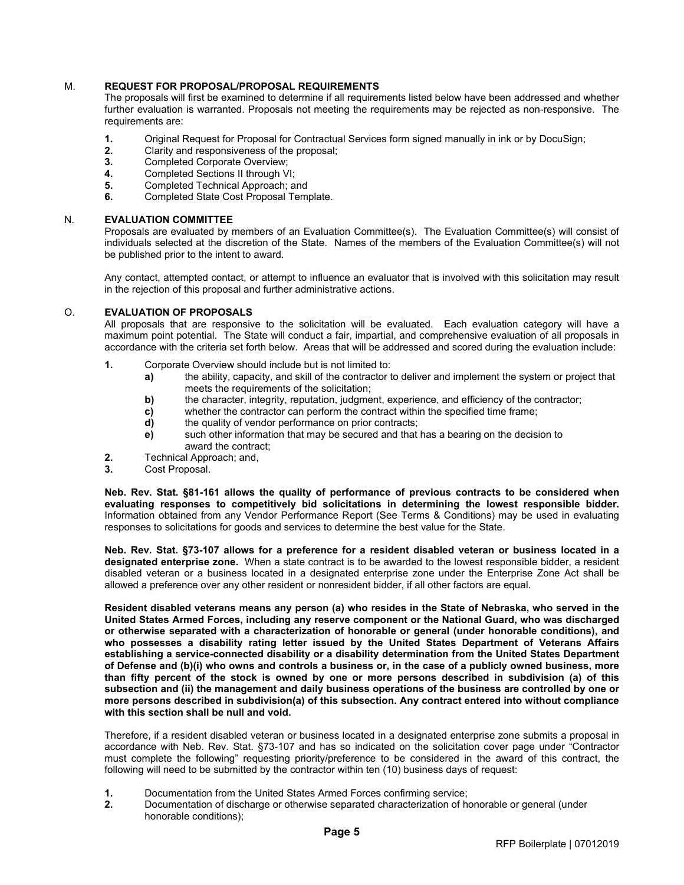## M. REQUEST FOR PROPOSAL/PROPOSAL REQUIREMENTS

The proposals will first be examined to determine if all requirements listed below have been addressed and whether further evaluation is warranted. Proposals not meeting the requirements may be rejected as non-responsive. The requirements are:

1. Original Request for Proposal for Contractual Services form signed manually in ink or by DocuSign;
2. Clarity and responsiveness of the proposal;
3. Completed Corporate Overview;
4. Completed Sections II through VI;
5. Completed Technical Approach; and
6. Completed State Cost Proposal Template.

## N. EVALUATION COMMITTEE

Proposals are evaluated by members of an Evaluation Committee(s). The Evaluation Committee(s) will consist of individuals selected at the discretion of the State. Names of the members of the Evaluation Committee(s) will not be published prior to the intent to award.

Any contact, attempted contact, or attempt to influence an evaluator that is involved with this solicitation may result in the rejection of this proposal and further administrative actions.

## O. EVALUATION OF PROPOSALS

All proposals that are responsive to the solicitation will be evaluated. Each evaluation category will have a maximum point potential. The State will conduct a fair, impartial, and comprehensive evaluation of all proposals in accordance with the criteria set forth below. Areas that will be addressed and scored during the evaluation include:

1. Corporate Overview should include but is not limited to:
   - a) the ability, capacity, and skill of the contractor to deliver and implement the system or project that meets the requirements of the solicitation;
   - b) the character, integrity, reputation, judgment, experience, and efficiency of the contractor;
   - c) whether the contractor can perform the contract within the specified time frame;
   - d) the quality of vendor performance on prior contracts;
   - e) such other information that may be secured and that has a bearing on the decision to award the contract;
2. Technical Approach; and,
3. Cost Proposal.

**Neb. Rev. Stat. §81-161 allows the quality of performance of previous contracts to be considered when evaluating responses to competitively bid solicitations in determining the lowest responsible bidder.** Information obtained from any Vendor Performance Report (See Terms & Conditions) may be used in evaluating responses to solicitations for goods and services to determine the best value for the State.

**Neb. Rev. Stat. §73-107 allows for a preference for a resident disabled veteran or business located in a designated enterprise zone.** When a state contract is to be awarded to the lowest responsible bidder, a resident disabled veteran or a business located in a designated enterprise zone under the Enterprise Zone Act shall be allowed a preference over any other resident or nonresident bidder, if all other factors are equal.

**Resident disabled veterans means any person (a) who resides in the State of Nebraska, who served in the United States Armed Forces, including any reserve component or the National Guard, who was discharged or otherwise separated with a characterization of honorable or general (under honorable conditions), and who possesses a disability rating letter issued by the United States Department of Veterans Affairs establishing a service-connected disability or a disability determination from the United States Department of Defense and (b)(i) who owns and controls a business or, in the case of a publicly owned business, more than fifty percent of the stock is owned by one or more persons described in subdivision (a) of this subsection and (ii) the management and daily business operations of the business are controlled by one or more persons described in subdivision(a) of this subsection. Any contract entered into without compliance with this section shall be null and void.**

Therefore, if a resident disabled veteran or business located in a designated enterprise zone submits a proposal in accordance with Neb. Rev. Stat. §73-107 and has so indicated on the solicitation cover page under "Contractor must complete the following" requesting priority/preference to be considered in the award of this contract, the following will need to be submitted by the contractor within ten (10) business days of request:

1. Documentation from the United States Armed Forces confirming service;
2. Documentation of discharge or otherwise separated characterization of honorable or general (under honorable conditions);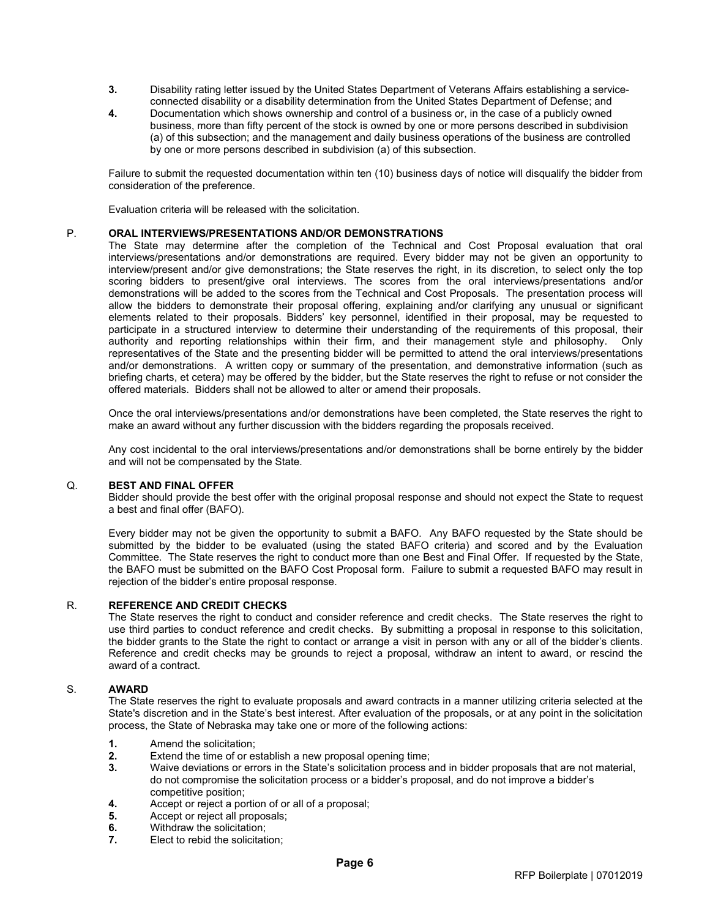3. Disability rating letter issued by the United States Department of Veterans Affairs establishing a service-connected disability or a disability determination from the United States Department of Defense; and
4. Documentation which shows ownership and control of a business or, in the case of a publicly owned business, more than fifty percent of the stock is owned by one or more persons described in subdivision (a) of this subsection; and the management and daily business operations of the business are controlled by one or more persons described in subdivision (a) of this subsection.

Failure to submit the requested documentation within ten (10) business days of notice will disqualify the bidder from consideration of the preference.

Evaluation criteria will be released with the solicitation.

## P. ORAL INTERVIEWS/PRESENTATIONS AND/OR DEMONSTRATIONS

The State may determine after the completion of the Technical and Cost Proposal evaluation that oral interviews/presentations and/or demonstrations are required. Every bidder may not be given an opportunity to interview/present and/or give demonstrations; the State reserves the right, in its discretion, to select only the top scoring bidders to present/give oral interviews. The scores from the oral interviews/presentations and/or demonstrations will be added to the scores from the Technical and Cost Proposals. The presentation process will allow the bidders to demonstrate their proposal offering, explaining and/or clarifying any unusual or significant elements related to their proposals. Bidders' key personnel, identified in their proposal, may be requested to participate in a structured interview to determine their understanding of the requirements of this proposal, their authority and reporting relationships within their firm, and their management style and philosophy. Only representatives of the State and the presenting bidder will be permitted to attend the oral interviews/presentations and/or demonstrations. A written copy or summary of the presentation, and demonstrative information (such as briefing charts, et cetera) may be offered by the bidder, but the State reserves the right to refuse or not consider the offered materials. Bidders shall not be allowed to alter or amend their proposals.

Once the oral interviews/presentations and/or demonstrations have been completed, the State reserves the right to make an award without any further discussion with the bidders regarding the proposals received.

Any cost incidental to the oral interviews/presentations and/or demonstrations shall be borne entirely by the bidder and will not be compensated by the State.

## Q. BEST AND FINAL OFFER

Bidder should provide the best offer with the original proposal response and should not expect the State to request a best and final offer (BAFO).

Every bidder may not be given the opportunity to submit a BAFO. Any BAFO requested by the State should be submitted by the bidder to be evaluated (using the stated BAFO criteria) and scored and by the Evaluation Committee. The State reserves the right to conduct more than one Best and Final Offer. If requested by the State, the BAFO must be submitted on the BAFO Cost Proposal form. Failure to submit a requested BAFO may result in rejection of the bidder's entire proposal response.

## R. REFERENCE AND CREDIT CHECKS

The State reserves the right to conduct and consider reference and credit checks. The State reserves the right to use third parties to conduct reference and credit checks. By submitting a proposal in response to this solicitation, the bidder grants to the State the right to contact or arrange a visit in person with any or all of the bidder's clients. Reference and credit checks may be grounds to reject a proposal, withdraw an intent to award, or rescind the award of a contract.

## S. AWARD

The State reserves the right to evaluate proposals and award contracts in a manner utilizing criteria selected at the State's discretion and in the State's best interest. After evaluation of the proposals, or at any point in the solicitation process, the State of Nebraska may take one or more of the following actions:

1. Amend the solicitation;
2. Extend the time of or establish a new proposal opening time;
3. Waive deviations or errors in the State's solicitation process and in bidder proposals that are not material, do not compromise the solicitation process or a bidder's proposal, and do not improve a bidder's competitive position;
4. Accept or reject a portion of or all of a proposal;
5. Accept or reject all proposals;
6. Withdraw the solicitation;
7. Elect to rebid the solicitation;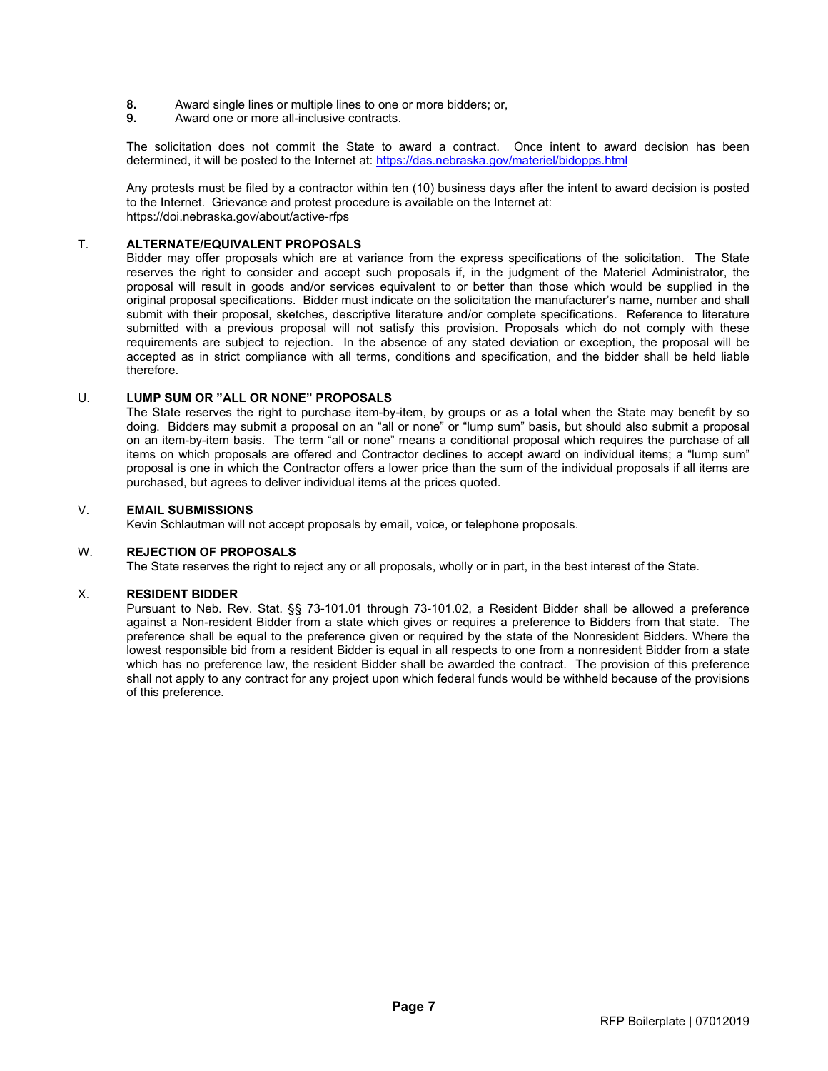8. Award single lines or multiple lines to one or more bidders; or,
9. Award one or more all-inclusive contracts.

The solicitation does not commit the State to award a contract. Once intent to award decision has been determined, it will be posted to the Internet at: https://das.nebraska.gov/materiel/bidopps.html

Any protests must be filed by a contractor within ten (10) business days after the intent to award decision is posted to the Internet. Grievance and protest procedure is available on the Internet at: https://doi.nebraska.gov/about/active-rfps

## T. ALTERNATE/EQUIVALENT PROPOSALS

Bidder may offer proposals which are at variance from the express specifications of the solicitation. The State reserves the right to consider and accept such proposals if, in the judgment of the Materiel Administrator, the proposal will result in goods and/or services equivalent to or better than those which would be supplied in the original proposal specifications. Bidder must indicate on the solicitation the manufacturer's name, number and shall submit with their proposal, sketches, descriptive literature and/or complete specifications. Reference to literature submitted with a previous proposal will not satisfy this provision. Proposals which do not comply with these requirements are subject to rejection. In the absence of any stated deviation or exception, the proposal will be accepted as in strict compliance with all terms, conditions and specification, and the bidder shall be held liable therefore.

## U. LUMP SUM OR "ALL OR NONE" PROPOSALS

The State reserves the right to purchase item-by-item, by groups or as a total when the State may benefit by so doing. Bidders may submit a proposal on an "all or none" or "lump sum" basis, but should also submit a proposal on an item-by-item basis. The term "all or none" means a conditional proposal which requires the purchase of all items on which proposals are offered and Contractor declines to accept award on individual items; a "lump sum" proposal is one in which the Contractor offers a lower price than the sum of the individual proposals if all items are purchased, but agrees to deliver individual items at the prices quoted.

## V. EMAIL SUBMISSIONS

Kevin Schlautman will not accept proposals by email, voice, or telephone proposals.

## W. REJECTION OF PROPOSALS

The State reserves the right to reject any or all proposals, wholly or in part, in the best interest of the State.

## X. RESIDENT BIDDER

Pursuant to Neb. Rev. Stat. §§ 73-101.01 through 73-101.02, a Resident Bidder shall be allowed a preference against a Non-resident Bidder from a state which gives or requires a preference to Bidders from that state. The preference shall be equal to the preference given or required by the state of the Nonresident Bidders. Where the lowest responsible bid from a resident Bidder is equal in all respects to one from a nonresident Bidder from a state which has no preference law, the resident Bidder shall be awarded the contract. The provision of this preference shall not apply to any contract for any project upon which federal funds would be withheld because of the provisions of this preference.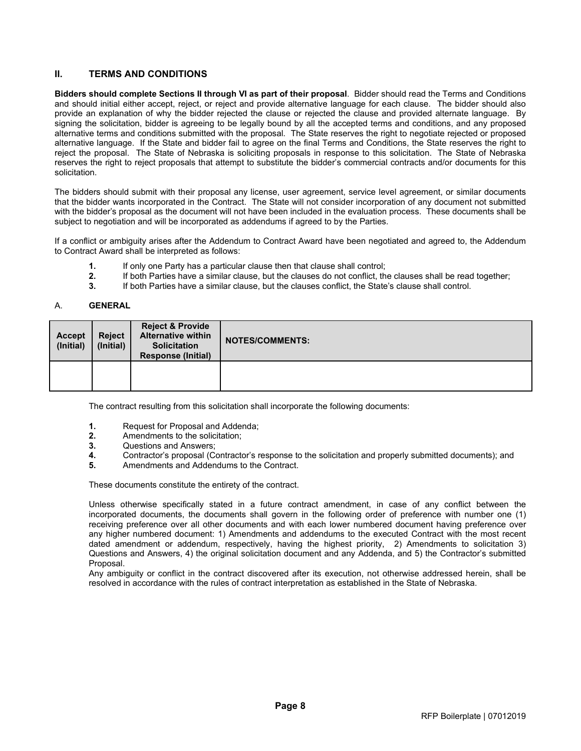## II. TERMS AND CONDITIONS

**Bidders should complete Sections II through VI as part of their proposal**. Bidder should read the Terms and Conditions and should initial either accept, reject, or reject and provide alternative language for each clause. The bidder should also provide an explanation of why the bidder rejected the clause or rejected the clause and provided alternate language. By signing the solicitation, bidder is agreeing to be legally bound by all the accepted terms and conditions, and any proposed alternative terms and conditions submitted with the proposal. The State reserves the right to negotiate rejected or proposed alternative language. If the State and bidder fail to agree on the final Terms and Conditions, the State reserves the right to reject the proposal. The State of Nebraska is soliciting proposals in response to this solicitation. The State of Nebraska reserves the right to reject proposals that attempt to substitute the bidder's commercial contracts and/or documents for this solicitation.

The bidders should submit with their proposal any license, user agreement, service level agreement, or similar documents that the bidder wants incorporated in the Contract. The State will not consider incorporation of any document not submitted with the bidder's proposal as the document will not have been included in the evaluation process. These documents shall be subject to negotiation and will be incorporated as addendums if agreed to by the Parties.

If a conflict or ambiguity arises after the Addendum to Contract Award have been negotiated and agreed to, the Addendum to Contract Award shall be interpreted as follows:

1. If only one Party has a particular clause then that clause shall control;
2. If both Parties have a similar clause, but the clauses do not conflict, the clauses shall be read together;
3. If both Parties have a similar clause, but the clauses conflict, the State's clause shall control.

### A. GENERAL

| Accept (Initial) | Reject (Initial) | Reject & Provide Alternative within Solicitation Response (Initial) | NOTES/COMMENTS: |
|---|---|---|---|
| | | | |

The contract resulting from this solicitation shall incorporate the following documents:

1. Request for Proposal and Addenda;
2. Amendments to the solicitation;
3. Questions and Answers;
4. Contractor's proposal (Contractor's response to the solicitation and properly submitted documents); and
5. Amendments and Addendums to the Contract.

These documents constitute the entirety of the contract.

Unless otherwise specifically stated in a future contract amendment, in case of any conflict between the incorporated documents, the documents shall govern in the following order of preference with number one (1) receiving preference over all other documents and with each lower numbered document having preference over any higher numbered document: 1) Amendments and addendums to the executed Contract with the most recent dated amendment or addendum, respectively, having the highest priority, 2) Amendments to solicitation 3) Questions and Answers, 4) the original solicitation document and any Addenda, and 5) the Contractor's submitted Proposal.

Any ambiguity or conflict in the contract discovered after its execution, not otherwise addressed herein, shall be resolved in accordance with the rules of contract interpretation as established in the State of Nebraska.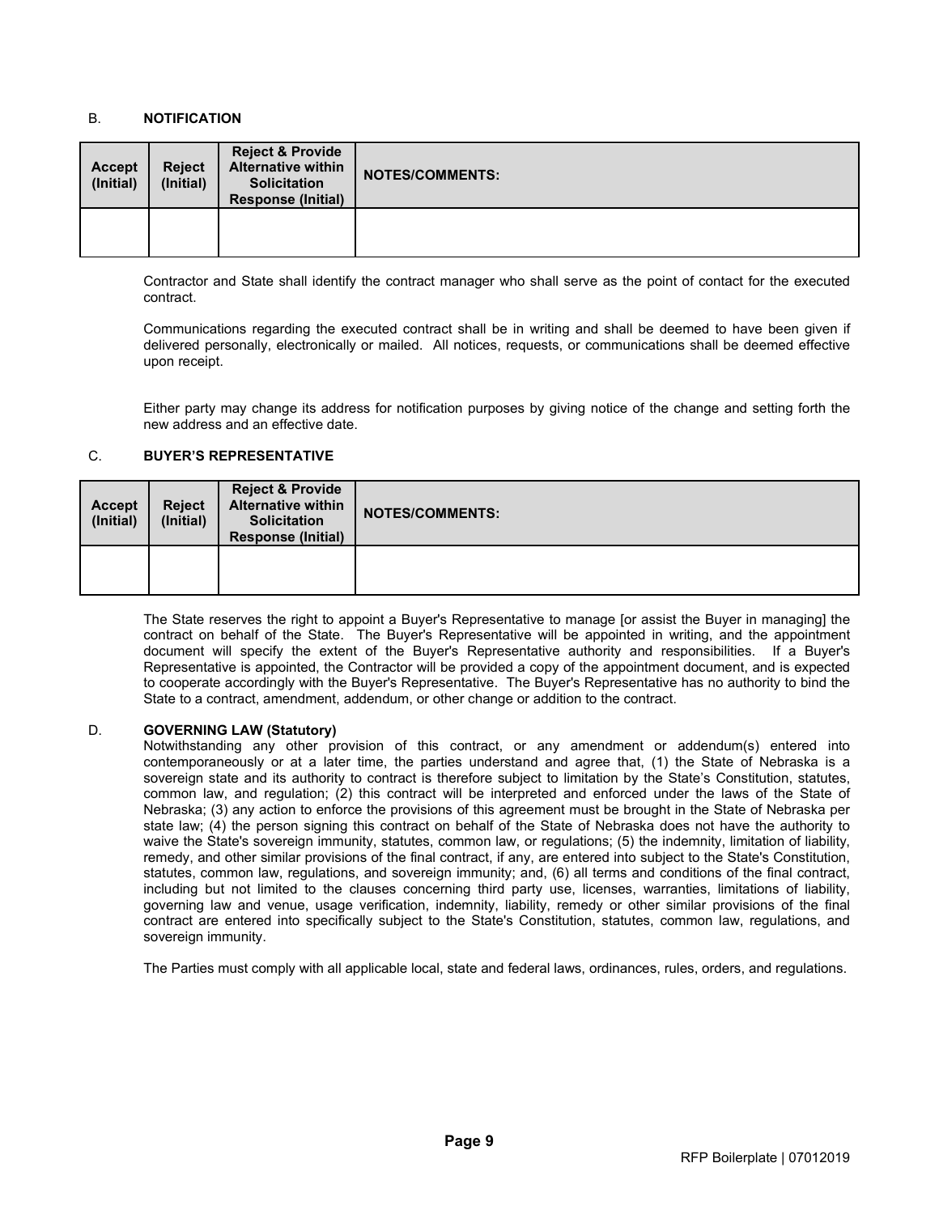### B. NOTIFICATION

| Accept (Initial) | Reject (Initial) | Reject & Provide Alternative within Solicitation Response (Initial) | NOTES/COMMENTS: |
|---|---|---|---|
| | | | |

Contractor and State shall identify the contract manager who shall serve as the point of contact for the executed contract.

Communications regarding the executed contract shall be in writing and shall be deemed to have been given if delivered personally, electronically or mailed. All notices, requests, or communications shall be deemed effective upon receipt.

Either party may change its address for notification purposes by giving notice of the change and setting forth the new address and an effective date.

### C. BUYER'S REPRESENTATIVE

| Accept (Initial) | Reject (Initial) | Reject & Provide Alternative within Solicitation Response (Initial) | NOTES/COMMENTS: |
|---|---|---|---|
| | | | |

The State reserves the right to appoint a Buyer's Representative to manage [or assist the Buyer in managing] the contract on behalf of the State. The Buyer's Representative will be appointed in writing, and the appointment document will specify the extent of the Buyer's Representative authority and responsibilities. If a Buyer's Representative is appointed, the Contractor will be provided a copy of the appointment document, and is expected to cooperate accordingly with the Buyer's Representative. The Buyer's Representative has no authority to bind the State to a contract, amendment, addendum, or other change or addition to the contract.

### D. GOVERNING LAW (Statutory)

Notwithstanding any other provision of this contract, or any amendment or addendum(s) entered into contemporaneously or at a later time, the parties understand and agree that, (1) the State of Nebraska is a sovereign state and its authority to contract is therefore subject to limitation by the State's Constitution, statutes, common law, and regulation; (2) this contract will be interpreted and enforced under the laws of the State of Nebraska; (3) any action to enforce the provisions of this agreement must be brought in the State of Nebraska per state law; (4) the person signing this contract on behalf of the State of Nebraska does not have the authority to waive the State's sovereign immunity, statutes, common law, or regulations; (5) the indemnity, limitation of liability, remedy, and other similar provisions of the final contract, if any, are entered into subject to the State's Constitution, statutes, common law, regulations, and sovereign immunity; and, (6) all terms and conditions of the final contract, including but not limited to the clauses concerning third party use, licenses, warranties, limitations of liability, governing law and venue, usage verification, indemnity, liability, remedy or other similar provisions of the final contract are entered into specifically subject to the State's Constitution, statutes, common law, regulations, and sovereign immunity.

The Parties must comply with all applicable local, state and federal laws, ordinances, rules, orders, and regulations.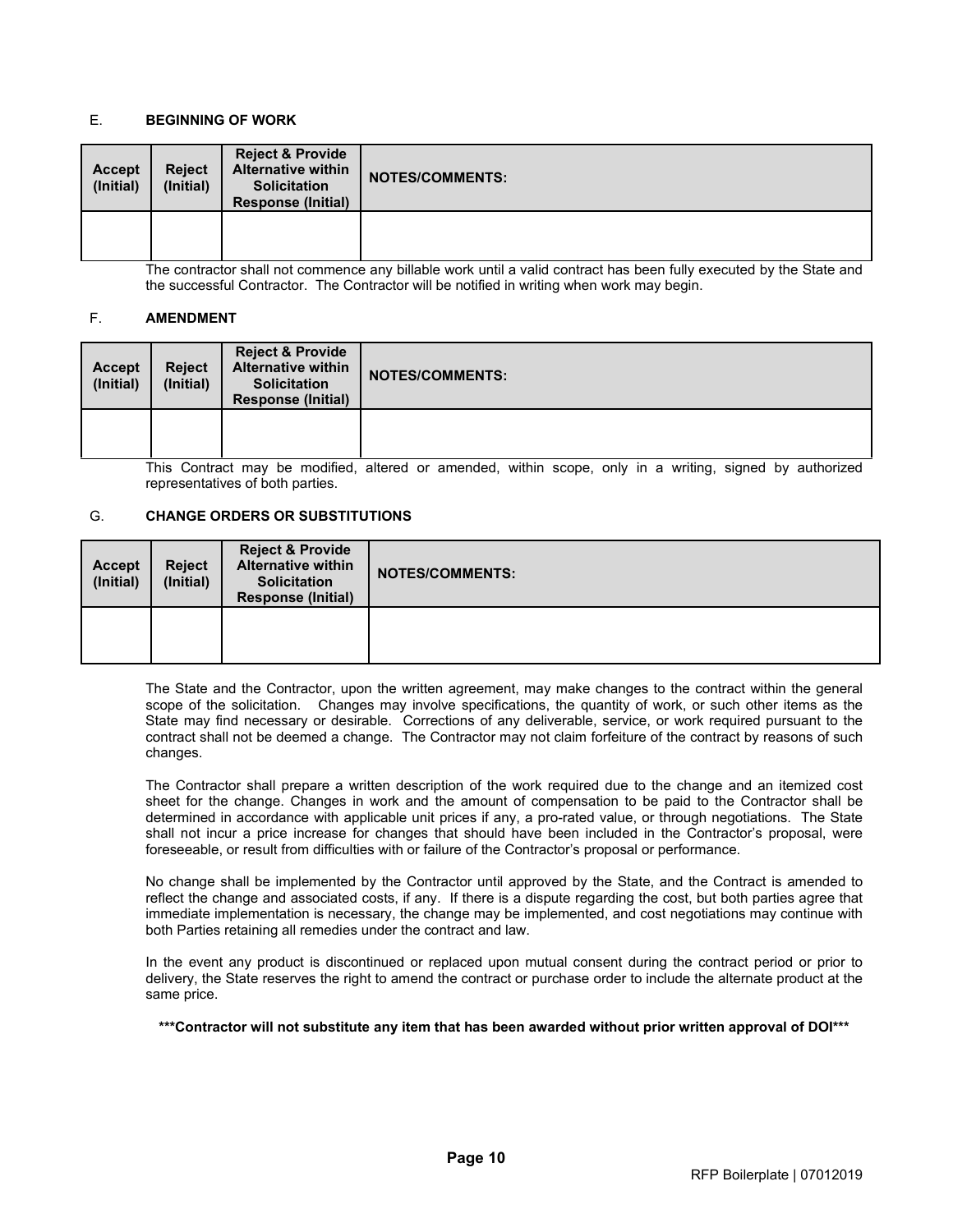E. **BEGINNING OF WORK**

| Accept (Initial) | Reject (Initial) | Reject & Provide Alternative within Solicitation Response (Initial) | NOTES/COMMENTS: |
|---|---|---|---|
| | | | |

The contractor shall not commence any billable work until a valid contract has been fully executed by the State and the successful Contractor. The Contractor will be notified in writing when work may begin.

F. **AMENDMENT**

| Accept (Initial) | Reject (Initial) | Reject & Provide Alternative within Solicitation Response (Initial) | NOTES/COMMENTS: |
|---|---|---|---|
| | | | |

This Contract may be modified, altered or amended, within scope, only in a writing, signed by authorized representatives of both parties.

G. **CHANGE ORDERS OR SUBSTITUTIONS**

| Accept (Initial) | Reject (Initial) | Reject & Provide Alternative within Solicitation Response (Initial) | NOTES/COMMENTS: |
|---|---|---|---|
| | | | |

The State and the Contractor, upon the written agreement, may make changes to the contract within the general scope of the solicitation. Changes may involve specifications, the quantity of work, or such other items as the State may find necessary or desirable. Corrections of any deliverable, service, or work required pursuant to the contract shall not be deemed a change. The Contractor may not claim forfeiture of the contract by reasons of such changes.

The Contractor shall prepare a written description of the work required due to the change and an itemized cost sheet for the change. Changes in work and the amount of compensation to be paid to the Contractor shall be determined in accordance with applicable unit prices if any, a pro-rated value, or through negotiations. The State shall not incur a price increase for changes that should have been included in the Contractor's proposal, were foreseeable, or result from difficulties with or failure of the Contractor's proposal or performance.

No change shall be implemented by the Contractor until approved by the State, and the Contract is amended to reflect the change and associated costs, if any. If there is a dispute regarding the cost, but both parties agree that immediate implementation is necessary, the change may be implemented, and cost negotiations may continue with both Parties retaining all remedies under the contract and law.

In the event any product is discontinued or replaced upon mutual consent during the contract period or prior to delivery, the State reserves the right to amend the contract or purchase order to include the alternate product at the same price.

**\*\*\*Contractor will not substitute any item that has been awarded without prior written approval of DOI\*\*\***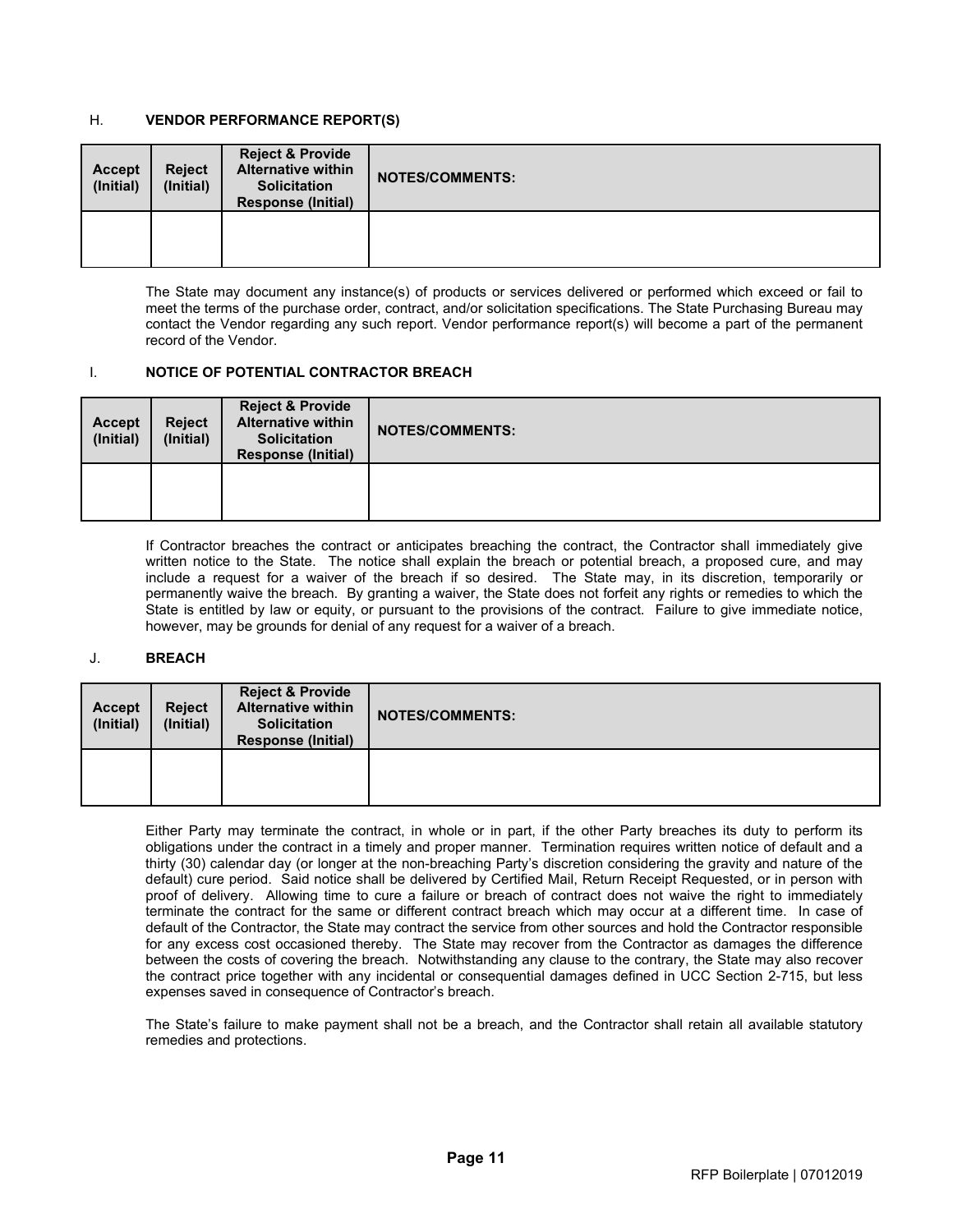### H. VENDOR PERFORMANCE REPORT(S)

| Accept (Initial) | Reject (Initial) | Reject & Provide Alternative within Solicitation Response (Initial) | NOTES/COMMENTS: |
|---|---|---|---|
| | | | |

The State may document any instance(s) of products or services delivered or performed which exceed or fail to meet the terms of the purchase order, contract, and/or solicitation specifications. The State Purchasing Bureau may contact the Vendor regarding any such report. Vendor performance report(s) will become a part of the permanent record of the Vendor.

### I. NOTICE OF POTENTIAL CONTRACTOR BREACH

| Accept (Initial) | Reject (Initial) | Reject & Provide Alternative within Solicitation Response (Initial) | NOTES/COMMENTS: |
|---|---|---|---|
| | | | |

If Contractor breaches the contract or anticipates breaching the contract, the Contractor shall immediately give written notice to the State. The notice shall explain the breach or potential breach, a proposed cure, and may include a request for a waiver of the breach if so desired. The State may, in its discretion, temporarily or permanently waive the breach. By granting a waiver, the State does not forfeit any rights or remedies to which the State is entitled by law or equity, or pursuant to the provisions of the contract. Failure to give immediate notice, however, may be grounds for denial of any request for a waiver of a breach.

### J. BREACH

| Accept (Initial) | Reject (Initial) | Reject & Provide Alternative within Solicitation Response (Initial) | NOTES/COMMENTS: |
|---|---|---|---|
| | | | |

Either Party may terminate the contract, in whole or in part, if the other Party breaches its duty to perform its obligations under the contract in a timely and proper manner. Termination requires written notice of default and a thirty (30) calendar day (or longer at the non-breaching Party's discretion considering the gravity and nature of the default) cure period. Said notice shall be delivered by Certified Mail, Return Receipt Requested, or in person with proof of delivery. Allowing time to cure a failure or breach of contract does not waive the right to immediately terminate the contract for the same or different contract breach which may occur at a different time. In case of default of the Contractor, the State may contract the service from other sources and hold the Contractor responsible for any excess cost occasioned thereby. The State may recover from the Contractor as damages the difference between the costs of covering the breach. Notwithstanding any clause to the contrary, the State may also recover the contract price together with any incidental or consequential damages defined in UCC Section 2-715, but less expenses saved in consequence of Contractor's breach.

The State's failure to make payment shall not be a breach, and the Contractor shall retain all available statutory remedies and protections.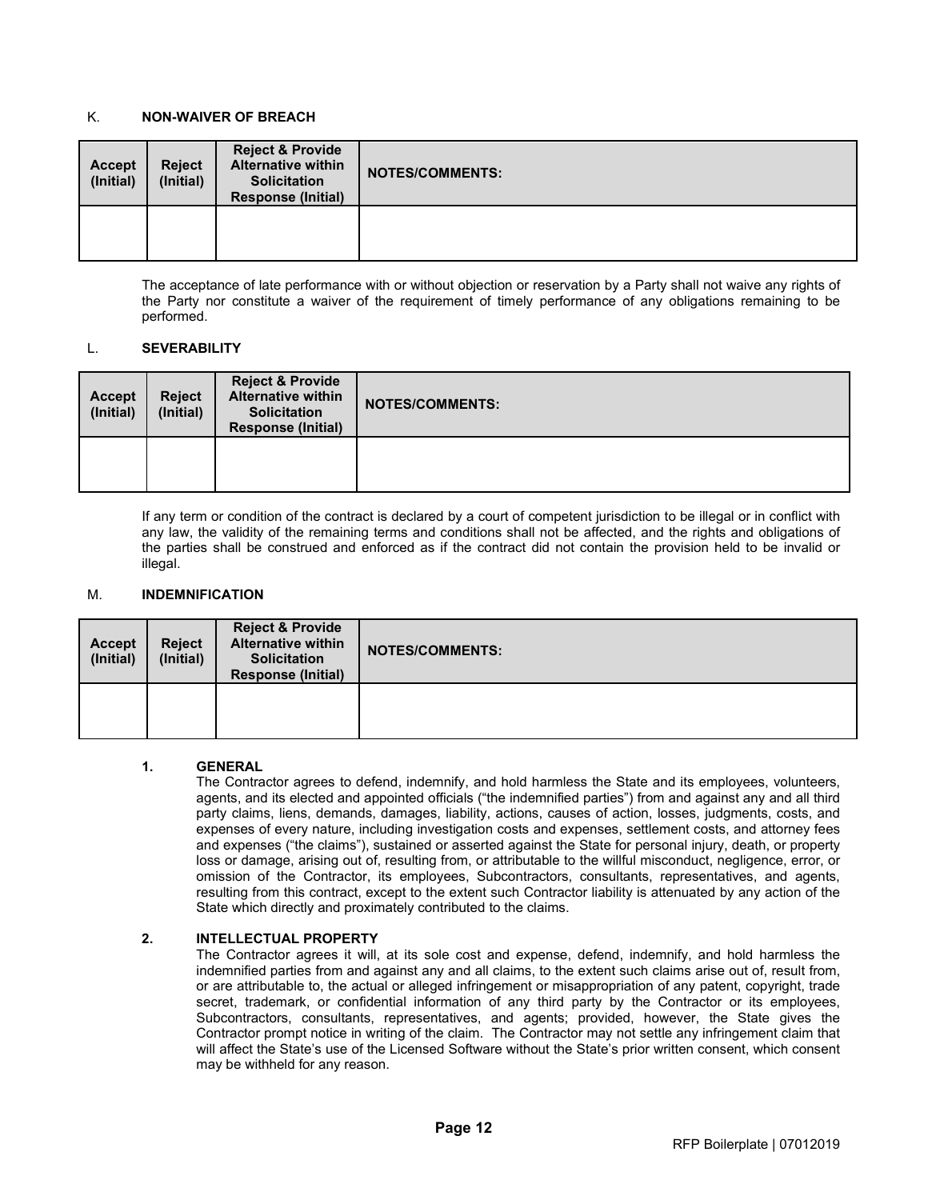### K. NON-WAIVER OF BREACH

| Accept (Initial) | Reject (Initial) | Reject & Provide Alternative within Solicitation Response (Initial) | NOTES/COMMENTS: |
|---|---|---|---|
| | | | |

The acceptance of late performance with or without objection or reservation by a Party shall not waive any rights of the Party nor constitute a waiver of the requirement of timely performance of any obligations remaining to be performed.

### L. SEVERABILITY

| Accept (Initial) | Reject (Initial) | Reject & Provide Alternative within Solicitation Response (Initial) | NOTES/COMMENTS: |
|---|---|---|---|
| | | | |

If any term or condition of the contract is declared by a court of competent jurisdiction to be illegal or in conflict with any law, the validity of the remaining terms and conditions shall not be affected, and the rights and obligations of the parties shall be construed and enforced as if the contract did not contain the provision held to be invalid or illegal.

### M. INDEMNIFICATION

| Accept (Initial) | Reject (Initial) | Reject & Provide Alternative within Solicitation Response (Initial) | NOTES/COMMENTS: |
|---|---|---|---|
| | | | |

**1. GENERAL**

The Contractor agrees to defend, indemnify, and hold harmless the State and its employees, volunteers, agents, and its elected and appointed officials ("the indemnified parties") from and against any and all third party claims, liens, demands, damages, liability, actions, causes of action, losses, judgments, costs, and expenses of every nature, including investigation costs and expenses, settlement costs, and attorney fees and expenses ("the claims"), sustained or asserted against the State for personal injury, death, or property loss or damage, arising out of, resulting from, or attributable to the willful misconduct, negligence, error, or omission of the Contractor, its employees, Subcontractors, consultants, representatives, and agents, resulting from this contract, except to the extent such Contractor liability is attenuated by any action of the State which directly and proximately contributed to the claims.

**2. INTELLECTUAL PROPERTY**

The Contractor agrees it will, at its sole cost and expense, defend, indemnify, and hold harmless the indemnified parties from and against any and all claims, to the extent such claims arise out of, result from, or are attributable to, the actual or alleged infringement or misappropriation of any patent, copyright, trade secret, trademark, or confidential information of any third party by the Contractor or its employees, Subcontractors, consultants, representatives, and agents; provided, however, the State gives the Contractor prompt notice in writing of the claim. The Contractor may not settle any infringement claim that will affect the State's use of the Licensed Software without the State's prior written consent, which consent may be withheld for any reason.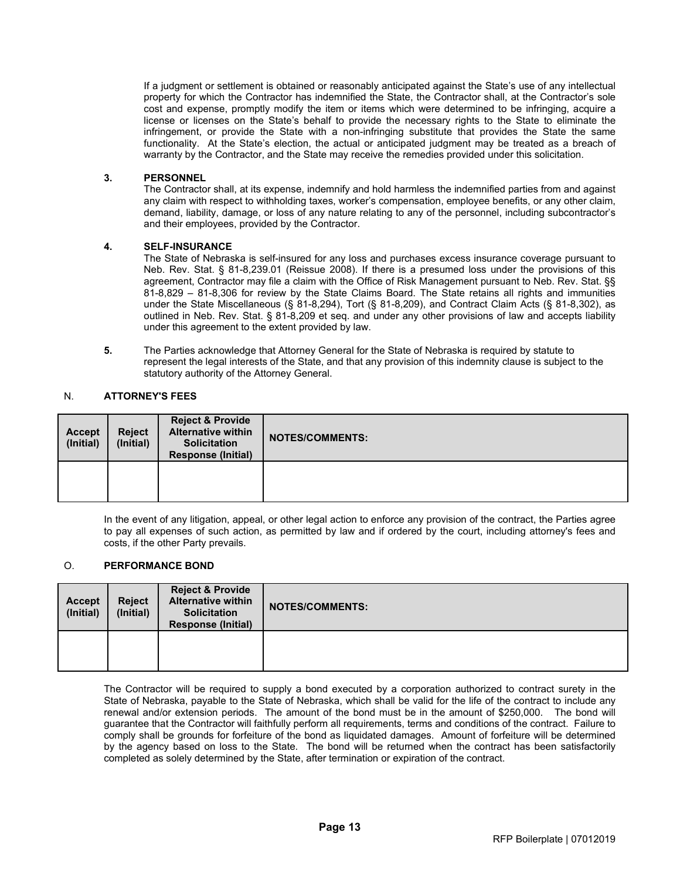If a judgment or settlement is obtained or reasonably anticipated against the State's use of any intellectual property for which the Contractor has indemnified the State, the Contractor shall, at the Contractor's sole cost and expense, promptly modify the item or items which were determined to be infringing, acquire a license or licenses on the State's behalf to provide the necessary rights to the State to eliminate the infringement, or provide the State with a non-infringing substitute that provides the State the same functionality. At the State's election, the actual or anticipated judgment may be treated as a breach of warranty by the Contractor, and the State may receive the remedies provided under this solicitation.

**3. PERSONNEL**

The Contractor shall, at its expense, indemnify and hold harmless the indemnified parties from and against any claim with respect to withholding taxes, worker's compensation, employee benefits, or any other claim, demand, liability, damage, or loss of any nature relating to any of the personnel, including subcontractor's and their employees, provided by the Contractor.

**4. SELF-INSURANCE**

The State of Nebraska is self-insured for any loss and purchases excess insurance coverage pursuant to Neb. Rev. Stat. § 81-8,239.01 (Reissue 2008). If there is a presumed loss under the provisions of this agreement, Contractor may file a claim with the Office of Risk Management pursuant to Neb. Rev. Stat. §§ 81-8,829 – 81-8,306 for review by the State Claims Board. The State retains all rights and immunities under the State Miscellaneous (§ 81-8,294), Tort (§ 81-8,209), and Contract Claim Acts (§ 81-8,302), as outlined in Neb. Rev. Stat. § 81-8,209 et seq. and under any other provisions of law and accepts liability under this agreement to the extent provided by law.

**5.** The Parties acknowledge that Attorney General for the State of Nebraska is required by statute to represent the legal interests of the State, and that any provision of this indemnity clause is subject to the statutory authority of the Attorney General.

## N. ATTORNEY'S FEES

| Accept (Initial) | Reject (Initial) | Reject & Provide Alternative within Solicitation Response (Initial) | NOTES/COMMENTS: |
|---|---|---|---|
| | | | |

In the event of any litigation, appeal, or other legal action to enforce any provision of the contract, the Parties agree to pay all expenses of such action, as permitted by law and if ordered by the court, including attorney's fees and costs, if the other Party prevails.

## O. PERFORMANCE BOND

| Accept (Initial) | Reject (Initial) | Reject & Provide Alternative within Solicitation Response (Initial) | NOTES/COMMENTS: |
|---|---|---|---|
| | | | |

The Contractor will be required to supply a bond executed by a corporation authorized to contract surety in the State of Nebraska, payable to the State of Nebraska, which shall be valid for the life of the contract to include any renewal and/or extension periods. The amount of the bond must be in the amount of $250,000. The bond will guarantee that the Contractor will faithfully perform all requirements, terms and conditions of the contract. Failure to comply shall be grounds for forfeiture of the bond as liquidated damages. Amount of forfeiture will be determined by the agency based on loss to the State. The bond will be returned when the contract has been satisfactorily completed as solely determined by the State, after termination or expiration of the contract.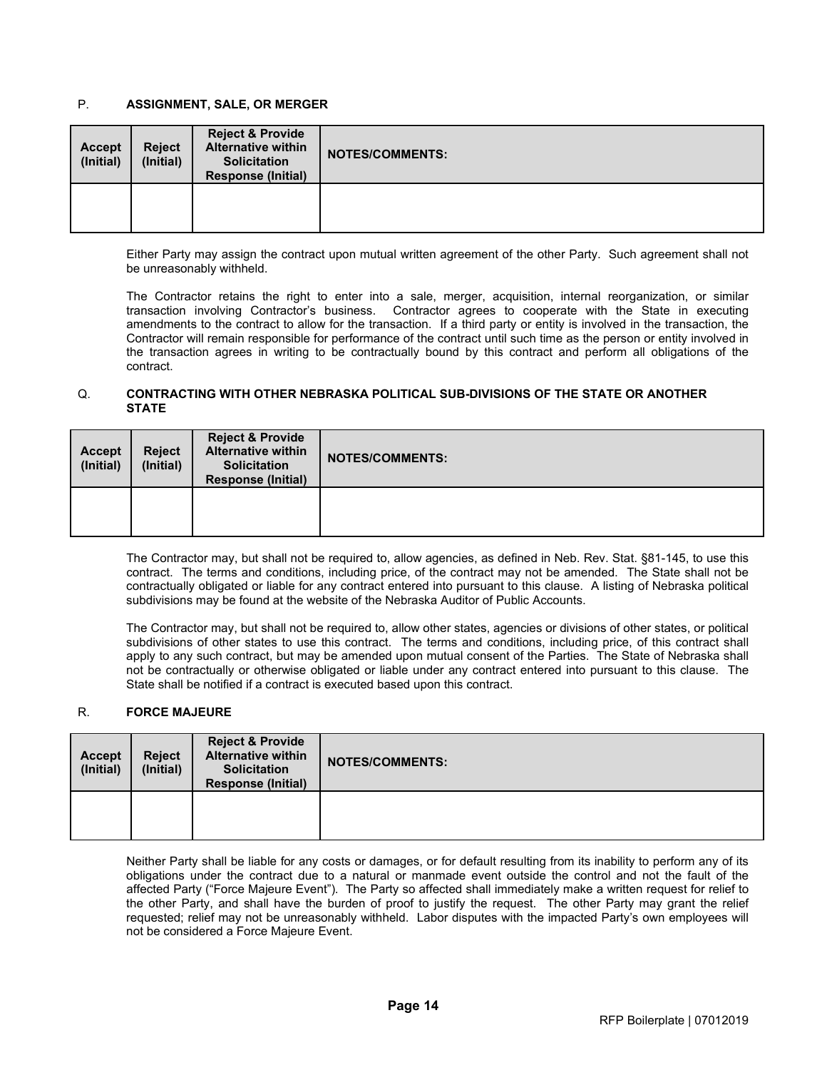### P. ASSIGNMENT, SALE, OR MERGER

| Accept (Initial) | Reject (Initial) | Reject & Provide Alternative within Solicitation Response (Initial) | NOTES/COMMENTS: |
|---|---|---|---|
| | | | |

Either Party may assign the contract upon mutual written agreement of the other Party. Such agreement shall not be unreasonably withheld.

The Contractor retains the right to enter into a sale, merger, acquisition, internal reorganization, or similar transaction involving Contractor's business. Contractor agrees to cooperate with the State in executing amendments to the contract to allow for the transaction. If a third party or entity is involved in the transaction, the Contractor will remain responsible for performance of the contract until such time as the person or entity involved in the transaction agrees in writing to be contractually bound by this contract and perform all obligations of the contract.

### Q. CONTRACTING WITH OTHER NEBRASKA POLITICAL SUB-DIVISIONS OF THE STATE OR ANOTHER STATE

| Accept (Initial) | Reject (Initial) | Reject & Provide Alternative within Solicitation Response (Initial) | NOTES/COMMENTS: |
|---|---|---|---|
| | | | |

The Contractor may, but shall not be required to, allow agencies, as defined in Neb. Rev. Stat. §81-145, to use this contract. The terms and conditions, including price, of the contract may not be amended. The State shall not be contractually obligated or liable for any contract entered into pursuant to this clause. A listing of Nebraska political subdivisions may be found at the website of the Nebraska Auditor of Public Accounts.

The Contractor may, but shall not be required to, allow other states, agencies or divisions of other states, or political subdivisions of other states to use this contract. The terms and conditions, including price, of this contract shall apply to any such contract, but may be amended upon mutual consent of the Parties. The State of Nebraska shall not be contractually or otherwise obligated or liable under any contract entered into pursuant to this clause. The State shall be notified if a contract is executed based upon this contract.

### R. FORCE MAJEURE

| Accept (Initial) | Reject (Initial) | Reject & Provide Alternative within Solicitation Response (Initial) | NOTES/COMMENTS: |
|---|---|---|---|
| | | | |

Neither Party shall be liable for any costs or damages, or for default resulting from its inability to perform any of its obligations under the contract due to a natural or manmade event outside the control and not the fault of the affected Party ("Force Majeure Event"). The Party so affected shall immediately make a written request for relief to the other Party, and shall have the burden of proof to justify the request. The other Party may grant the relief requested; relief may not be unreasonably withheld. Labor disputes with the impacted Party's own employees will not be considered a Force Majeure Event.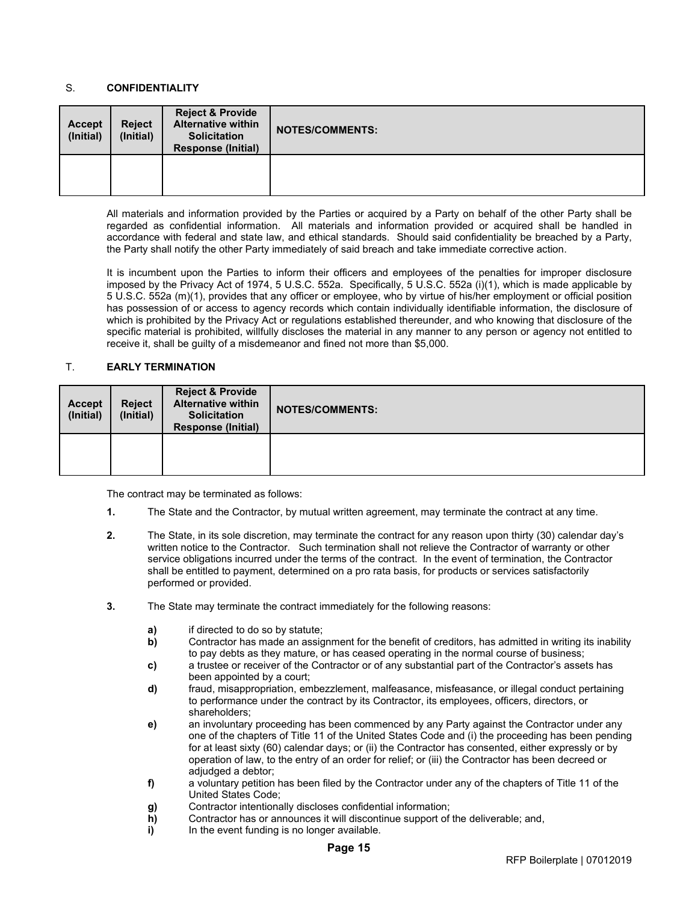## S. CONFIDENTIALITY

| Accept (Initial) | Reject (Initial) | Reject & Provide Alternative within Solicitation Response (Initial) | NOTES/COMMENTS: |
|---|---|---|---|
| | | | |

All materials and information provided by the Parties or acquired by a Party on behalf of the other Party shall be regarded as confidential information. All materials and information provided or acquired shall be handled in accordance with federal and state law, and ethical standards. Should said confidentiality be breached by a Party, the Party shall notify the other Party immediately of said breach and take immediate corrective action.

It is incumbent upon the Parties to inform their officers and employees of the penalties for improper disclosure imposed by the Privacy Act of 1974, 5 U.S.C. 552a. Specifically, 5 U.S.C. 552a (i)(1), which is made applicable by 5 U.S.C. 552a (m)(1), provides that any officer or employee, who by virtue of his/her employment or official position has possession of or access to agency records which contain individually identifiable information, the disclosure of which is prohibited by the Privacy Act or regulations established thereunder, and who knowing that disclosure of the specific material is prohibited, willfully discloses the material in any manner to any person or agency not entitled to receive it, shall be guilty of a misdemeanor and fined not more than $5,000.

## T. EARLY TERMINATION

| Accept (Initial) | Reject (Initial) | Reject & Provide Alternative within Solicitation Response (Initial) | NOTES/COMMENTS: |
|---|---|---|---|
| | | | |

The contract may be terminated as follows:

**1.** The State and the Contractor, by mutual written agreement, may terminate the contract at any time.

**2.** The State, in its sole discretion, may terminate the contract for any reason upon thirty (30) calendar day's written notice to the Contractor. Such termination shall not relieve the Contractor of warranty or other service obligations incurred under the terms of the contract. In the event of termination, the Contractor shall be entitled to payment, determined on a pro rata basis, for products or services satisfactorily performed or provided.

**3.** The State may terminate the contract immediately for the following reasons:

- **a)** if directed to do so by statute;
- **b)** Contractor has made an assignment for the benefit of creditors, has admitted in writing its inability to pay debts as they mature, or has ceased operating in the normal course of business;
- **c)** a trustee or receiver of the Contractor or of any substantial part of the Contractor's assets has been appointed by a court;
- **d)** fraud, misappropriation, embezzlement, malfeasance, misfeasance, or illegal conduct pertaining to performance under the contract by its Contractor, its employees, officers, directors, or shareholders;
- **e)** an involuntary proceeding has been commenced by any Party against the Contractor under any one of the chapters of Title 11 of the United States Code and (i) the proceeding has been pending for at least sixty (60) calendar days; or (ii) the Contractor has consented, either expressly or by operation of law, to the entry of an order for relief; or (iii) the Contractor has been decreed or adjudged a debtor;
- **f)** a voluntary petition has been filed by the Contractor under any of the chapters of Title 11 of the United States Code;
- **g)** Contractor intentionally discloses confidential information;
- **h)** Contractor has or announces it will discontinue support of the deliverable; and,
- **i)** In the event funding is no longer available.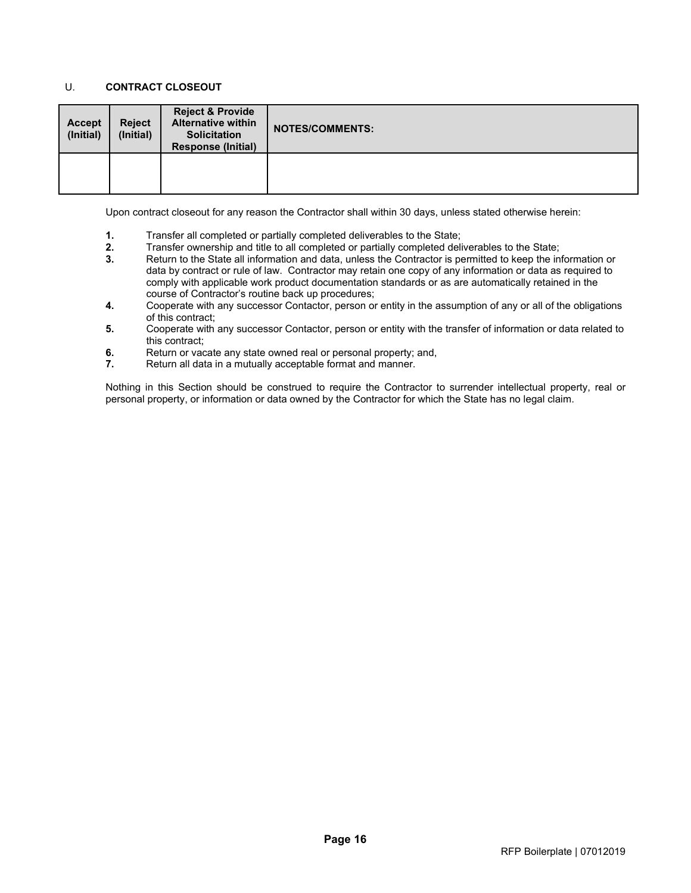## U. CONTRACT CLOSEOUT

| Accept (Initial) | Reject (Initial) | Reject & Provide Alternative within Solicitation Response (Initial) | NOTES/COMMENTS: |
|---|---|---|---|
| | | | |

Upon contract closeout for any reason the Contractor shall within 30 days, unless stated otherwise herein:

1. Transfer all completed or partially completed deliverables to the State;
2. Transfer ownership and title to all completed or partially completed deliverables to the State;
3. Return to the State all information and data, unless the Contractor is permitted to keep the information or data by contract or rule of law. Contractor may retain one copy of any information or data as required to comply with applicable work product documentation standards or as are automatically retained in the course of Contractor's routine back up procedures;
4. Cooperate with any successor Contactor, person or entity in the assumption of any or all of the obligations of this contract;
5. Cooperate with any successor Contactor, person or entity with the transfer of information or data related to this contract;
6. Return or vacate any state owned real or personal property; and,
7. Return all data in a mutually acceptable format and manner.

Nothing in this Section should be construed to require the Contractor to surrender intellectual property, real or personal property, or information or data owned by the Contractor for which the State has no legal claim.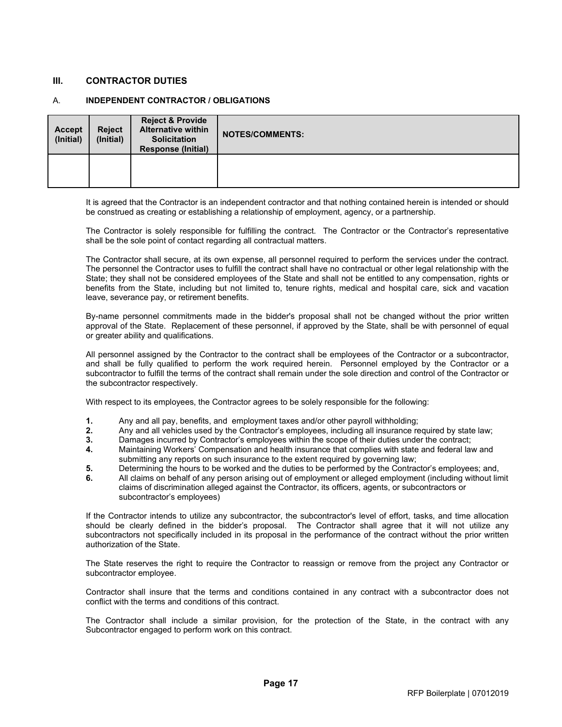## III. CONTRACTOR DUTIES

### A. INDEPENDENT CONTRACTOR / OBLIGATIONS

| Accept (Initial) | Reject (Initial) | Reject & Provide Alternative within Solicitation Response (Initial) | NOTES/COMMENTS: |
|---|---|---|---|
| | | | |

It is agreed that the Contractor is an independent contractor and that nothing contained herein is intended or should be construed as creating or establishing a relationship of employment, agency, or a partnership.

The Contractor is solely responsible for fulfilling the contract. The Contractor or the Contractor's representative shall be the sole point of contact regarding all contractual matters.

The Contractor shall secure, at its own expense, all personnel required to perform the services under the contract. The personnel the Contractor uses to fulfill the contract shall have no contractual or other legal relationship with the State; they shall not be considered employees of the State and shall not be entitled to any compensation, rights or benefits from the State, including but not limited to, tenure rights, medical and hospital care, sick and vacation leave, severance pay, or retirement benefits.

By-name personnel commitments made in the bidder's proposal shall not be changed without the prior written approval of the State. Replacement of these personnel, if approved by the State, shall be with personnel of equal or greater ability and qualifications.

All personnel assigned by the Contractor to the contract shall be employees of the Contractor or a subcontractor, and shall be fully qualified to perform the work required herein. Personnel employed by the Contractor or a subcontractor to fulfill the terms of the contract shall remain under the sole direction and control of the Contractor or the subcontractor respectively.

With respect to its employees, the Contractor agrees to be solely responsible for the following:

1. Any and all pay, benefits, and employment taxes and/or other payroll withholding;
2. Any and all vehicles used by the Contractor's employees, including all insurance required by state law;
3. Damages incurred by Contractor's employees within the scope of their duties under the contract;
4. Maintaining Workers' Compensation and health insurance that complies with state and federal law and submitting any reports on such insurance to the extent required by governing law;
5. Determining the hours to be worked and the duties to be performed by the Contractor's employees; and,
6. All claims on behalf of any person arising out of employment or alleged employment (including without limit claims of discrimination alleged against the Contractor, its officers, agents, or subcontractors or subcontractor's employees)

If the Contractor intends to utilize any subcontractor, the subcontractor's level of effort, tasks, and time allocation should be clearly defined in the bidder's proposal. The Contractor shall agree that it will not utilize any subcontractors not specifically included in its proposal in the performance of the contract without the prior written authorization of the State.

The State reserves the right to require the Contractor to reassign or remove from the project any Contractor or subcontractor employee.

Contractor shall insure that the terms and conditions contained in any contract with a subcontractor does not conflict with the terms and conditions of this contract.

The Contractor shall include a similar provision, for the protection of the State, in the contract with any Subcontractor engaged to perform work on this contract.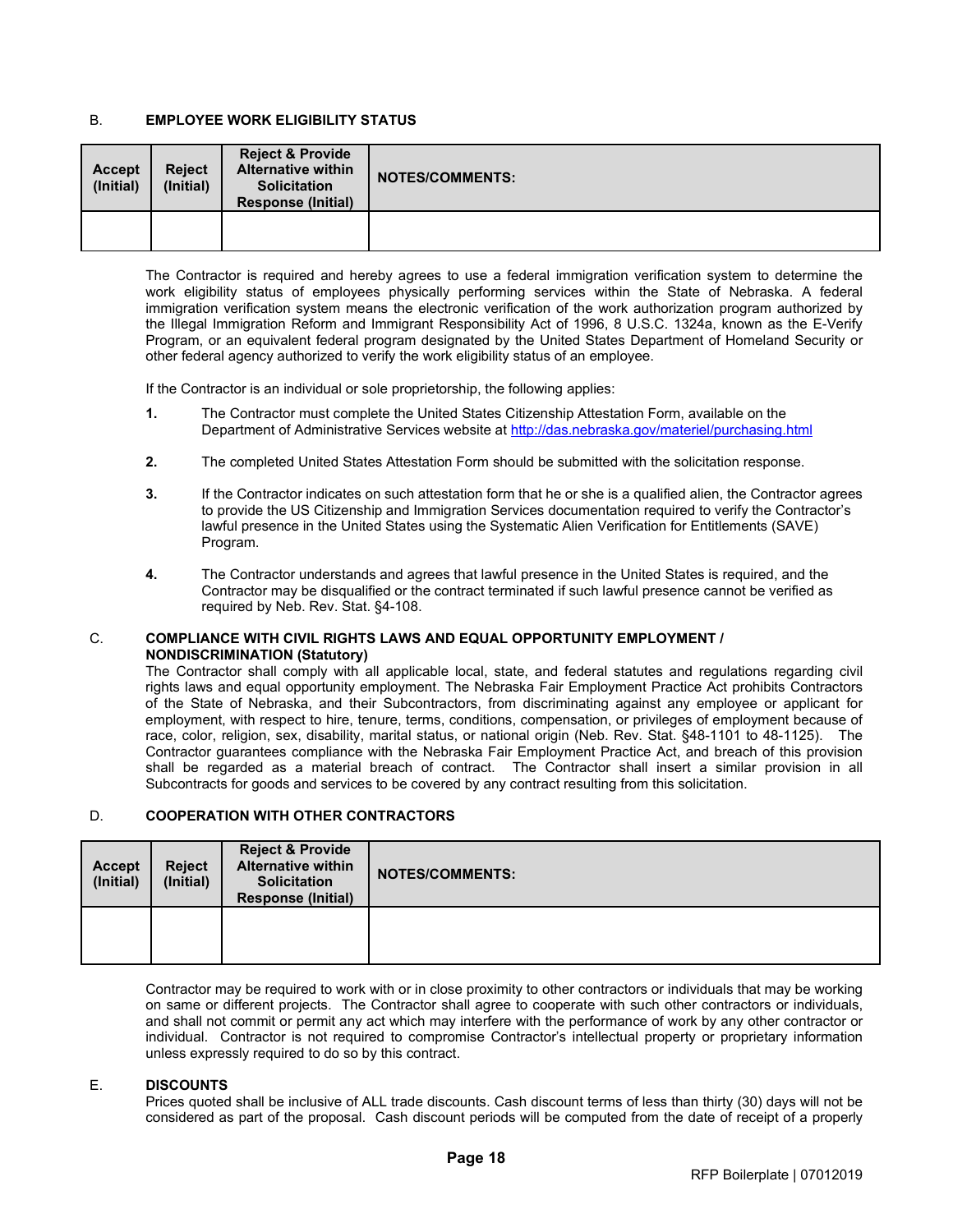B. **EMPLOYEE WORK ELIGIBILITY STATUS**

| Accept (Initial) | Reject (Initial) | Reject & Provide Alternative within Solicitation Response (Initial) | NOTES/COMMENTS: |
|---|---|---|---|
| | | | |

The Contractor is required and hereby agrees to use a federal immigration verification system to determine the work eligibility status of employees physically performing services within the State of Nebraska. A federal immigration verification system means the electronic verification of the work authorization program authorized by the Illegal Immigration Reform and Immigrant Responsibility Act of 1996, 8 U.S.C. 1324a, known as the E-Verify Program, or an equivalent federal program designated by the United States Department of Homeland Security or other federal agency authorized to verify the work eligibility status of an employee.

If the Contractor is an individual or sole proprietorship, the following applies:

1. The Contractor must complete the United States Citizenship Attestation Form, available on the Department of Administrative Services website at http://das.nebraska.gov/materiel/purchasing.html

2. The completed United States Attestation Form should be submitted with the solicitation response.

3. If the Contractor indicates on such attestation form that he or she is a qualified alien, the Contractor agrees to provide the US Citizenship and Immigration Services documentation required to verify the Contractor's lawful presence in the United States using the Systematic Alien Verification for Entitlements (SAVE) Program.

4. The Contractor understands and agrees that lawful presence in the United States is required, and the Contractor may be disqualified or the contract terminated if such lawful presence cannot be verified as required by Neb. Rev. Stat. §4-108.

C. **COMPLIANCE WITH CIVIL RIGHTS LAWS AND EQUAL OPPORTUNITY EMPLOYMENT / NONDISCRIMINATION (Statutory)**

The Contractor shall comply with all applicable local, state, and federal statutes and regulations regarding civil rights laws and equal opportunity employment. The Nebraska Fair Employment Practice Act prohibits Contractors of the State of Nebraska, and their Subcontractors, from discriminating against any employee or applicant for employment, with respect to hire, tenure, terms, conditions, compensation, or privileges of employment because of race, color, religion, sex, disability, marital status, or national origin (Neb. Rev. Stat. §48-1101 to 48-1125). The Contractor guarantees compliance with the Nebraska Fair Employment Practice Act, and breach of this provision shall be regarded as a material breach of contract. The Contractor shall insert a similar provision in all Subcontracts for goods and services to be covered by any contract resulting from this solicitation.

D. **COOPERATION WITH OTHER CONTRACTORS**

| Accept (Initial) | Reject (Initial) | Reject & Provide Alternative within Solicitation Response (Initial) | NOTES/COMMENTS: |
|---|---|---|---|
| | | | |

Contractor may be required to work with or in close proximity to other contractors or individuals that may be working on same or different projects. The Contractor shall agree to cooperate with such other contractors or individuals, and shall not commit or permit any act which may interfere with the performance of work by any other contractor or individual. Contractor is not required to compromise Contractor's intellectual property or proprietary information unless expressly required to do so by this contract.

E. **DISCOUNTS**

Prices quoted shall be inclusive of ALL trade discounts. Cash discount terms of less than thirty (30) days will not be considered as part of the proposal. Cash discount periods will be computed from the date of receipt of a properly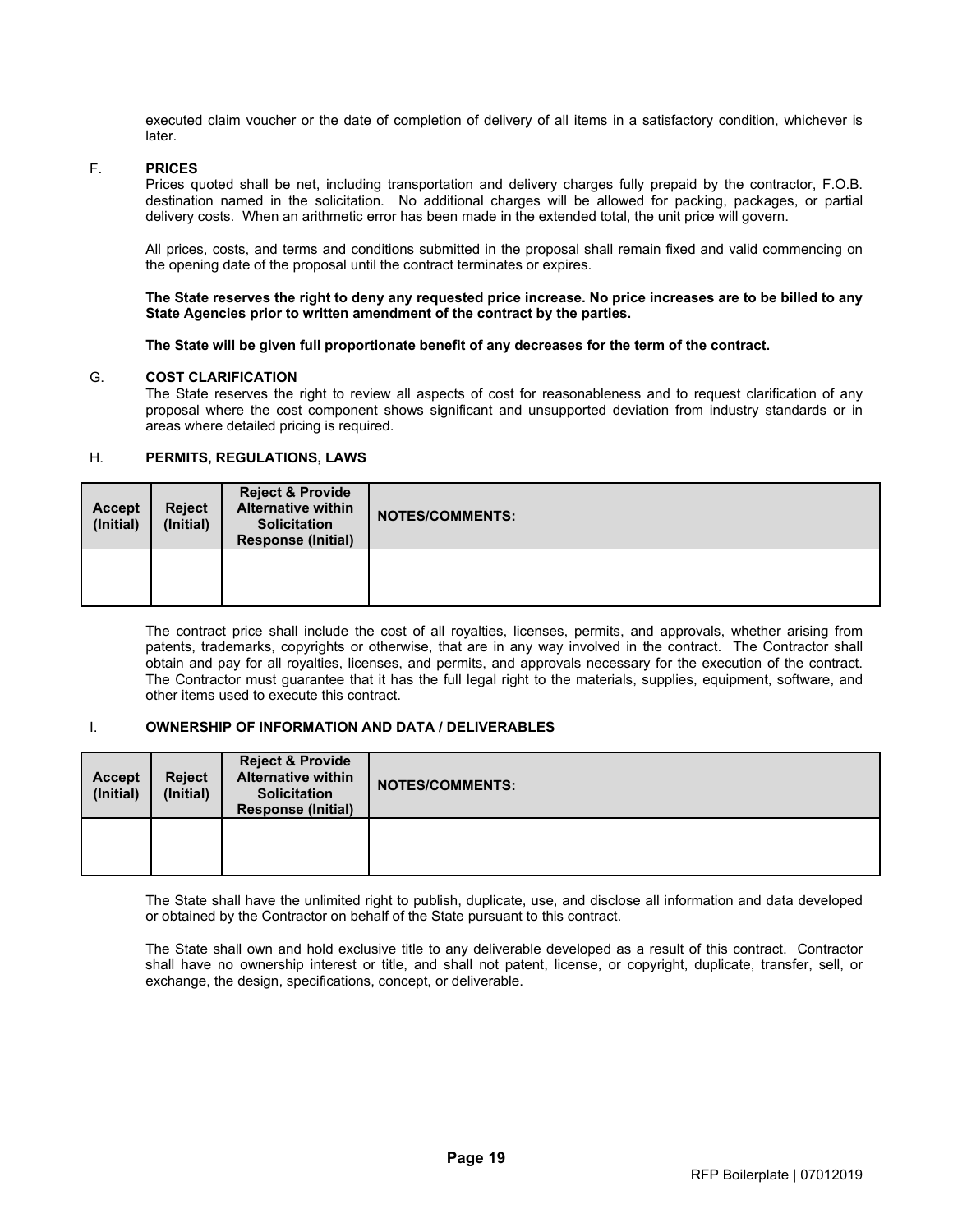executed claim voucher or the date of completion of delivery of all items in a satisfactory condition, whichever is later.

F. **PRICES**

Prices quoted shall be net, including transportation and delivery charges fully prepaid by the contractor, F.O.B. destination named in the solicitation. No additional charges will be allowed for packing, packages, or partial delivery costs. When an arithmetic error has been made in the extended total, the unit price will govern.

All prices, costs, and terms and conditions submitted in the proposal shall remain fixed and valid commencing on the opening date of the proposal until the contract terminates or expires.

**The State reserves the right to deny any requested price increase. No price increases are to be billed to any State Agencies prior to written amendment of the contract by the parties.**

**The State will be given full proportionate benefit of any decreases for the term of the contract.**

G. **COST CLARIFICATION**

The State reserves the right to review all aspects of cost for reasonableness and to request clarification of any proposal where the cost component shows significant and unsupported deviation from industry standards or in areas where detailed pricing is required.

H. **PERMITS, REGULATIONS, LAWS**

| Accept (Initial) | Reject (Initial) | Reject & Provide Alternative within Solicitation Response (Initial) | NOTES/COMMENTS: |
|---|---|---|---|
| | | | |

The contract price shall include the cost of all royalties, licenses, permits, and approvals, whether arising from patents, trademarks, copyrights or otherwise, that are in any way involved in the contract. The Contractor shall obtain and pay for all royalties, licenses, and permits, and approvals necessary for the execution of the contract. The Contractor must guarantee that it has the full legal right to the materials, supplies, equipment, software, and other items used to execute this contract.

I. **OWNERSHIP OF INFORMATION AND DATA / DELIVERABLES**

| Accept (Initial) | Reject (Initial) | Reject & Provide Alternative within Solicitation Response (Initial) | NOTES/COMMENTS: |
|---|---|---|---|
| | | | |

The State shall have the unlimited right to publish, duplicate, use, and disclose all information and data developed or obtained by the Contractor on behalf of the State pursuant to this contract.

The State shall own and hold exclusive title to any deliverable developed as a result of this contract. Contractor shall have no ownership interest or title, and shall not patent, license, or copyright, duplicate, transfer, sell, or exchange, the design, specifications, concept, or deliverable.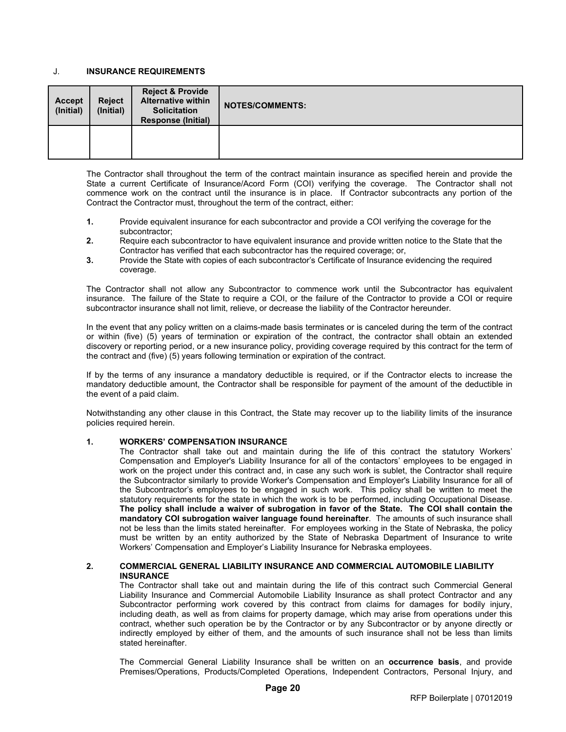## J. INSURANCE REQUIREMENTS

| Accept (Initial) | Reject (Initial) | Reject & Provide Alternative within Solicitation Response (Initial) | NOTES/COMMENTS: |
|---|---|---|---|
| | | | |

The Contractor shall throughout the term of the contract maintain insurance as specified herein and provide the State a current Certificate of Insurance/Acord Form (COI) verifying the coverage. The Contractor shall not commence work on the contract until the insurance is in place. If Contractor subcontracts any portion of the Contract the Contractor must, throughout the term of the contract, either:

1. Provide equivalent insurance for each subcontractor and provide a COI verifying the coverage for the subcontractor;
2. Require each subcontractor to have equivalent insurance and provide written notice to the State that the Contractor has verified that each subcontractor has the required coverage; or,
3. Provide the State with copies of each subcontractor's Certificate of Insurance evidencing the required coverage.

The Contractor shall not allow any Subcontractor to commence work until the Subcontractor has equivalent insurance. The failure of the State to require a COI, or the failure of the Contractor to provide a COI or require subcontractor insurance shall not limit, relieve, or decrease the liability of the Contractor hereunder.

In the event that any policy written on a claims-made basis terminates or is canceled during the term of the contract or within (five) (5) years of termination or expiration of the contract, the contractor shall obtain an extended discovery or reporting period, or a new insurance policy, providing coverage required by this contract for the term of the contract and (five) (5) years following termination or expiration of the contract.

If by the terms of any insurance a mandatory deductible is required, or if the Contractor elects to increase the mandatory deductible amount, the Contractor shall be responsible for payment of the amount of the deductible in the event of a paid claim.

Notwithstanding any other clause in this Contract, the State may recover up to the liability limits of the insurance policies required herein.

### 1. WORKERS' COMPENSATION INSURANCE

The Contractor shall take out and maintain during the life of this contract the statutory Workers' Compensation and Employer's Liability Insurance for all of the contactors' employees to be engaged in work on the project under this contract and, in case any such work is sublet, the Contractor shall require the Subcontractor similarly to provide Worker's Compensation and Employer's Liability Insurance for all of the Subcontractor's employees to be engaged in such work. This policy shall be written to meet the statutory requirements for the state in which the work is to be performed, including Occupational Disease. **The policy shall include a waiver of subrogation in favor of the State. The COI shall contain the mandatory COI subrogation waiver language found hereinafter**. The amounts of such insurance shall not be less than the limits stated hereinafter. For employees working in the State of Nebraska, the policy must be written by an entity authorized by the State of Nebraska Department of Insurance to write Workers' Compensation and Employer's Liability Insurance for Nebraska employees.

### 2. COMMERCIAL GENERAL LIABILITY INSURANCE AND COMMERCIAL AUTOMOBILE LIABILITY INSURANCE

The Contractor shall take out and maintain during the life of this contract such Commercial General Liability Insurance and Commercial Automobile Liability Insurance as shall protect Contractor and any Subcontractor performing work covered by this contract from claims for damages for bodily injury, including death, as well as from claims for property damage, which may arise from operations under this contract, whether such operation be by the Contractor or by any Subcontractor or by anyone directly or indirectly employed by either of them, and the amounts of such insurance shall not be less than limits stated hereinafter.

The Commercial General Liability Insurance shall be written on an **occurrence basis**, and provide Premises/Operations, Products/Completed Operations, Independent Contractors, Personal Injury, and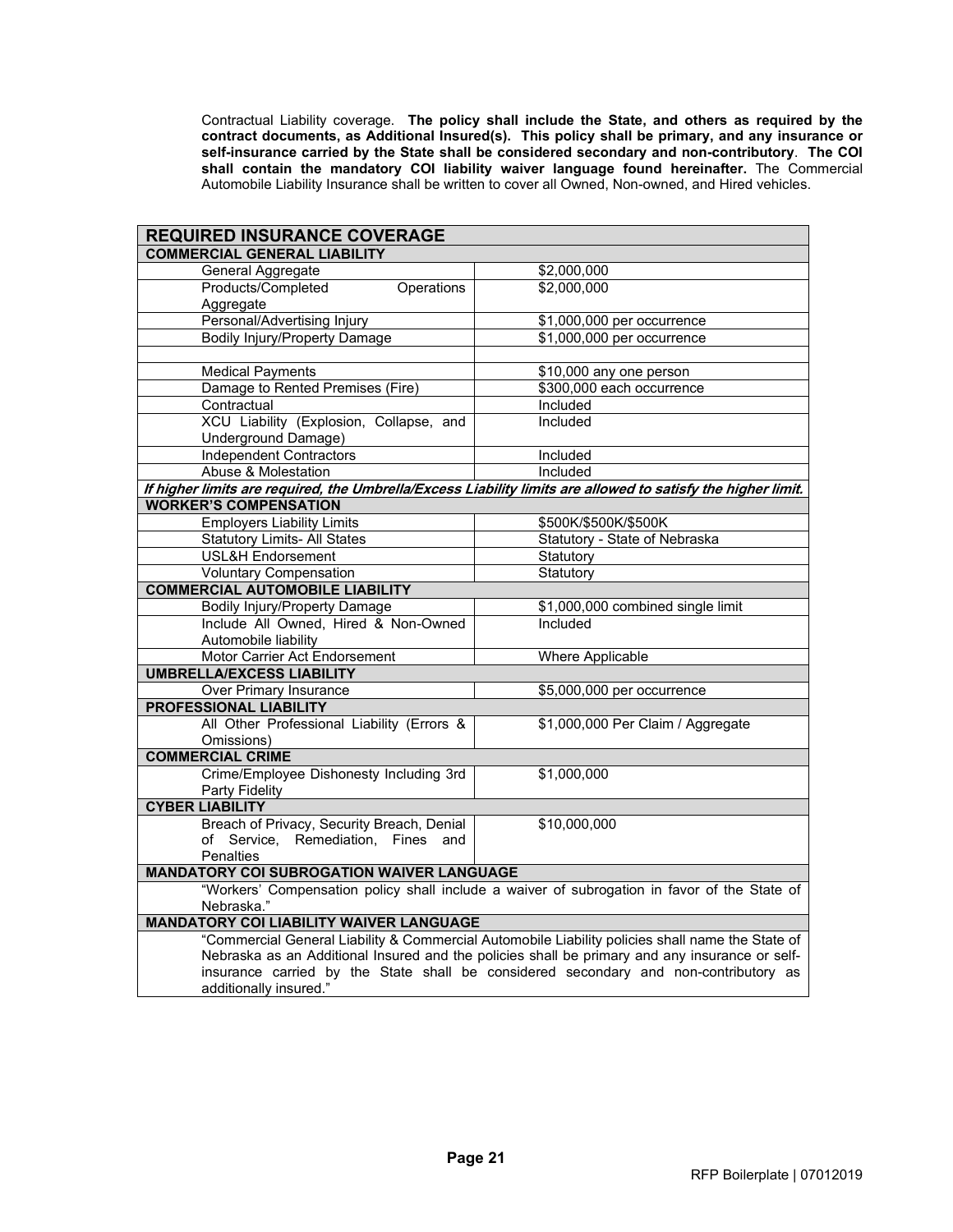Contractual Liability coverage. **The policy shall include the State, and others as required by the contract documents, as Additional Insured(s). This policy shall be primary, and any insurance or self-insurance carried by the State shall be considered secondary and non-contributory**. **The COI shall contain the mandatory COI liability waiver language found hereinafter.** The Commercial Automobile Liability Insurance shall be written to cover all Owned, Non-owned, and Hired vehicles.

| **REQUIRED INSURANCE COVERAGE** | |
|---|---|
| **COMMERCIAL GENERAL LIABILITY** | |
| General Aggregate | $2,000,000 |
| Products/Completed Operations Aggregate | $2,000,000 |
| Personal/Advertising Injury | $1,000,000 per occurrence |
| Bodily Injury/Property Damage | $1,000,000 per occurrence |
| | |
| Medical Payments | $10,000 any one person |
| Damage to Rented Premises (Fire) | $300,000 each occurrence |
| Contractual | Included |
| XCU Liability (Explosion, Collapse, and Underground Damage) | Included |
| Independent Contractors | Included |
| Abuse & Molestation | Included |
| ***If higher limits are required, the Umbrella/Excess Liability limits are allowed to satisfy the higher limit.*** | |
| **WORKER'S COMPENSATION** | |
| Employers Liability Limits | $500K/$500K/$500K |
| Statutory Limits- All States | Statutory - State of Nebraska |
| USL&H Endorsement | Statutory |
| Voluntary Compensation | Statutory |
| **COMMERCIAL AUTOMOBILE LIABILITY** | |
| Bodily Injury/Property Damage | $1,000,000 combined single limit |
| Include All Owned, Hired & Non-Owned Automobile liability | Included |
| Motor Carrier Act Endorsement | Where Applicable |
| **UMBRELLA/EXCESS LIABILITY** | |
| Over Primary Insurance | $5,000,000 per occurrence |
| **PROFESSIONAL LIABILITY** | |
| All Other Professional Liability (Errors & Omissions) | $1,000,000 Per Claim / Aggregate |
| **COMMERCIAL CRIME** | |
| Crime/Employee Dishonesty Including 3rd Party Fidelity | $1,000,000 |
| **CYBER LIABILITY** | |
| Breach of Privacy, Security Breach, Denial of Service, Remediation, Fines and Penalties | $10,000,000 |
| **MANDATORY COI SUBROGATION WAIVER LANGUAGE** | |
| "Workers' Compensation policy shall include a waiver of subrogation in favor of the State of Nebraska." | |
| **MANDATORY COI LIABILITY WAIVER LANGUAGE** | |
| "Commercial General Liability & Commercial Automobile Liability policies shall name the State of Nebraska as an Additional Insured and the policies shall be primary and any insurance or self-insurance carried by the State shall be considered secondary and non-contributory as additionally insured." | |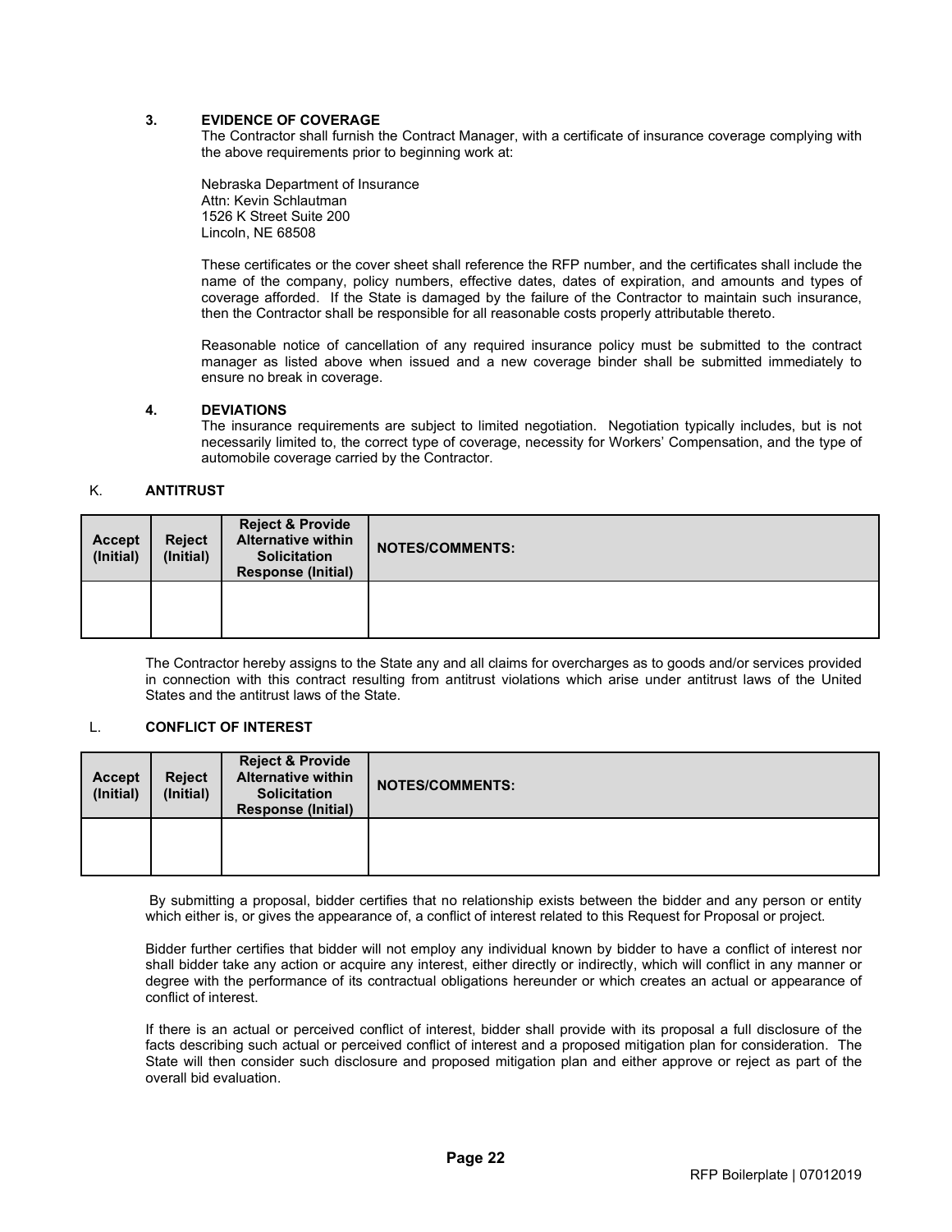### 3. EVIDENCE OF COVERAGE

The Contractor shall furnish the Contract Manager, with a certificate of insurance coverage complying with the above requirements prior to beginning work at:

Nebraska Department of Insurance
Attn: Kevin Schlautman
1526 K Street Suite 200
Lincoln, NE 68508

These certificates or the cover sheet shall reference the RFP number, and the certificates shall include the name of the company, policy numbers, effective dates, dates of expiration, and amounts and types of coverage afforded. If the State is damaged by the failure of the Contractor to maintain such insurance, then the Contractor shall be responsible for all reasonable costs properly attributable thereto.

Reasonable notice of cancellation of any required insurance policy must be submitted to the contract manager as listed above when issued and a new coverage binder shall be submitted immediately to ensure no break in coverage.

### 4. DEVIATIONS

The insurance requirements are subject to limited negotiation. Negotiation typically includes, but is not necessarily limited to, the correct type of coverage, necessity for Workers' Compensation, and the type of automobile coverage carried by the Contractor.

## K. ANTITRUST

| Accept (Initial) | Reject (Initial) | Reject & Provide Alternative within Solicitation Response (Initial) | NOTES/COMMENTS: |
|---|---|---|---|
| | | | |

The Contractor hereby assigns to the State any and all claims for overcharges as to goods and/or services provided in connection with this contract resulting from antitrust violations which arise under antitrust laws of the United States and the antitrust laws of the State.

## L. CONFLICT OF INTEREST

| Accept (Initial) | Reject (Initial) | Reject & Provide Alternative within Solicitation Response (Initial) | NOTES/COMMENTS: |
|---|---|---|---|
| | | | |

By submitting a proposal, bidder certifies that no relationship exists between the bidder and any person or entity which either is, or gives the appearance of, a conflict of interest related to this Request for Proposal or project.

Bidder further certifies that bidder will not employ any individual known by bidder to have a conflict of interest nor shall bidder take any action or acquire any interest, either directly or indirectly, which will conflict in any manner or degree with the performance of its contractual obligations hereunder or which creates an actual or appearance of conflict of interest.

If there is an actual or perceived conflict of interest, bidder shall provide with its proposal a full disclosure of the facts describing such actual or perceived conflict of interest and a proposed mitigation plan for consideration. The State will then consider such disclosure and proposed mitigation plan and either approve or reject as part of the overall bid evaluation.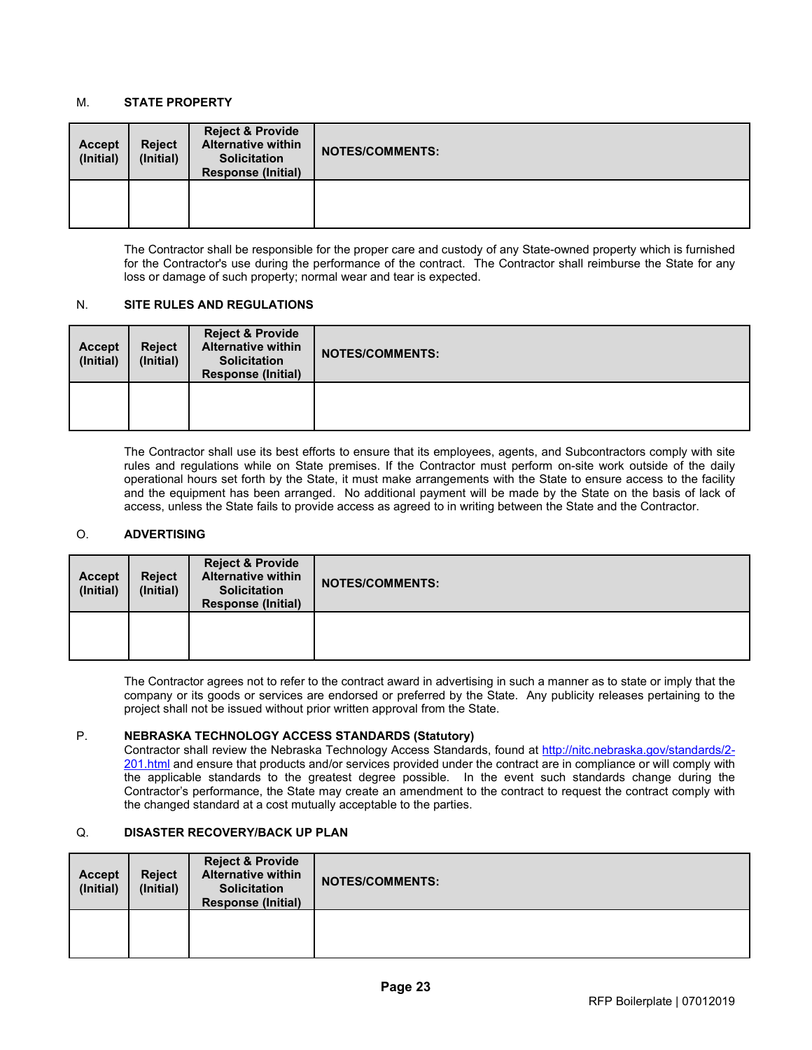### M. STATE PROPERTY

| Accept (Initial) | Reject (Initial) | Reject & Provide Alternative within Solicitation Response (Initial) | NOTES/COMMENTS: |
|---|---|---|---|
| | | | |

The Contractor shall be responsible for the proper care and custody of any State-owned property which is furnished for the Contractor's use during the performance of the contract. The Contractor shall reimburse the State for any loss or damage of such property; normal wear and tear is expected.

### N. SITE RULES AND REGULATIONS

| Accept (Initial) | Reject (Initial) | Reject & Provide Alternative within Solicitation Response (Initial) | NOTES/COMMENTS: |
|---|---|---|---|
| | | | |

The Contractor shall use its best efforts to ensure that its employees, agents, and Subcontractors comply with site rules and regulations while on State premises. If the Contractor must perform on-site work outside of the daily operational hours set forth by the State, it must make arrangements with the State to ensure access to the facility and the equipment has been arranged. No additional payment will be made by the State on the basis of lack of access, unless the State fails to provide access as agreed to in writing between the State and the Contractor.

### O. ADVERTISING

| Accept (Initial) | Reject (Initial) | Reject & Provide Alternative within Solicitation Response (Initial) | NOTES/COMMENTS: |
|---|---|---|---|
| | | | |

The Contractor agrees not to refer to the contract award in advertising in such a manner as to state or imply that the company or its goods or services are endorsed or preferred by the State. Any publicity releases pertaining to the project shall not be issued without prior written approval from the State.

### P. NEBRASKA TECHNOLOGY ACCESS STANDARDS (Statutory)

Contractor shall review the Nebraska Technology Access Standards, found at http://nitc.nebraska.gov/standards/2-201.html and ensure that products and/or services provided under the contract are in compliance or will comply with the applicable standards to the greatest degree possible. In the event such standards change during the Contractor's performance, the State may create an amendment to the contract to request the contract comply with the changed standard at a cost mutually acceptable to the parties.

### Q. DISASTER RECOVERY/BACK UP PLAN

| Accept (Initial) | Reject (Initial) | Reject & Provide Alternative within Solicitation Response (Initial) | NOTES/COMMENTS: |
|---|---|---|---|
| | | | |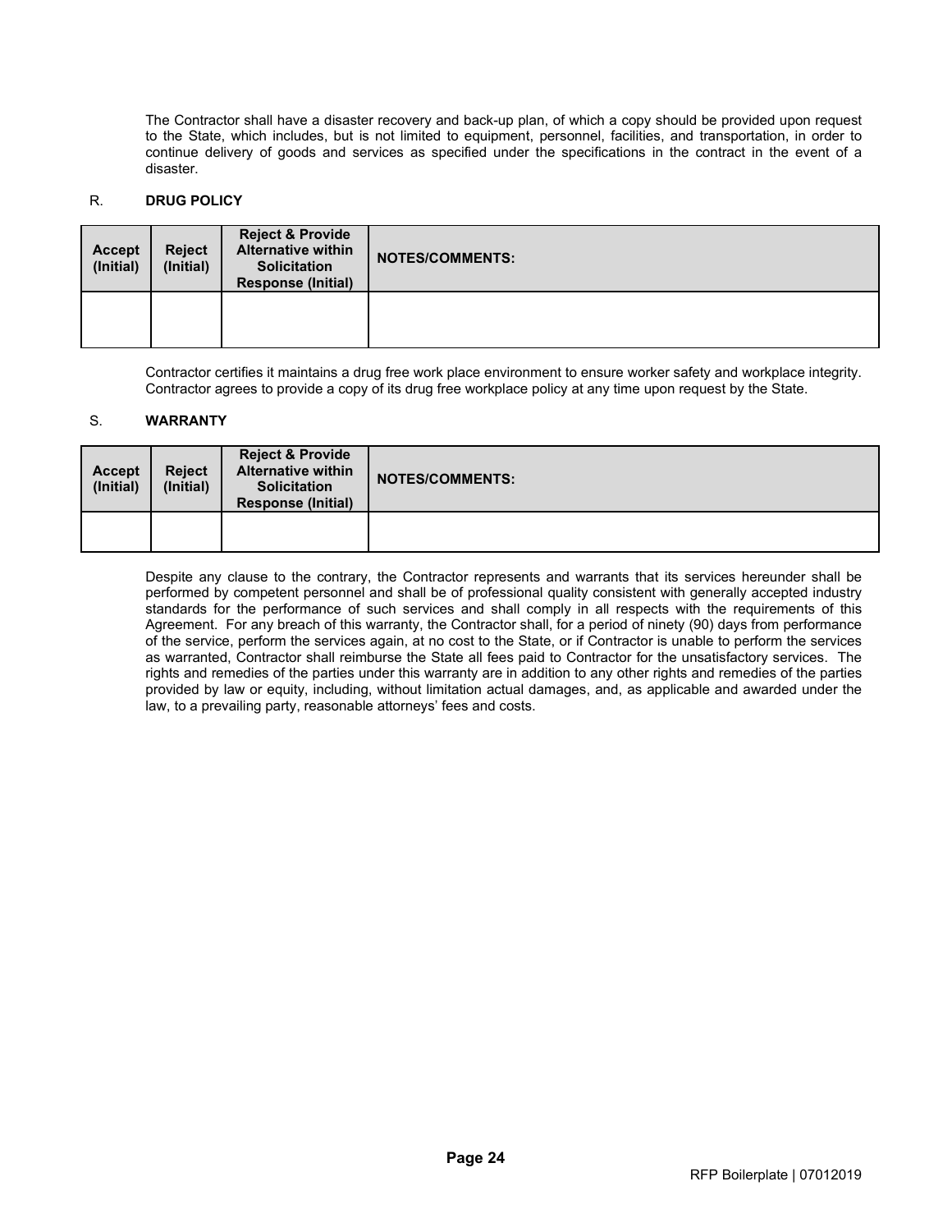The Contractor shall have a disaster recovery and back-up plan, of which a copy should be provided upon request to the State, which includes, but is not limited to equipment, personnel, facilities, and transportation, in order to continue delivery of goods and services as specified under the specifications in the contract in the event of a disaster.

## R. DRUG POLICY

| Accept (Initial) | Reject (Initial) | Reject & Provide Alternative within Solicitation Response (Initial) | NOTES/COMMENTS: |
|---|---|---|---|
| | | | |

Contractor certifies it maintains a drug free work place environment to ensure worker safety and workplace integrity. Contractor agrees to provide a copy of its drug free workplace policy at any time upon request by the State.

## S. WARRANTY

| Accept (Initial) | Reject (Initial) | Reject & Provide Alternative within Solicitation Response (Initial) | NOTES/COMMENTS: |
|---|---|---|---|
| | | | |

Despite any clause to the contrary, the Contractor represents and warrants that its services hereunder shall be performed by competent personnel and shall be of professional quality consistent with generally accepted industry standards for the performance of such services and shall comply in all respects with the requirements of this Agreement. For any breach of this warranty, the Contractor shall, for a period of ninety (90) days from performance of the service, perform the services again, at no cost to the State, or if Contractor is unable to perform the services as warranted, Contractor shall reimburse the State all fees paid to Contractor for the unsatisfactory services. The rights and remedies of the parties under this warranty are in addition to any other rights and remedies of the parties provided by law or equity, including, without limitation actual damages, and, as applicable and awarded under the law, to a prevailing party, reasonable attorneys' fees and costs.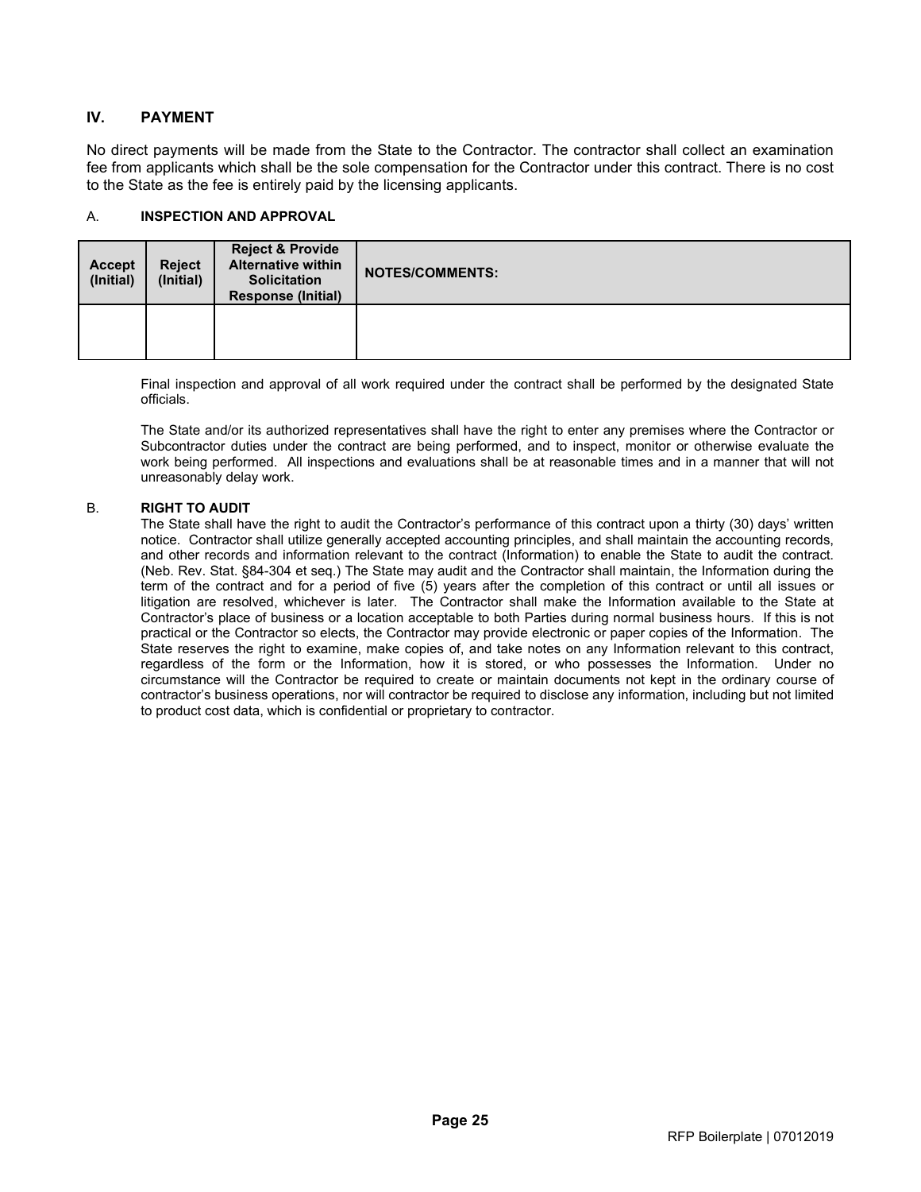## IV. PAYMENT

No direct payments will be made from the State to the Contractor. The contractor shall collect an examination fee from applicants which shall be the sole compensation for the Contractor under this contract. There is no cost to the State as the fee is entirely paid by the licensing applicants.

### A. INSPECTION AND APPROVAL

| Accept (Initial) | Reject (Initial) | Reject & Provide Alternative within Solicitation Response (Initial) | NOTES/COMMENTS: |
|---|---|---|---|
| | | | |

Final inspection and approval of all work required under the contract shall be performed by the designated State officials.

The State and/or its authorized representatives shall have the right to enter any premises where the Contractor or Subcontractor duties under the contract are being performed, and to inspect, monitor or otherwise evaluate the work being performed. All inspections and evaluations shall be at reasonable times and in a manner that will not unreasonably delay work.

### B. RIGHT TO AUDIT

The State shall have the right to audit the Contractor's performance of this contract upon a thirty (30) days' written notice. Contractor shall utilize generally accepted accounting principles, and shall maintain the accounting records, and other records and information relevant to the contract (Information) to enable the State to audit the contract. (Neb. Rev. Stat. §84-304 et seq.) The State may audit and the Contractor shall maintain, the Information during the term of the contract and for a period of five (5) years after the completion of this contract or until all issues or litigation are resolved, whichever is later. The Contractor shall make the Information available to the State at Contractor's place of business or a location acceptable to both Parties during normal business hours. If this is not practical or the Contractor so elects, the Contractor may provide electronic or paper copies of the Information. The State reserves the right to examine, make copies of, and take notes on any Information relevant to this contract, regardless of the form or the Information, how it is stored, or who possesses the Information. Under no circumstance will the Contractor be required to create or maintain documents not kept in the ordinary course of contractor's business operations, nor will contractor be required to disclose any information, including but not limited to product cost data, which is confidential or proprietary to contractor.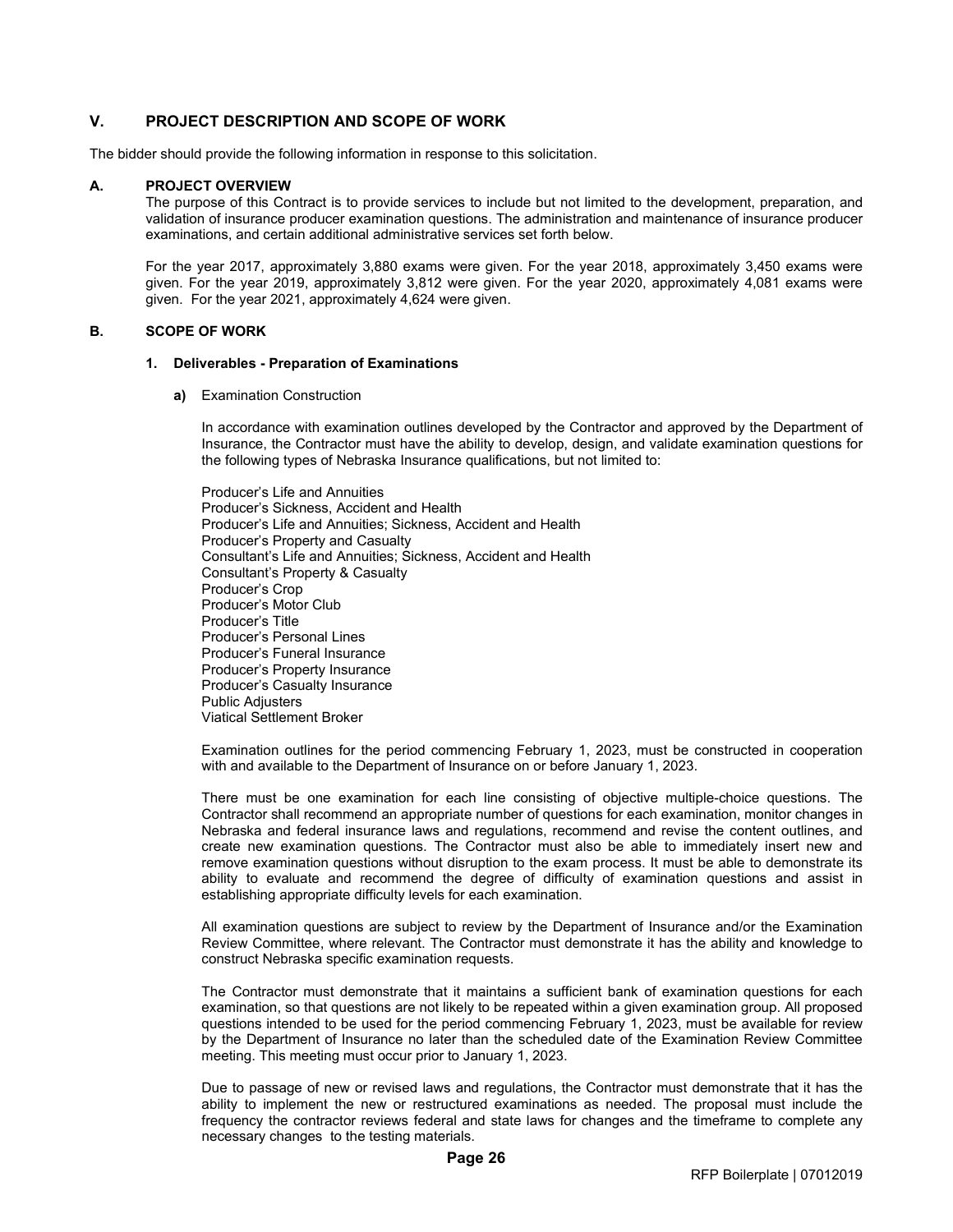## V. PROJECT DESCRIPTION AND SCOPE OF WORK

The bidder should provide the following information in response to this solicitation.

### A. PROJECT OVERVIEW

The purpose of this Contract is to provide services to include but not limited to the development, preparation, and validation of insurance producer examination questions. The administration and maintenance of insurance producer examinations, and certain additional administrative services set forth below.

For the year 2017, approximately 3,880 exams were given. For the year 2018, approximately 3,450 exams were given. For the year 2019, approximately 3,812 were given. For the year 2020, approximately 4,081 exams were given. For the year 2021, approximately 4,624 were given.

### B. SCOPE OF WORK

#### 1. Deliverables - Preparation of Examinations

**a)** Examination Construction

In accordance with examination outlines developed by the Contractor and approved by the Department of Insurance, the Contractor must have the ability to develop, design, and validate examination questions for the following types of Nebraska Insurance qualifications, but not limited to:

Producer's Life and Annuities
Producer's Sickness, Accident and Health
Producer's Life and Annuities; Sickness, Accident and Health
Producer's Property and Casualty
Consultant's Life and Annuities; Sickness, Accident and Health
Consultant's Property & Casualty
Producer's Crop
Producer's Motor Club
Producer's Title
Producer's Personal Lines
Producer's Funeral Insurance
Producer's Property Insurance
Producer's Casualty Insurance
Public Adjusters
Viatical Settlement Broker

Examination outlines for the period commencing February 1, 2023, must be constructed in cooperation with and available to the Department of Insurance on or before January 1, 2023.

There must be one examination for each line consisting of objective multiple-choice questions. The Contractor shall recommend an appropriate number of questions for each examination, monitor changes in Nebraska and federal insurance laws and regulations, recommend and revise the content outlines, and create new examination questions. The Contractor must also be able to immediately insert new and remove examination questions without disruption to the exam process. It must be able to demonstrate its ability to evaluate and recommend the degree of difficulty of examination questions and assist in establishing appropriate difficulty levels for each examination.

All examination questions are subject to review by the Department of Insurance and/or the Examination Review Committee, where relevant. The Contractor must demonstrate it has the ability and knowledge to construct Nebraska specific examination requests.

The Contractor must demonstrate that it maintains a sufficient bank of examination questions for each examination, so that questions are not likely to be repeated within a given examination group. All proposed questions intended to be used for the period commencing February 1, 2023, must be available for review by the Department of Insurance no later than the scheduled date of the Examination Review Committee meeting. This meeting must occur prior to January 1, 2023.

Due to passage of new or revised laws and regulations, the Contractor must demonstrate that it has the ability to implement the new or restructured examinations as needed. The proposal must include the frequency the contractor reviews federal and state laws for changes and the timeframe to complete any necessary changes to the testing materials.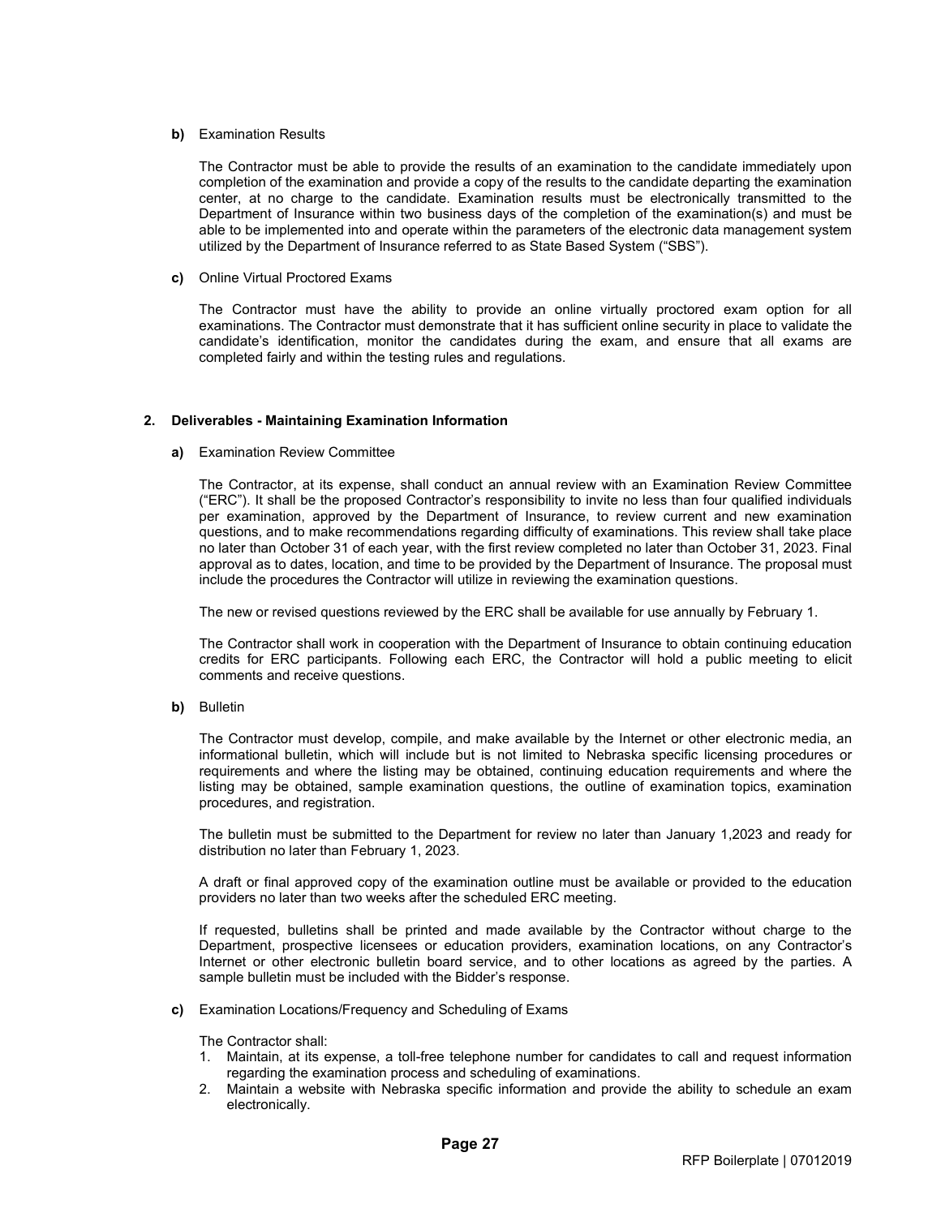**b)** Examination Results

The Contractor must be able to provide the results of an examination to the candidate immediately upon completion of the examination and provide a copy of the results to the candidate departing the examination center, at no charge to the candidate. Examination results must be electronically transmitted to the Department of Insurance within two business days of the completion of the examination(s) and must be able to be implemented into and operate within the parameters of the electronic data management system utilized by the Department of Insurance referred to as State Based System ("SBS").

**c)** Online Virtual Proctored Exams

The Contractor must have the ability to provide an online virtually proctored exam option for all examinations. The Contractor must demonstrate that it has sufficient online security in place to validate the candidate's identification, monitor the candidates during the exam, and ensure that all exams are completed fairly and within the testing rules and regulations.

**2. Deliverables - Maintaining Examination Information**

**a)** Examination Review Committee

The Contractor, at its expense, shall conduct an annual review with an Examination Review Committee ("ERC"). It shall be the proposed Contractor's responsibility to invite no less than four qualified individuals per examination, approved by the Department of Insurance, to review current and new examination questions, and to make recommendations regarding difficulty of examinations. This review shall take place no later than October 31 of each year, with the first review completed no later than October 31, 2023. Final approval as to dates, location, and time to be provided by the Department of Insurance. The proposal must include the procedures the Contractor will utilize in reviewing the examination questions.

The new or revised questions reviewed by the ERC shall be available for use annually by February 1.

The Contractor shall work in cooperation with the Department of Insurance to obtain continuing education credits for ERC participants. Following each ERC, the Contractor will hold a public meeting to elicit comments and receive questions.

**b)** Bulletin

The Contractor must develop, compile, and make available by the Internet or other electronic media, an informational bulletin, which will include but is not limited to Nebraska specific licensing procedures or requirements and where the listing may be obtained, continuing education requirements and where the listing may be obtained, sample examination questions, the outline of examination topics, examination procedures, and registration.

The bulletin must be submitted to the Department for review no later than January 1,2023 and ready for distribution no later than February 1, 2023.

A draft or final approved copy of the examination outline must be available or provided to the education providers no later than two weeks after the scheduled ERC meeting.

If requested, bulletins shall be printed and made available by the Contractor without charge to the Department, prospective licensees or education providers, examination locations, on any Contractor's Internet or other electronic bulletin board service, and to other locations as agreed by the parties. A sample bulletin must be included with the Bidder's response.

**c)** Examination Locations/Frequency and Scheduling of Exams

The Contractor shall:

1. Maintain, at its expense, a toll-free telephone number for candidates to call and request information regarding the examination process and scheduling of examinations.
2. Maintain a website with Nebraska specific information and provide the ability to schedule an exam electronically.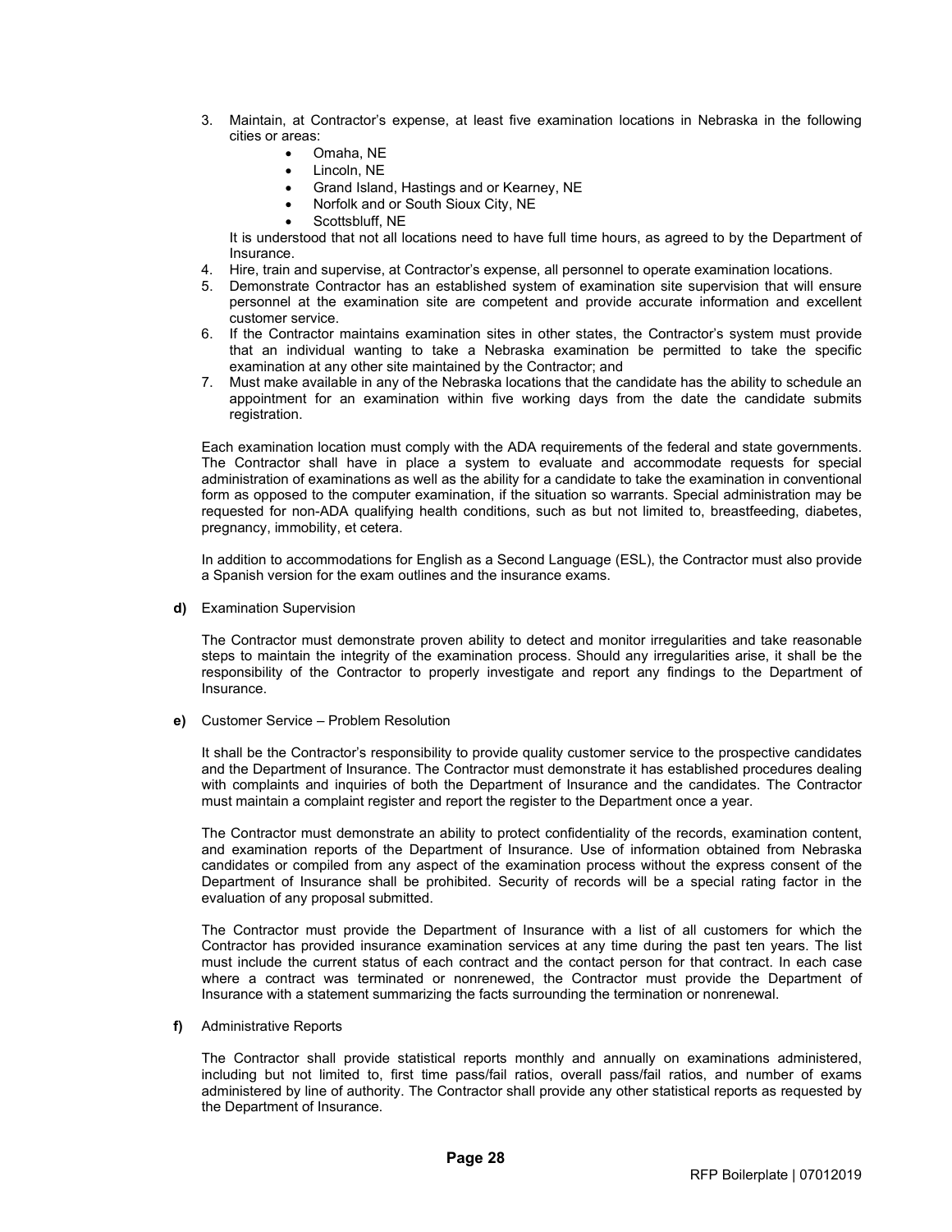3. Maintain, at Contractor's expense, at least five examination locations in Nebraska in the following cities or areas:
    - Omaha, NE
    - Lincoln, NE
    - Grand Island, Hastings and or Kearney, NE
    - Norfolk and or South Sioux City, NE
    - Scottsbluff, NE

   It is understood that not all locations need to have full time hours, as agreed to by the Department of Insurance.
4. Hire, train and supervise, at Contractor's expense, all personnel to operate examination locations.
5. Demonstrate Contractor has an established system of examination site supervision that will ensure personnel at the examination site are competent and provide accurate information and excellent customer service.
6. If the Contractor maintains examination sites in other states, the Contractor's system must provide that an individual wanting to take a Nebraska examination be permitted to take the specific examination at any other site maintained by the Contractor; and
7. Must make available in any of the Nebraska locations that the candidate has the ability to schedule an appointment for an examination within five working days from the date the candidate submits registration.

Each examination location must comply with the ADA requirements of the federal and state governments. The Contractor shall have in place a system to evaluate and accommodate requests for special administration of examinations as well as the ability for a candidate to take the examination in conventional form as opposed to the computer examination, if the situation so warrants. Special administration may be requested for non-ADA qualifying health conditions, such as but not limited to, breastfeeding, diabetes, pregnancy, immobility, et cetera.

In addition to accommodations for English as a Second Language (ESL), the Contractor must also provide a Spanish version for the exam outlines and the insurance exams.

**d)** Examination Supervision

The Contractor must demonstrate proven ability to detect and monitor irregularities and take reasonable steps to maintain the integrity of the examination process. Should any irregularities arise, it shall be the responsibility of the Contractor to properly investigate and report any findings to the Department of Insurance.

**e)** Customer Service – Problem Resolution

It shall be the Contractor's responsibility to provide quality customer service to the prospective candidates and the Department of Insurance. The Contractor must demonstrate it has established procedures dealing with complaints and inquiries of both the Department of Insurance and the candidates. The Contractor must maintain a complaint register and report the register to the Department once a year.

The Contractor must demonstrate an ability to protect confidentiality of the records, examination content, and examination reports of the Department of Insurance. Use of information obtained from Nebraska candidates or compiled from any aspect of the examination process without the express consent of the Department of Insurance shall be prohibited. Security of records will be a special rating factor in the evaluation of any proposal submitted.

The Contractor must provide the Department of Insurance with a list of all customers for which the Contractor has provided insurance examination services at any time during the past ten years. The list must include the current status of each contract and the contact person for that contract. In each case where a contract was terminated or nonrenewed, the Contractor must provide the Department of Insurance with a statement summarizing the facts surrounding the termination or nonrenewal.

**f)** Administrative Reports

The Contractor shall provide statistical reports monthly and annually on examinations administered, including but not limited to, first time pass/fail ratios, overall pass/fail ratios, and number of exams administered by line of authority. The Contractor shall provide any other statistical reports as requested by the Department of Insurance.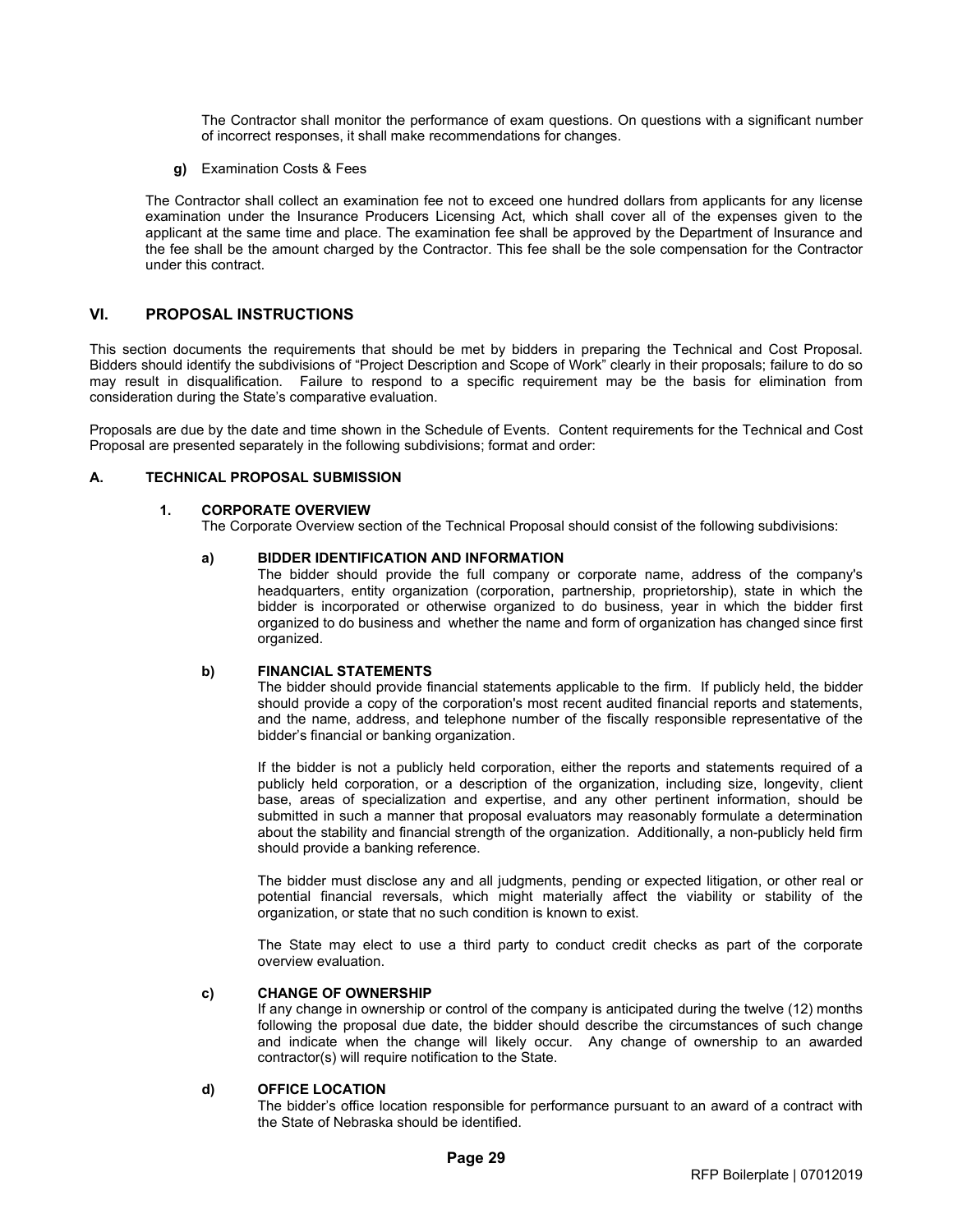The Contractor shall monitor the performance of exam questions. On questions with a significant number of incorrect responses, it shall make recommendations for changes.

**g)** Examination Costs & Fees

The Contractor shall collect an examination fee not to exceed one hundred dollars from applicants for any license examination under the Insurance Producers Licensing Act, which shall cover all of the expenses given to the applicant at the same time and place. The examination fee shall be approved by the Department of Insurance and the fee shall be the amount charged by the Contractor. This fee shall be the sole compensation for the Contractor under this contract.

## VI. PROPOSAL INSTRUCTIONS

This section documents the requirements that should be met by bidders in preparing the Technical and Cost Proposal. Bidders should identify the subdivisions of "Project Description and Scope of Work" clearly in their proposals; failure to do so may result in disqualification. Failure to respond to a specific requirement may be the basis for elimination from consideration during the State's comparative evaluation.

Proposals are due by the date and time shown in the Schedule of Events. Content requirements for the Technical and Cost Proposal are presented separately in the following subdivisions; format and order:

### A. TECHNICAL PROPOSAL SUBMISSION

#### 1. CORPORATE OVERVIEW

The Corporate Overview section of the Technical Proposal should consist of the following subdivisions:

**a) BIDDER IDENTIFICATION AND INFORMATION**

The bidder should provide the full company or corporate name, address of the company's headquarters, entity organization (corporation, partnership, proprietorship), state in which the bidder is incorporated or otherwise organized to do business, year in which the bidder first organized to do business and whether the name and form of organization has changed since first organized.

**b) FINANCIAL STATEMENTS**

The bidder should provide financial statements applicable to the firm. If publicly held, the bidder should provide a copy of the corporation's most recent audited financial reports and statements, and the name, address, and telephone number of the fiscally responsible representative of the bidder's financial or banking organization.

If the bidder is not a publicly held corporation, either the reports and statements required of a publicly held corporation, or a description of the organization, including size, longevity, client base, areas of specialization and expertise, and any other pertinent information, should be submitted in such a manner that proposal evaluators may reasonably formulate a determination about the stability and financial strength of the organization. Additionally, a non-publicly held firm should provide a banking reference.

The bidder must disclose any and all judgments, pending or expected litigation, or other real or potential financial reversals, which might materially affect the viability or stability of the organization, or state that no such condition is known to exist.

The State may elect to use a third party to conduct credit checks as part of the corporate overview evaluation.

**c) CHANGE OF OWNERSHIP**

If any change in ownership or control of the company is anticipated during the twelve (12) months following the proposal due date, the bidder should describe the circumstances of such change and indicate when the change will likely occur. Any change of ownership to an awarded contractor(s) will require notification to the State.

**d) OFFICE LOCATION**

The bidder's office location responsible for performance pursuant to an award of a contract with the State of Nebraska should be identified.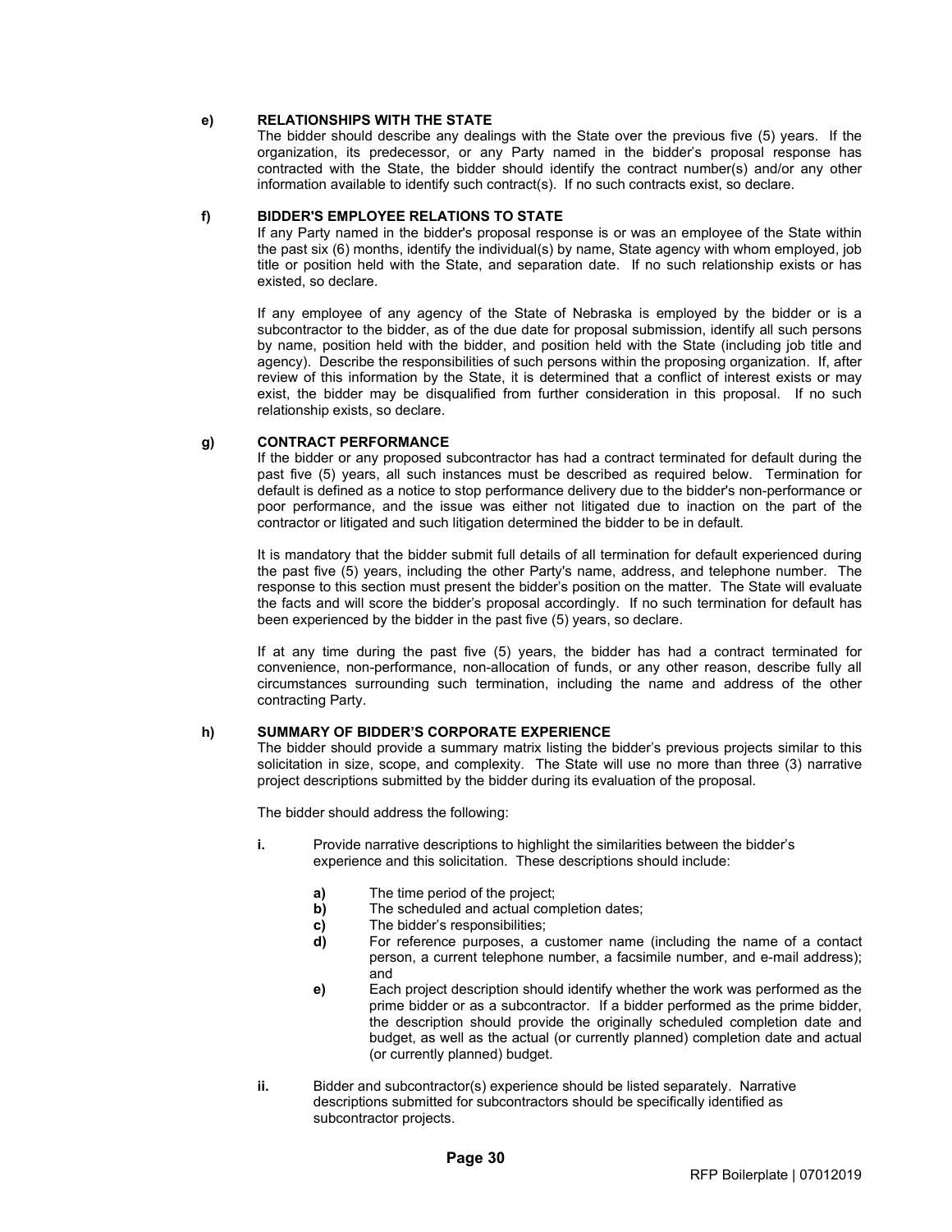**e) RELATIONSHIPS WITH THE STATE**

The bidder should describe any dealings with the State over the previous five (5) years. If the organization, its predecessor, or any Party named in the bidder's proposal response has contracted with the State, the bidder should identify the contract number(s) and/or any other information available to identify such contract(s). If no such contracts exist, so declare.

**f) BIDDER'S EMPLOYEE RELATIONS TO STATE**

If any Party named in the bidder's proposal response is or was an employee of the State within the past six (6) months, identify the individual(s) by name, State agency with whom employed, job title or position held with the State, and separation date. If no such relationship exists or has existed, so declare.

If any employee of any agency of the State of Nebraska is employed by the bidder or is a subcontractor to the bidder, as of the due date for proposal submission, identify all such persons by name, position held with the bidder, and position held with the State (including job title and agency). Describe the responsibilities of such persons within the proposing organization. If, after review of this information by the State, it is determined that a conflict of interest exists or may exist, the bidder may be disqualified from further consideration in this proposal. If no such relationship exists, so declare.

**g) CONTRACT PERFORMANCE**

If the bidder or any proposed subcontractor has had a contract terminated for default during the past five (5) years, all such instances must be described as required below. Termination for default is defined as a notice to stop performance delivery due to the bidder's non-performance or poor performance, and the issue was either not litigated due to inaction on the part of the contractor or litigated and such litigation determined the bidder to be in default.

It is mandatory that the bidder submit full details of all termination for default experienced during the past five (5) years, including the other Party's name, address, and telephone number. The response to this section must present the bidder's position on the matter. The State will evaluate the facts and will score the bidder's proposal accordingly. If no such termination for default has been experienced by the bidder in the past five (5) years, so declare.

If at any time during the past five (5) years, the bidder has had a contract terminated for convenience, non-performance, non-allocation of funds, or any other reason, describe fully all circumstances surrounding such termination, including the name and address of the other contracting Party.

**h) SUMMARY OF BIDDER'S CORPORATE EXPERIENCE**

The bidder should provide a summary matrix listing the bidder's previous projects similar to this solicitation in size, scope, and complexity. The State will use no more than three (3) narrative project descriptions submitted by the bidder during its evaluation of the proposal.

The bidder should address the following:

**i.** Provide narrative descriptions to highlight the similarities between the bidder's experience and this solicitation. These descriptions should include:

- **a)** The time period of the project;
- **b)** The scheduled and actual completion dates;
- **c)** The bidder's responsibilities;
- **d)** For reference purposes, a customer name (including the name of a contact person, a current telephone number, a facsimile number, and e-mail address); and
- **e)** Each project description should identify whether the work was performed as the prime bidder or as a subcontractor. If a bidder performed as the prime bidder, the description should provide the originally scheduled completion date and budget, as well as the actual (or currently planned) completion date and actual (or currently planned) budget.

**ii.** Bidder and subcontractor(s) experience should be listed separately. Narrative descriptions submitted for subcontractors should be specifically identified as subcontractor projects.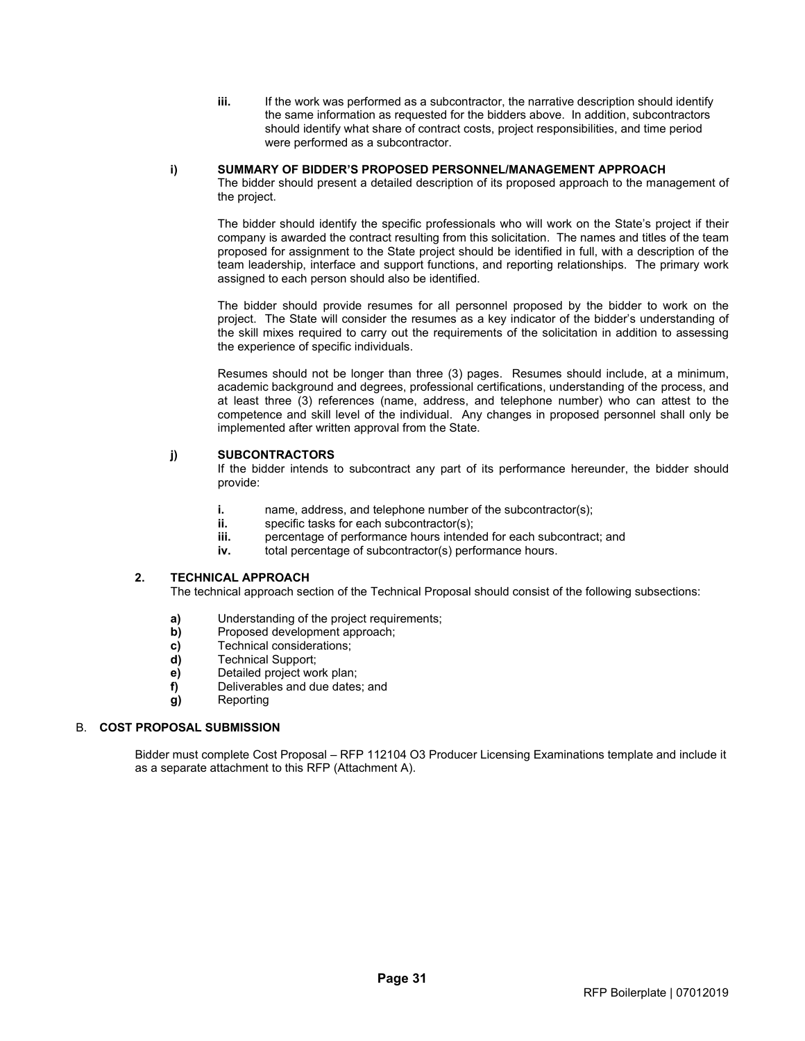**iii.** If the work was performed as a subcontractor, the narrative description should identify the same information as requested for the bidders above. In addition, subcontractors should identify what share of contract costs, project responsibilities, and time period were performed as a subcontractor.

#### i) SUMMARY OF BIDDER'S PROPOSED PERSONNEL/MANAGEMENT APPROACH

The bidder should present a detailed description of its proposed approach to the management of the project.

The bidder should identify the specific professionals who will work on the State's project if their company is awarded the contract resulting from this solicitation. The names and titles of the team proposed for assignment to the State project should be identified in full, with a description of the team leadership, interface and support functions, and reporting relationships. The primary work assigned to each person should also be identified.

The bidder should provide resumes for all personnel proposed by the bidder to work on the project. The State will consider the resumes as a key indicator of the bidder's understanding of the skill mixes required to carry out the requirements of the solicitation in addition to assessing the experience of specific individuals.

Resumes should not be longer than three (3) pages. Resumes should include, at a minimum, academic background and degrees, professional certifications, understanding of the process, and at least three (3) references (name, address, and telephone number) who can attest to the competence and skill level of the individual. Any changes in proposed personnel shall only be implemented after written approval from the State.

#### j) SUBCONTRACTORS

If the bidder intends to subcontract any part of its performance hereunder, the bidder should provide:

- **i.** name, address, and telephone number of the subcontractor(s);
- **ii.** specific tasks for each subcontractor(s);
- **iii.** percentage of performance hours intended for each subcontract; and
- **iv.** total percentage of subcontractor(s) performance hours.

### 2. TECHNICAL APPROACH

The technical approach section of the Technical Proposal should consist of the following subsections:

- **a)** Understanding of the project requirements;
- **b)** Proposed development approach;
- **c)** Technical considerations;
- **d)** Technical Support;
- **e)** Detailed project work plan;
- **f)** Deliverables and due dates; and
- **g)** Reporting

## B. COST PROPOSAL SUBMISSION

Bidder must complete Cost Proposal – RFP 112104 O3 Producer Licensing Examinations template and include it as a separate attachment to this RFP (Attachment A).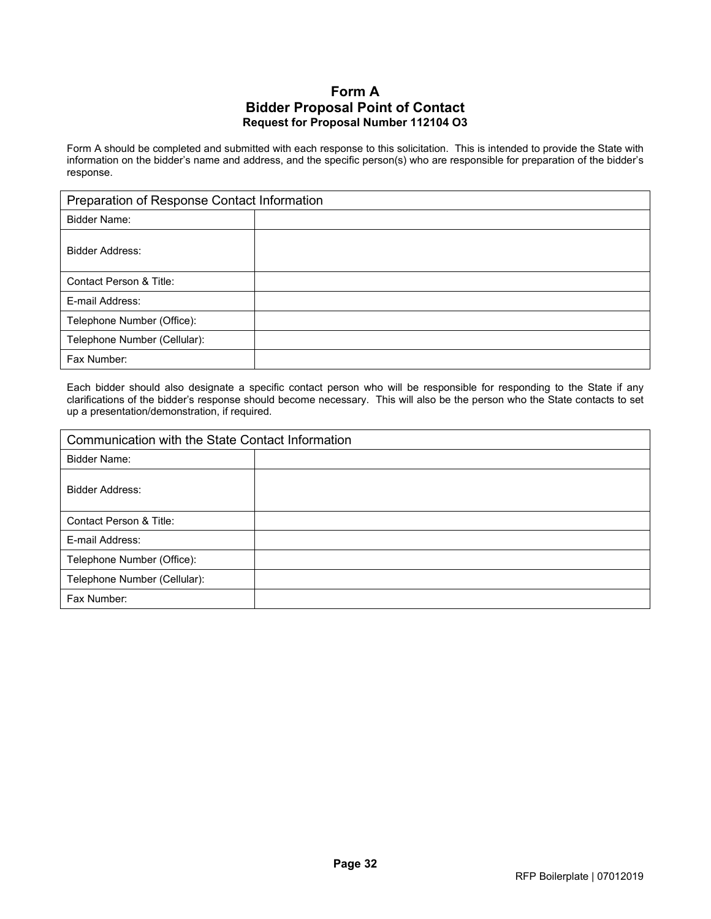# Form A
## Bidder Proposal Point of Contact
### Request for Proposal Number 112104 O3

Form A should be completed and submitted with each response to this solicitation. This is intended to provide the State with information on the bidder's name and address, and the specific person(s) who are responsible for preparation of the bidder's response.

| Preparation of Response Contact Information | |
|---|---|
| Bidder Name: | |
| Bidder Address: | |
| Contact Person & Title: | |
| E-mail Address: | |
| Telephone Number (Office): | |
| Telephone Number (Cellular): | |
| Fax Number: | |

Each bidder should also designate a specific contact person who will be responsible for responding to the State if any clarifications of the bidder's response should become necessary. This will also be the person who the State contacts to set up a presentation/demonstration, if required.

| Communication with the State Contact Information | |
|---|---|
| Bidder Name: | |
| Bidder Address: | |
| Contact Person & Title: | |
| E-mail Address: | |
| Telephone Number (Office): | |
| Telephone Number (Cellular): | |
| Fax Number: | |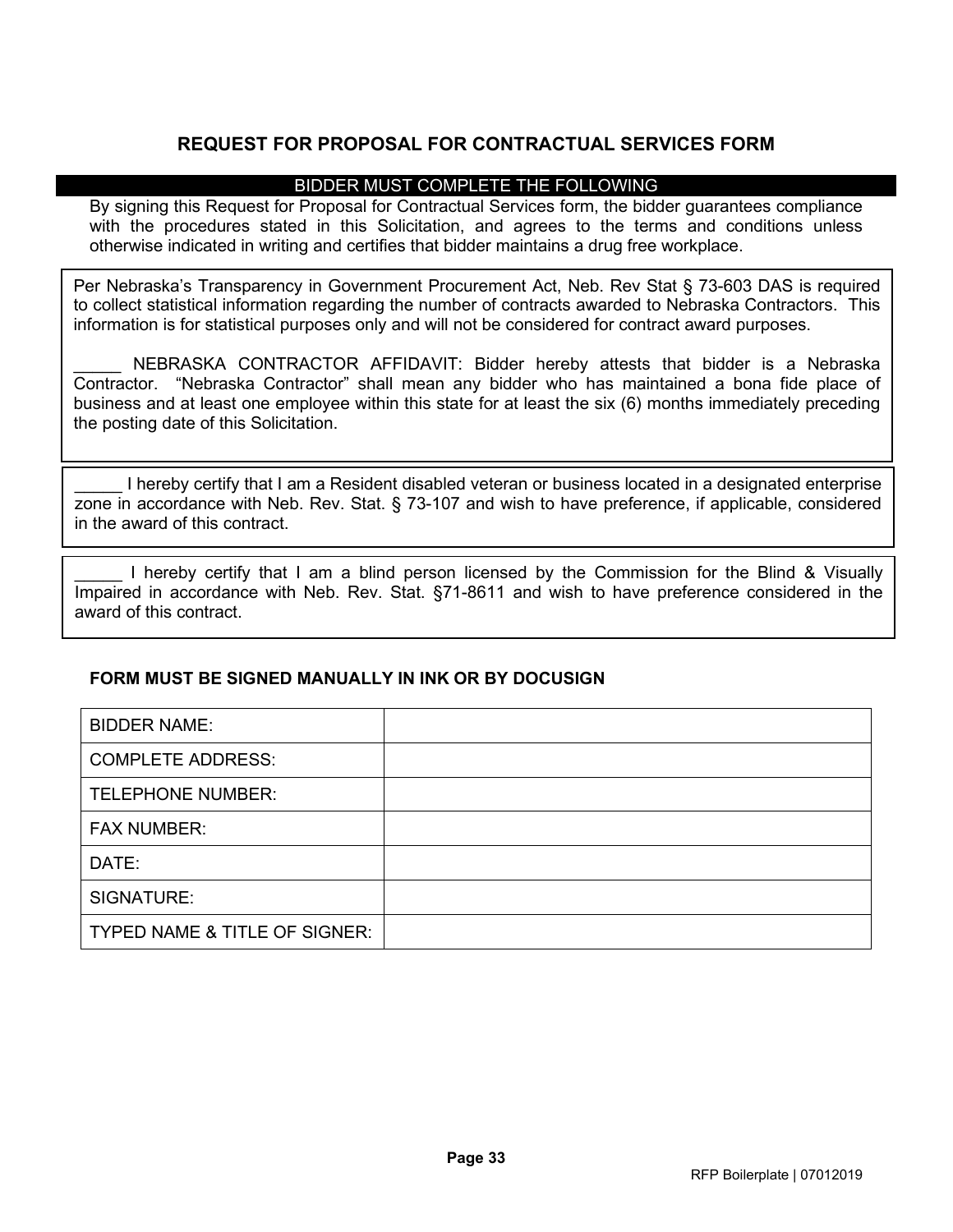## REQUEST FOR PROPOSAL FOR CONTRACTUAL SERVICES FORM

**BIDDER MUST COMPLETE THE FOLLOWING**

By signing this Request for Proposal for Contractual Services form, the bidder guarantees compliance with the procedures stated in this Solicitation, and agrees to the terms and conditions unless otherwise indicated in writing and certifies that bidder maintains a drug free workplace.

Per Nebraska's Transparency in Government Procurement Act, Neb. Rev Stat § 73-603 DAS is required to collect statistical information regarding the number of contracts awarded to Nebraska Contractors. This information is for statistical purposes only and will not be considered for contract award purposes.

_____ NEBRASKA CONTRACTOR AFFIDAVIT: Bidder hereby attests that bidder is a Nebraska Contractor. "Nebraska Contractor" shall mean any bidder who has maintained a bona fide place of business and at least one employee within this state for at least the six (6) months immediately preceding the posting date of this Solicitation.

_____ I hereby certify that I am a Resident disabled veteran or business located in a designated enterprise zone in accordance with Neb. Rev. Stat. § 73-107 and wish to have preference, if applicable, considered in the award of this contract.

_____ I hereby certify that I am a blind person licensed by the Commission for the Blind & Visually Impaired in accordance with Neb. Rev. Stat. §71-8611 and wish to have preference considered in the award of this contract.

**FORM MUST BE SIGNED MANUALLY IN INK OR BY DOCUSIGN**

| | |
|---|---|
| BIDDER NAME: | |
| COMPLETE ADDRESS: | |
| TELEPHONE NUMBER: | |
| FAX NUMBER: | |
| DATE: | |
| SIGNATURE: | |
| TYPED NAME & TITLE OF SIGNER: | |